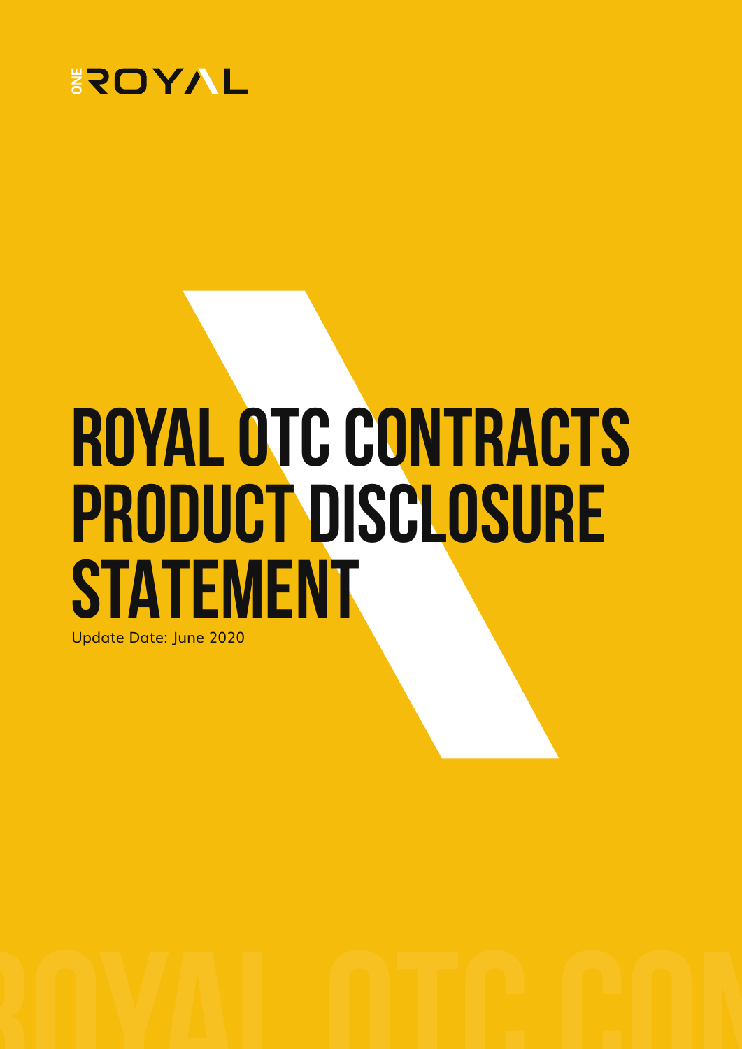ONE ROYAL

# ROYAL OTC CONTRACTS PRODUCT DISCLOSURE STATEMENT

Update Date: June 2020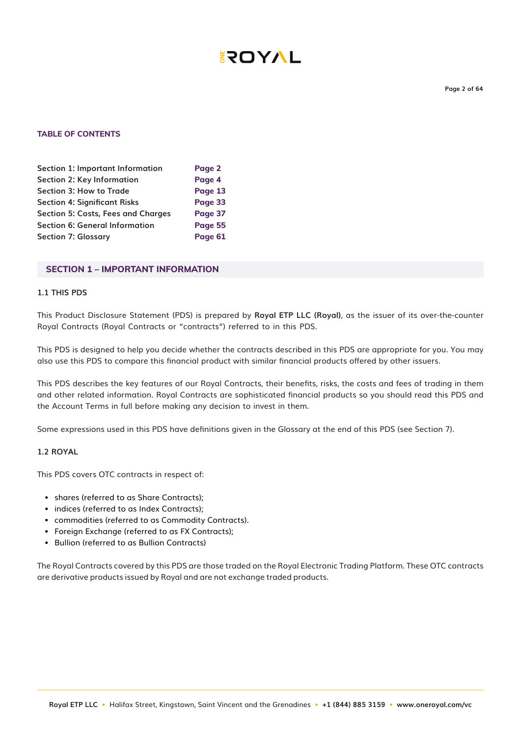**TABLE OF CONTENTS**

| | |
|---|---|
| Section 1: Important Information | Page 2 |
| Section 2: Key Information | Page 4 |
| Section 3: How to Trade | Page 13 |
| Section 4: Significant Risks | Page 33 |
| Section 5: Costs, Fees and Charges | Page 37 |
| Section 6: General Information | Page 55 |
| Section 7: Glossary | Page 61 |

## SECTION 1 – IMPORTANT INFORMATION

### 1.1 THIS PDS

This Product Disclosure Statement (PDS) is prepared by **Royal ETP LLC (Royal)**, as the issuer of its over-the-counter Royal Contracts (Royal Contracts or "contracts") referred to in this PDS.

This PDS is designed to help you decide whether the contracts described in this PDS are appropriate for you. You may also use this PDS to compare this financial product with similar financial products offered by other issuers.

This PDS describes the key features of our Royal Contracts, their benefits, risks, the costs and fees of trading in them and other related information. Royal Contracts are sophisticated financial products so you should read this PDS and the Account Terms in full before making any decision to invest in them.

Some expressions used in this PDS have definitions given in the Glossary at the end of this PDS (see Section 7).

### 1.2 ROYAL

This PDS covers OTC contracts in respect of:

- shares (referred to as Share Contracts);
- indices (referred to as Index Contracts);
- commodities (referred to as Commodity Contracts).
- Foreign Exchange (referred to as FX Contracts);
- Bullion (referred to as Bullion Contracts)

The Royal Contracts covered by this PDS are those traded on the Royal Electronic Trading Platform. These OTC contracts are derivative products issued by Royal and are not exchange traded products.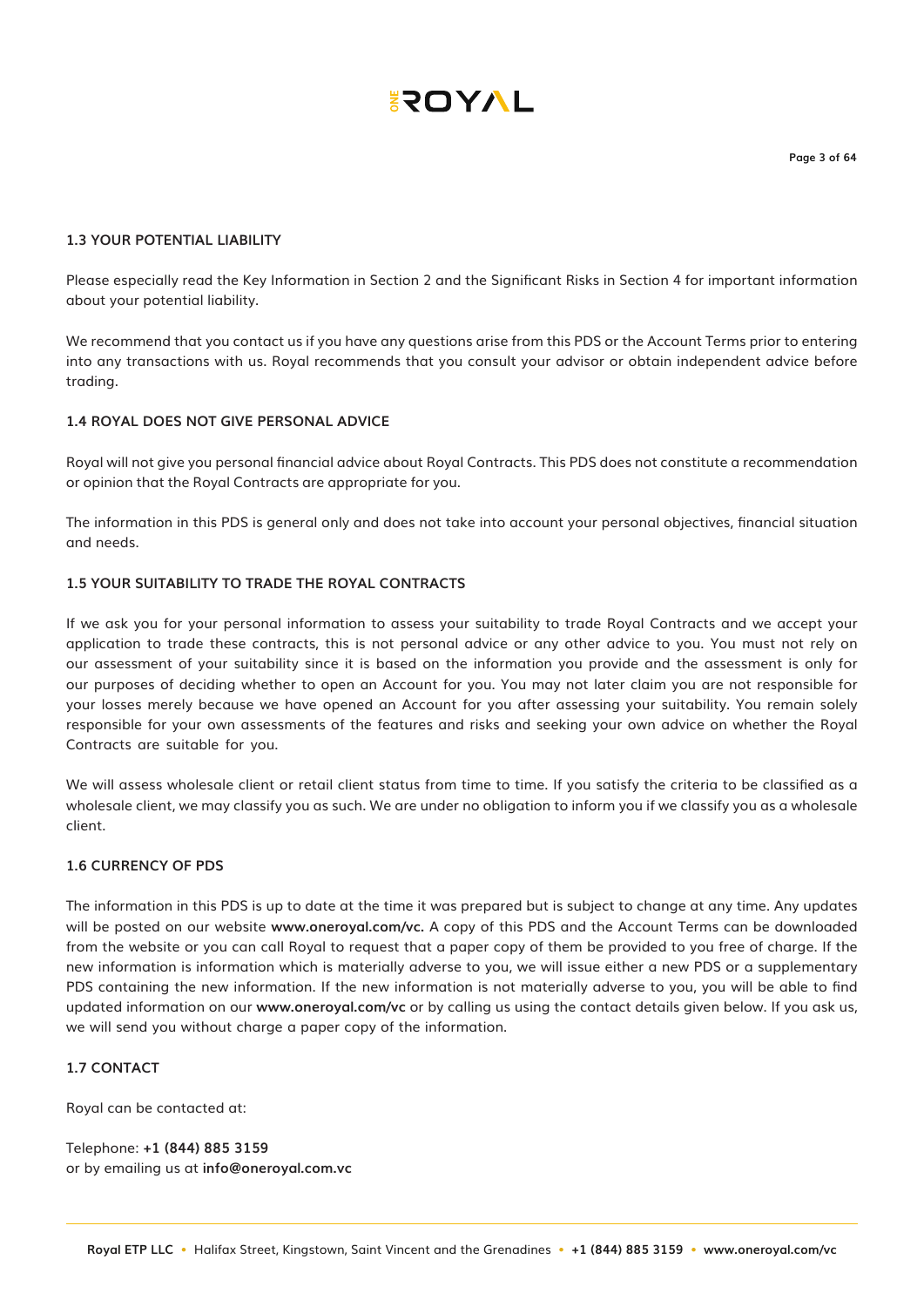### 1.3 YOUR POTENTIAL LIABILITY

Please especially read the Key Information in Section 2 and the Significant Risks in Section 4 for important information about your potential liability.

We recommend that you contact us if you have any questions arise from this PDS or the Account Terms prior to entering into any transactions with us. Royal recommends that you consult your advisor or obtain independent advice before trading.

### 1.4 ROYAL DOES NOT GIVE PERSONAL ADVICE

Royal will not give you personal financial advice about Royal Contracts. This PDS does not constitute a recommendation or opinion that the Royal Contracts are appropriate for you.

The information in this PDS is general only and does not take into account your personal objectives, financial situation and needs.

### 1.5 YOUR SUITABILITY TO TRADE THE ROYAL CONTRACTS

If we ask you for your personal information to assess your suitability to trade Royal Contracts and we accept your application to trade these contracts, this is not personal advice or any other advice to you. You must not rely on our assessment of your suitability since it is based on the information you provide and the assessment is only for our purposes of deciding whether to open an Account for you. You may not later claim you are not responsible for your losses merely because we have opened an Account for you after assessing your suitability. You remain solely responsible for your own assessments of the features and risks and seeking your own advice on whether the Royal Contracts are suitable for you.

We will assess wholesale client or retail client status from time to time. If you satisfy the criteria to be classified as a wholesale client, we may classify you as such. We are under no obligation to inform you if we classify you as a wholesale client.

### 1.6 CURRENCY OF PDS

The information in this PDS is up to date at the time it was prepared but is subject to change at any time. Any updates will be posted on our website **www.oneroyal.com/vc.** A copy of this PDS and the Account Terms can be downloaded from the website or you can call Royal to request that a paper copy of them be provided to you free of charge. If the new information is information which is materially adverse to you, we will issue either a new PDS or a supplementary PDS containing the new information. If the new information is not materially adverse to you, you will be able to find updated information on our **www.oneroyal.com/vc** or by calling us using the contact details given below. If you ask us, we will send you without charge a paper copy of the information.

### 1.7 CONTACT

Royal can be contacted at:

Telephone: **+1 (844) 885 3159**
or by emailing us at **info@oneroyal.com.vc**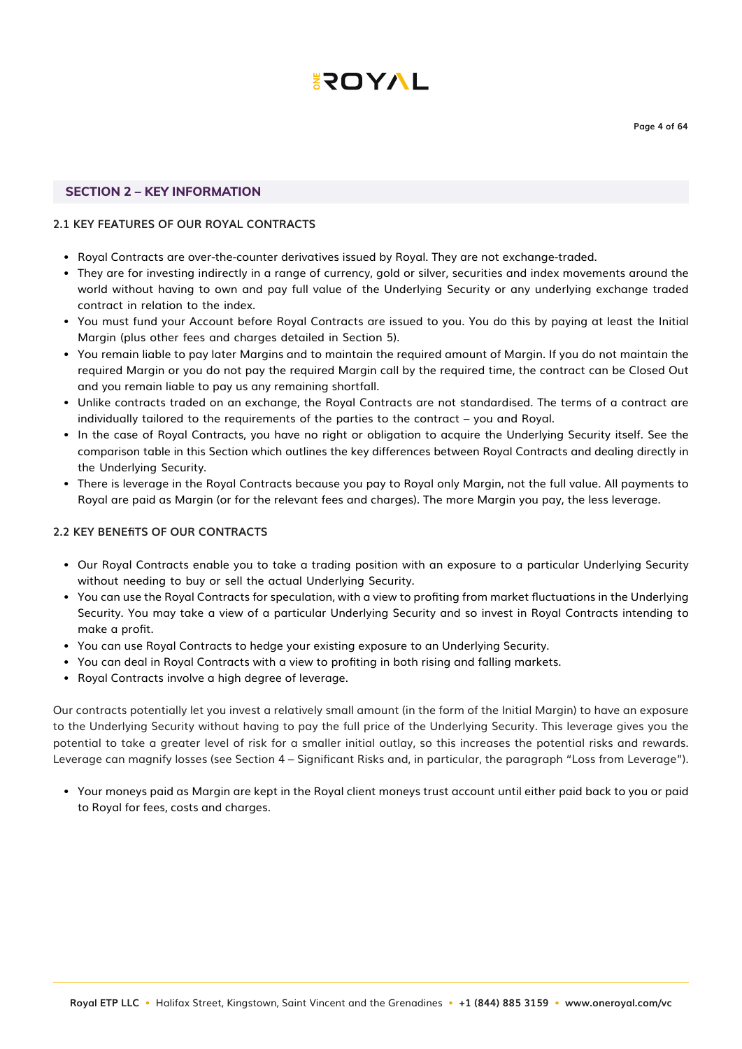## SECTION 2 – KEY INFORMATION

### 2.1 KEY FEATURES OF OUR ROYAL CONTRACTS

- Royal Contracts are over-the-counter derivatives issued by Royal. They are not exchange-traded.
- They are for investing indirectly in a range of currency, gold or silver, securities and index movements around the world without having to own and pay full value of the Underlying Security or any underlying exchange traded contract in relation to the index.
- You must fund your Account before Royal Contracts are issued to you. You do this by paying at least the Initial Margin (plus other fees and charges detailed in Section 5).
- You remain liable to pay later Margins and to maintain the required amount of Margin. If you do not maintain the required Margin or you do not pay the required Margin call by the required time, the contract can be Closed Out and you remain liable to pay us any remaining shortfall.
- Unlike contracts traded on an exchange, the Royal Contracts are not standardised. The terms of a contract are individually tailored to the requirements of the parties to the contract – you and Royal.
- In the case of Royal Contracts, you have no right or obligation to acquire the Underlying Security itself. See the comparison table in this Section which outlines the key differences between Royal Contracts and dealing directly in the Underlying Security.
- There is leverage in the Royal Contracts because you pay to Royal only Margin, not the full value. All payments to Royal are paid as Margin (or for the relevant fees and charges). The more Margin you pay, the less leverage.

### 2.2 KEY BENEfiTS OF OUR CONTRACTS

- Our Royal Contracts enable you to take a trading position with an exposure to a particular Underlying Security without needing to buy or sell the actual Underlying Security.
- You can use the Royal Contracts for speculation, with a view to profiting from market fluctuations in the Underlying Security. You may take a view of a particular Underlying Security and so invest in Royal Contracts intending to make a profit.
- You can use Royal Contracts to hedge your existing exposure to an Underlying Security.
- You can deal in Royal Contracts with a view to profiting in both rising and falling markets.
- Royal Contracts involve a high degree of leverage.

Our contracts potentially let you invest a relatively small amount (in the form of the Initial Margin) to have an exposure to the Underlying Security without having to pay the full price of the Underlying Security. This leverage gives you the potential to take a greater level of risk for a smaller initial outlay, so this increases the potential risks and rewards. Leverage can magnify losses (see Section 4 – Significant Risks and, in particular, the paragraph "Loss from Leverage").

- Your moneys paid as Margin are kept in the Royal client moneys trust account until either paid back to you or paid to Royal for fees, costs and charges.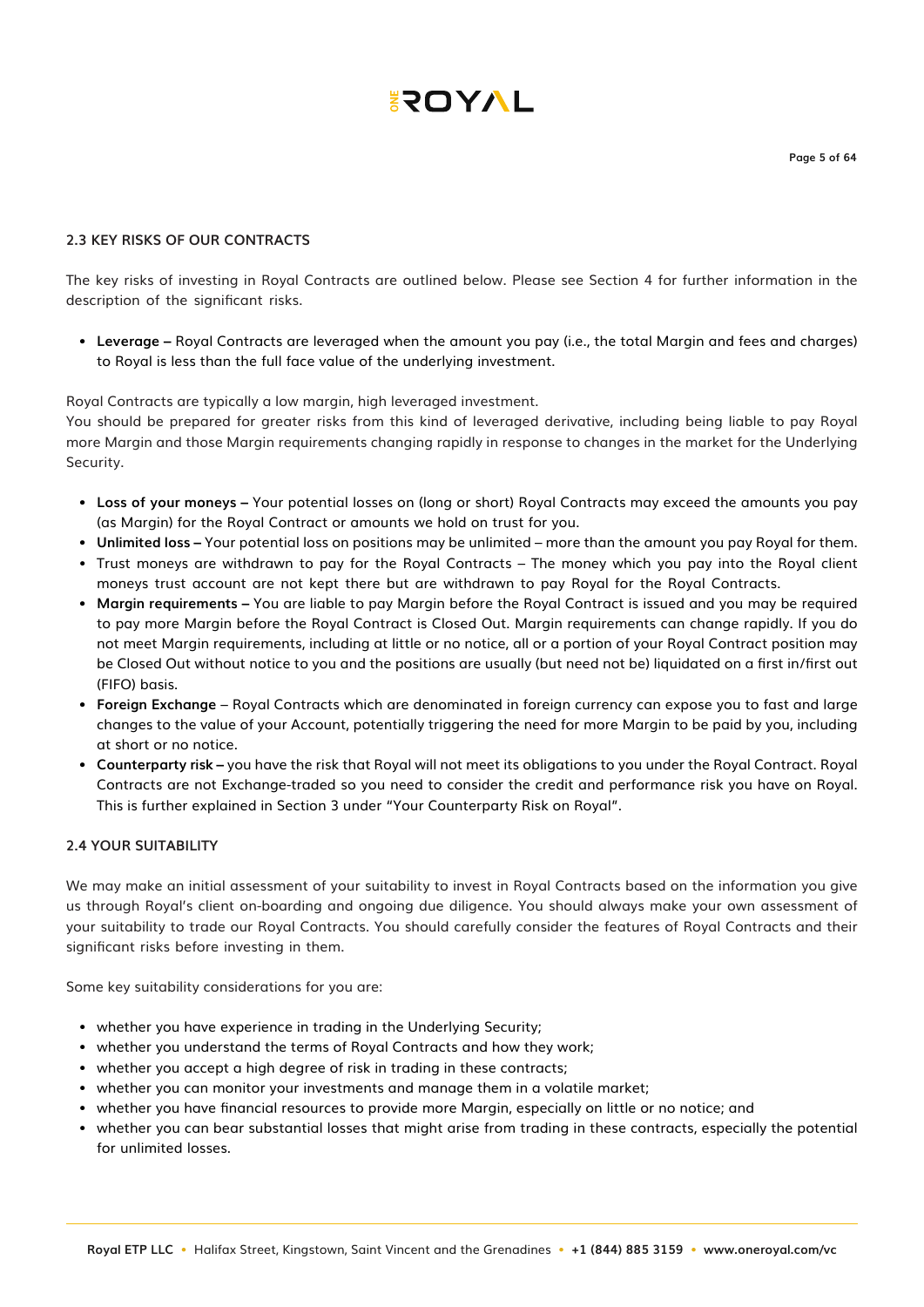## 2.3 KEY RISKS OF OUR CONTRACTS

The key risks of investing in Royal Contracts are outlined below. Please see Section 4 for further information in the description of the significant risks.

- **Leverage –** Royal Contracts are leveraged when the amount you pay (i.e., the total Margin and fees and charges) to Royal is less than the full face value of the underlying investment.

Royal Contracts are typically a low margin, high leveraged investment.
You should be prepared for greater risks from this kind of leveraged derivative, including being liable to pay Royal more Margin and those Margin requirements changing rapidly in response to changes in the market for the Underlying Security.

- **Loss of your moneys –** Your potential losses on (long or short) Royal Contracts may exceed the amounts you pay (as Margin) for the Royal Contract or amounts we hold on trust for you.
- **Unlimited loss –** Your potential loss on positions may be unlimited – more than the amount you pay Royal for them.
- Trust moneys are withdrawn to pay for the Royal Contracts – The money which you pay into the Royal client moneys trust account are not kept there but are withdrawn to pay Royal for the Royal Contracts.
- **Margin requirements –** You are liable to pay Margin before the Royal Contract is issued and you may be required to pay more Margin before the Royal Contract is Closed Out. Margin requirements can change rapidly. If you do not meet Margin requirements, including at little or no notice, all or a portion of your Royal Contract position may be Closed Out without notice to you and the positions are usually (but need not be) liquidated on a first in/first out (FIFO) basis.
- **Foreign Exchange** – Royal Contracts which are denominated in foreign currency can expose you to fast and large changes to the value of your Account, potentially triggering the need for more Margin to be paid by you, including at short or no notice.
- **Counterparty risk –** you have the risk that Royal will not meet its obligations to you under the Royal Contract. Royal Contracts are not Exchange-traded so you need to consider the credit and performance risk you have on Royal. This is further explained in Section 3 under "Your Counterparty Risk on Royal".

## 2.4 YOUR SUITABILITY

We may make an initial assessment of your suitability to invest in Royal Contracts based on the information you give us through Royal's client on-boarding and ongoing due diligence. You should always make your own assessment of your suitability to trade our Royal Contracts. You should carefully consider the features of Royal Contracts and their significant risks before investing in them.

Some key suitability considerations for you are:

- whether you have experience in trading in the Underlying Security;
- whether you understand the terms of Royal Contracts and how they work;
- whether you accept a high degree of risk in trading in these contracts;
- whether you can monitor your investments and manage them in a volatile market;
- whether you have financial resources to provide more Margin, especially on little or no notice; and
- whether you can bear substantial losses that might arise from trading in these contracts, especially the potential for unlimited losses.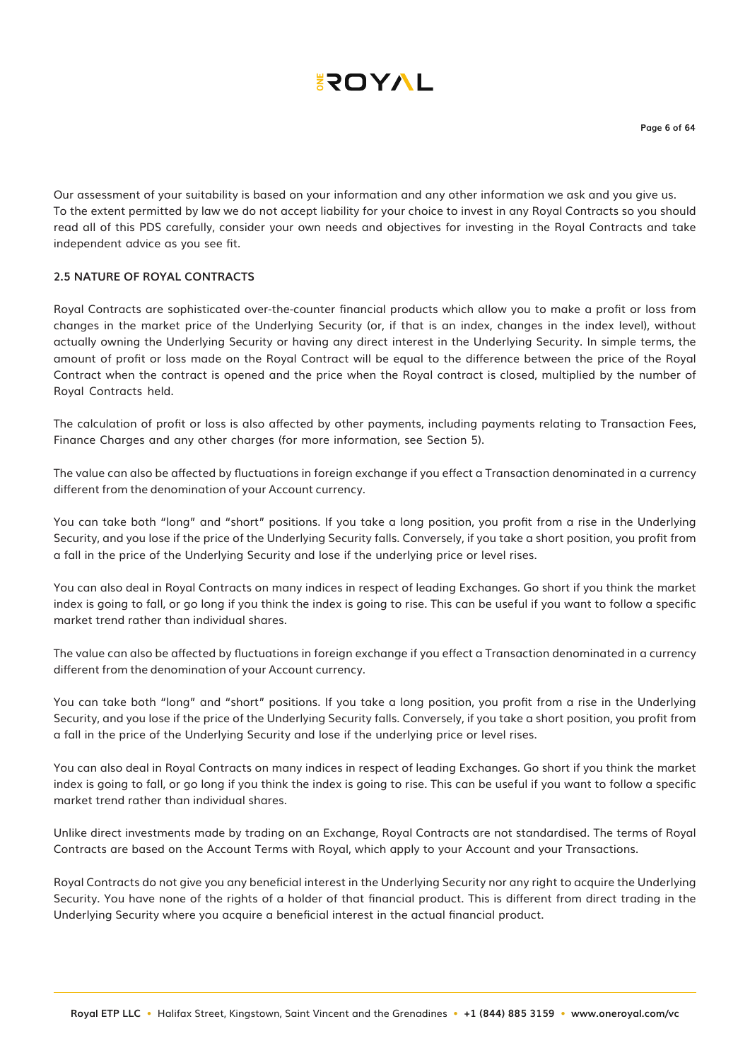Our assessment of your suitability is based on your information and any other information we ask and you give us. To the extent permitted by law we do not accept liability for your choice to invest in any Royal Contracts so you should read all of this PDS carefully, consider your own needs and objectives for investing in the Royal Contracts and take independent advice as you see fit.

## 2.5 NATURE OF ROYAL CONTRACTS

Royal Contracts are sophisticated over-the-counter financial products which allow you to make a profit or loss from changes in the market price of the Underlying Security (or, if that is an index, changes in the index level), without actually owning the Underlying Security or having any direct interest in the Underlying Security. In simple terms, the amount of profit or loss made on the Royal Contract will be equal to the difference between the price of the Royal Contract when the contract is opened and the price when the Royal contract is closed, multiplied by the number of Royal Contracts held.

The calculation of profit or loss is also affected by other payments, including payments relating to Transaction Fees, Finance Charges and any other charges (for more information, see Section 5).

The value can also be affected by fluctuations in foreign exchange if you effect a Transaction denominated in a currency different from the denomination of your Account currency.

You can take both "long" and "short" positions. If you take a long position, you profit from a rise in the Underlying Security, and you lose if the price of the Underlying Security falls. Conversely, if you take a short position, you profit from a fall in the price of the Underlying Security and lose if the underlying price or level rises.

You can also deal in Royal Contracts on many indices in respect of leading Exchanges. Go short if you think the market index is going to fall, or go long if you think the index is going to rise. This can be useful if you want to follow a specific market trend rather than individual shares.

The value can also be affected by fluctuations in foreign exchange if you effect a Transaction denominated in a currency different from the denomination of your Account currency.

You can take both "long" and "short" positions. If you take a long position, you profit from a rise in the Underlying Security, and you lose if the price of the Underlying Security falls. Conversely, if you take a short position, you profit from a fall in the price of the Underlying Security and lose if the underlying price or level rises.

You can also deal in Royal Contracts on many indices in respect of leading Exchanges. Go short if you think the market index is going to fall, or go long if you think the index is going to rise. This can be useful if you want to follow a specific market trend rather than individual shares.

Unlike direct investments made by trading on an Exchange, Royal Contracts are not standardised. The terms of Royal Contracts are based on the Account Terms with Royal, which apply to your Account and your Transactions.

Royal Contracts do not give you any beneficial interest in the Underlying Security nor any right to acquire the Underlying Security. You have none of the rights of a holder of that financial product. This is different from direct trading in the Underlying Security where you acquire a beneficial interest in the actual financial product.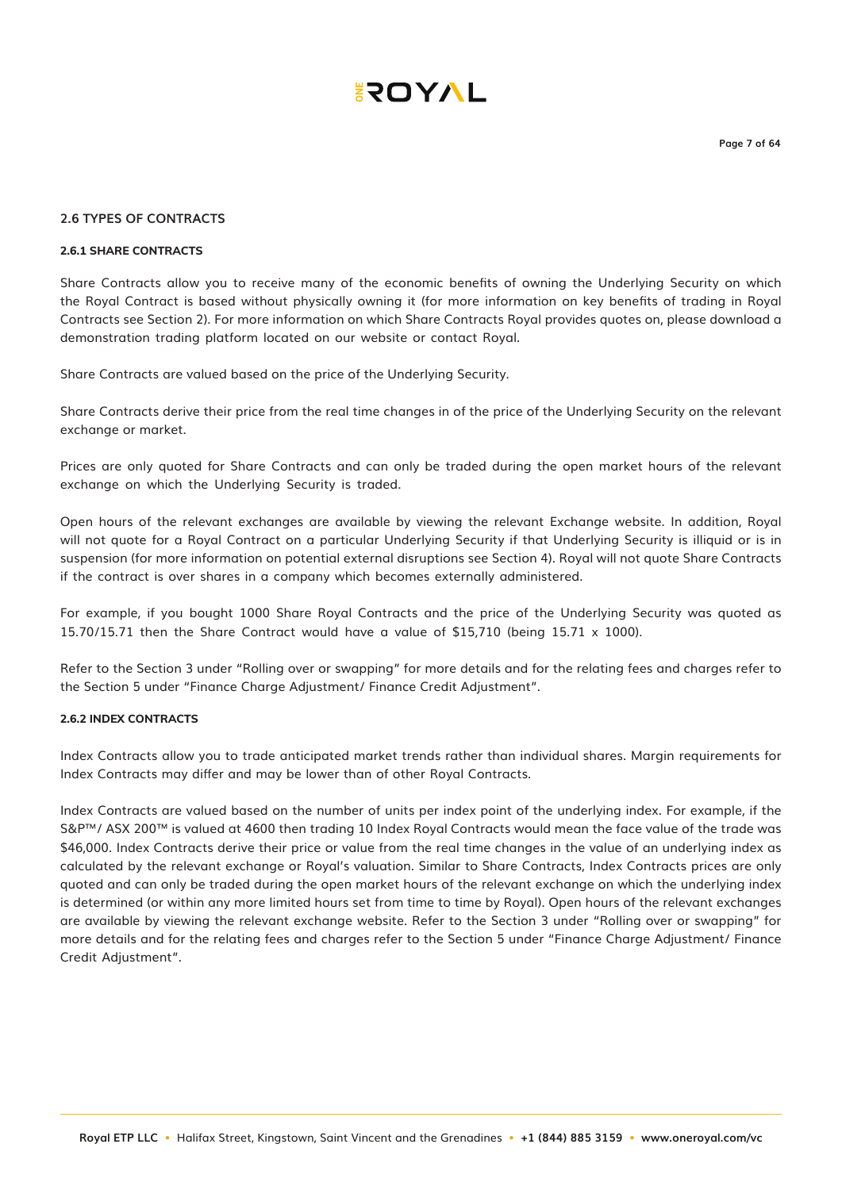## 2.6 TYPES OF CONTRACTS

### 2.6.1 SHARE CONTRACTS

Share Contracts allow you to receive many of the economic benefits of owning the Underlying Security on which the Royal Contract is based without physically owning it (for more information on key benefits of trading in Royal Contracts see Section 2). For more information on which Share Contracts Royal provides quotes on, please download a demonstration trading platform located on our website or contact Royal.

Share Contracts are valued based on the price of the Underlying Security.

Share Contracts derive their price from the real time changes in of the price of the Underlying Security on the relevant exchange or market.

Prices are only quoted for Share Contracts and can only be traded during the open market hours of the relevant exchange on which the Underlying Security is traded.

Open hours of the relevant exchanges are available by viewing the relevant Exchange website. In addition, Royal will not quote for a Royal Contract on a particular Underlying Security if that Underlying Security is illiquid or is in suspension (for more information on potential external disruptions see Section 4). Royal will not quote Share Contracts if the contract is over shares in a company which becomes externally administered.

For example, if you bought 1000 Share Royal Contracts and the price of the Underlying Security was quoted as 15.70/15.71 then the Share Contract would have a value of $15,710 (being 15.71 x 1000).

Refer to the Section 3 under "Rolling over or swapping" for more details and for the relating fees and charges refer to the Section 5 under "Finance Charge Adjustment/ Finance Credit Adjustment".

### 2.6.2 INDEX CONTRACTS

Index Contracts allow you to trade anticipated market trends rather than individual shares. Margin requirements for Index Contracts may differ and may be lower than of other Royal Contracts.

Index Contracts are valued based on the number of units per index point of the underlying index. For example, if the S&P™/ ASX 200™ is valued at 4600 then trading 10 Index Royal Contracts would mean the face value of the trade was $46,000. Index Contracts derive their price or value from the real time changes in the value of an underlying index as calculated by the relevant exchange or Royal's valuation. Similar to Share Contracts, Index Contracts prices are only quoted and can only be traded during the open market hours of the relevant exchange on which the underlying index is determined (or within any more limited hours set from time to time by Royal). Open hours of the relevant exchanges are available by viewing the relevant exchange website. Refer to the Section 3 under "Rolling over or swapping" for more details and for the relating fees and charges refer to the Section 5 under "Finance Charge Adjustment/ Finance Credit Adjustment".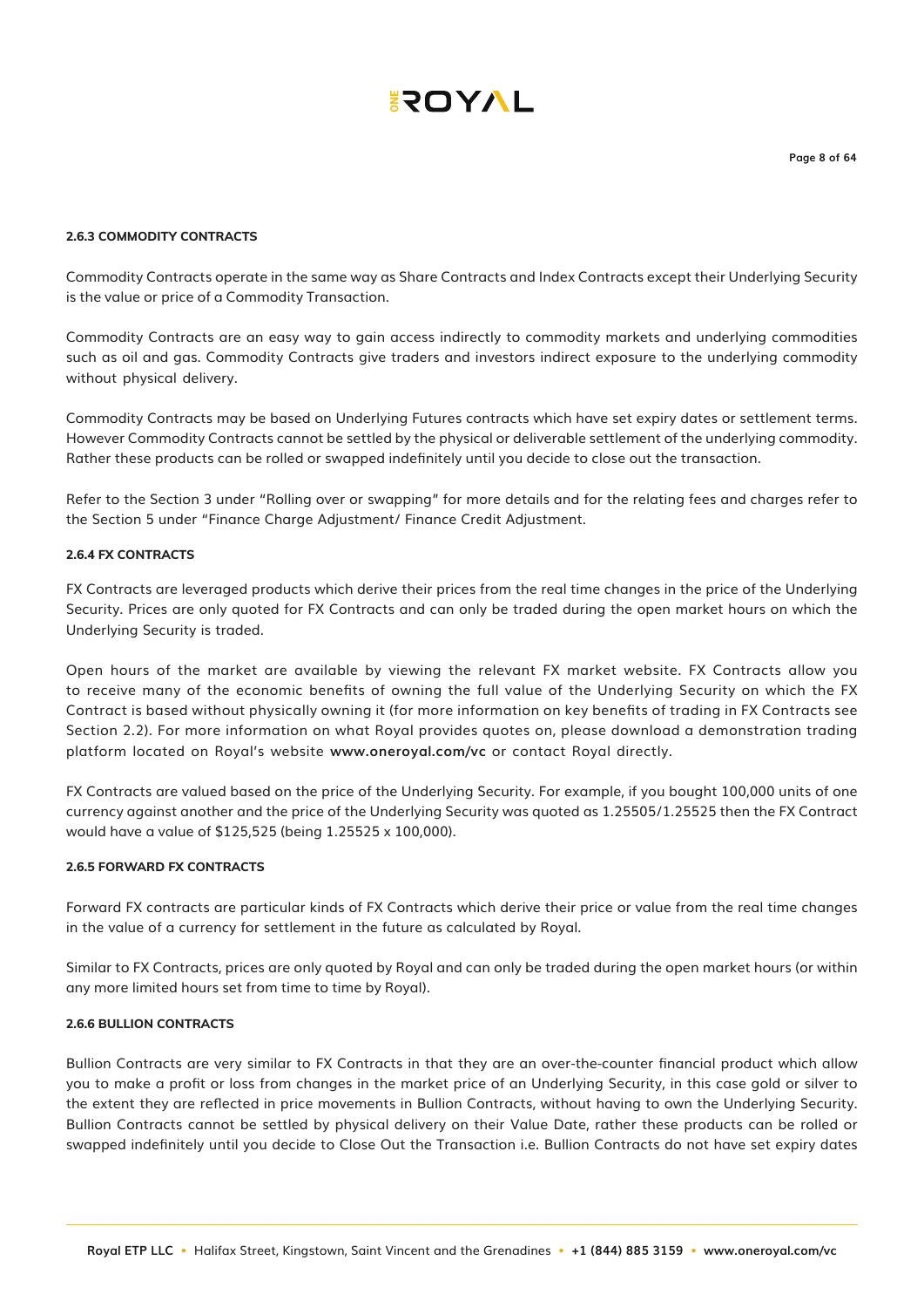#### 2.6.3 COMMODITY CONTRACTS

Commodity Contracts operate in the same way as Share Contracts and Index Contracts except their Underlying Security is the value or price of a Commodity Transaction.

Commodity Contracts are an easy way to gain access indirectly to commodity markets and underlying commodities such as oil and gas. Commodity Contracts give traders and investors indirect exposure to the underlying commodity without physical delivery.

Commodity Contracts may be based on Underlying Futures contracts which have set expiry dates or settlement terms. However Commodity Contracts cannot be settled by the physical or deliverable settlement of the underlying commodity. Rather these products can be rolled or swapped indefinitely until you decide to close out the transaction.

Refer to the Section 3 under "Rolling over or swapping" for more details and for the relating fees and charges refer to the Section 5 under "Finance Charge Adjustment/ Finance Credit Adjustment.

#### 2.6.4 FX CONTRACTS

FX Contracts are leveraged products which derive their prices from the real time changes in the price of the Underlying Security. Prices are only quoted for FX Contracts and can only be traded during the open market hours on which the Underlying Security is traded.

Open hours of the market are available by viewing the relevant FX market website. FX Contracts allow you to receive many of the economic benefits of owning the full value of the Underlying Security on which the FX Contract is based without physically owning it (for more information on key benefits of trading in FX Contracts see Section 2.2). For more information on what Royal provides quotes on, please download a demonstration trading platform located on Royal's website **www.oneroyal.com/vc** or contact Royal directly.

FX Contracts are valued based on the price of the Underlying Security. For example, if you bought 100,000 units of one currency against another and the price of the Underlying Security was quoted as 1.25505/1.25525 then the FX Contract would have a value of $125,525 (being 1.25525 x 100,000).

#### 2.6.5 FORWARD FX CONTRACTS

Forward FX contracts are particular kinds of FX Contracts which derive their price or value from the real time changes in the value of a currency for settlement in the future as calculated by Royal.

Similar to FX Contracts, prices are only quoted by Royal and can only be traded during the open market hours (or within any more limited hours set from time to time by Royal).

#### 2.6.6 BULLION CONTRACTS

Bullion Contracts are very similar to FX Contracts in that they are an over-the-counter financial product which allow you to make a profit or loss from changes in the market price of an Underlying Security, in this case gold or silver to the extent they are reflected in price movements in Bullion Contracts, without having to own the Underlying Security. Bullion Contracts cannot be settled by physical delivery on their Value Date, rather these products can be rolled or swapped indefinitely until you decide to Close Out the Transaction i.e. Bullion Contracts do not have set expiry dates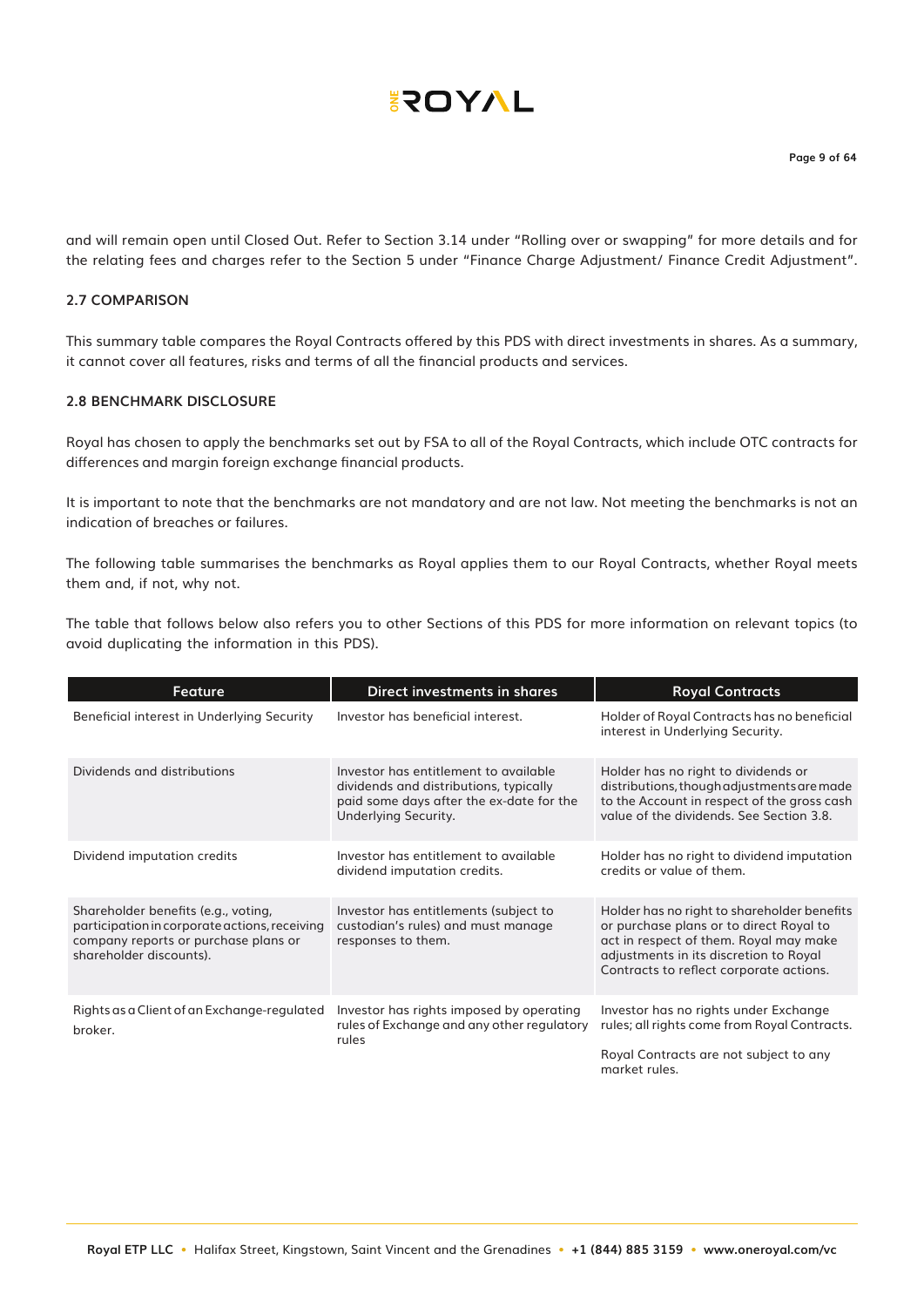and will remain open until Closed Out. Refer to Section 3.14 under "Rolling over or swapping" for more details and for the relating fees and charges refer to the Section 5 under "Finance Charge Adjustment/ Finance Credit Adjustment".

### 2.7 COMPARISON

This summary table compares the Royal Contracts offered by this PDS with direct investments in shares. As a summary, it cannot cover all features, risks and terms of all the financial products and services.

### 2.8 BENCHMARK DISCLOSURE

Royal has chosen to apply the benchmarks set out by FSA to all of the Royal Contracts, which include OTC contracts for differences and margin foreign exchange financial products.

It is important to note that the benchmarks are not mandatory and are not law. Not meeting the benchmarks is not an indication of breaches or failures.

The following table summarises the benchmarks as Royal applies them to our Royal Contracts, whether Royal meets them and, if not, why not.

The table that follows below also refers you to other Sections of this PDS for more information on relevant topics (to avoid duplicating the information in this PDS).

| Feature | Direct investments in shares | Royal Contracts |
|---|---|---|
| Beneficial interest in Underlying Security | Investor has beneficial interest. | Holder of Royal Contracts has no beneficial interest in Underlying Security. |
| Dividends and distributions | Investor has entitlement to available dividends and distributions, typically paid some days after the ex-date for the Underlying Security. | Holder has no right to dividends or distributions, though adjustments are made to the Account in respect of the gross cash value of the dividends. See Section 3.8. |
| Dividend imputation credits | Investor has entitlement to available dividend imputation credits. | Holder has no right to dividend imputation credits or value of them. |
| Shareholder benefits (e.g., voting, participation in corporate actions, receiving company reports or purchase plans or shareholder discounts). | Investor has entitlements (subject to custodian's rules) and must manage responses to them. | Holder has no right to shareholder benefits or purchase plans or to direct Royal to act in respect of them. Royal may make adjustments in its discretion to Royal Contracts to reflect corporate actions. |
| Rights as a Client of an Exchange-regulated broker. | Investor has rights imposed by operating rules of Exchange and any other regulatory rules | Investor has no rights under Exchange rules; all rights come from Royal Contracts.<br><br>Royal Contracts are not subject to any market rules. |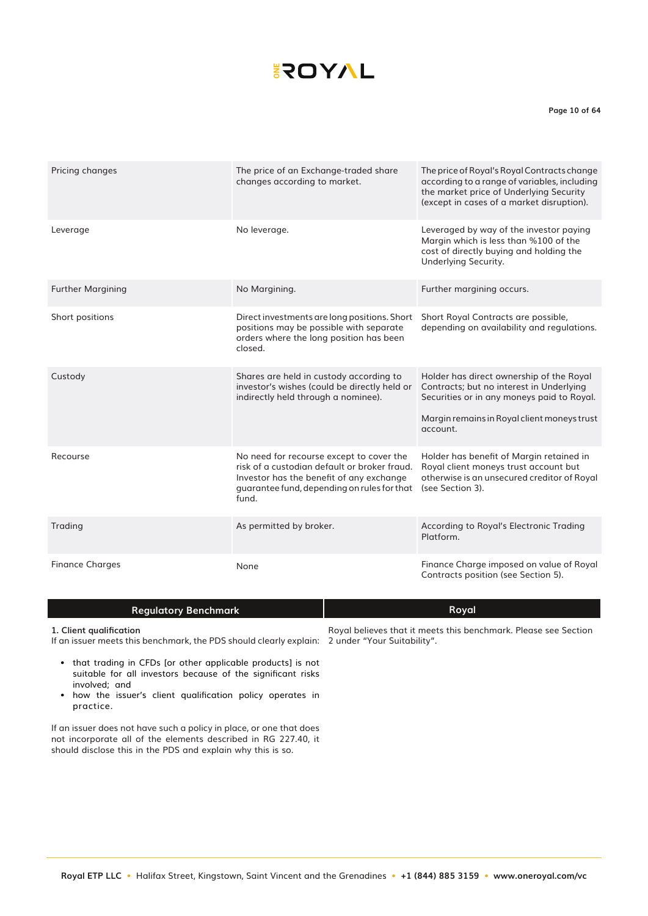| | | |
|---|---|---|
| Pricing changes | The price of an Exchange-traded share changes according to market. | The price of Royal's Royal Contracts change according to a range of variables, including the market price of Underlying Security (except in cases of a market disruption). |
| Leverage | No leverage. | Leveraged by way of the investor paying Margin which is less than %100 of the cost of directly buying and holding the Underlying Security. |
| Further Margining | No Margining. | Further margining occurs. |
| Short positions | Direct investments are long positions. Short positions may be possible with separate orders where the long position has been closed. | Short Royal Contracts are possible, depending on availability and regulations. |
| Custody | Shares are held in custody according to investor's wishes (could be directly held or indirectly held through a nominee). | Holder has direct ownership of the Royal Contracts; but no interest in Underlying Securities or in any moneys paid to Royal.<br><br>Margin remains in Royal client moneys trust account. |
| Recourse | No need for recourse except to cover the risk of a custodian default or broker fraud. Investor has the benefit of any exchange guarantee fund, depending on rules for that fund. | Holder has benefit of Margin retained in Royal client moneys trust account but otherwise is an unsecured creditor of Royal (see Section 3). |
| Trading | As permitted by broker. | According to Royal's Electronic Trading Platform. |
| Finance Charges | None | Finance Charge imposed on value of Royal Contracts position (see Section 5). |

| Regulatory Benchmark | Royal |
|---|---|
| **1. Client qualification**<br>If an issuer meets this benchmark, the PDS should clearly explain:<br>• that trading in CFDs [or other applicable products] is not suitable for all investors because of the significant risks involved; and<br>• how the issuer's client qualification policy operates in practice.<br><br>If an issuer does not have such a policy in place, or one that does not incorporate all of the elements described in RG 227.40, it should disclose this in the PDS and explain why this is so. | Royal believes that it meets this benchmark. Please see Section 2 under "Your Suitability". |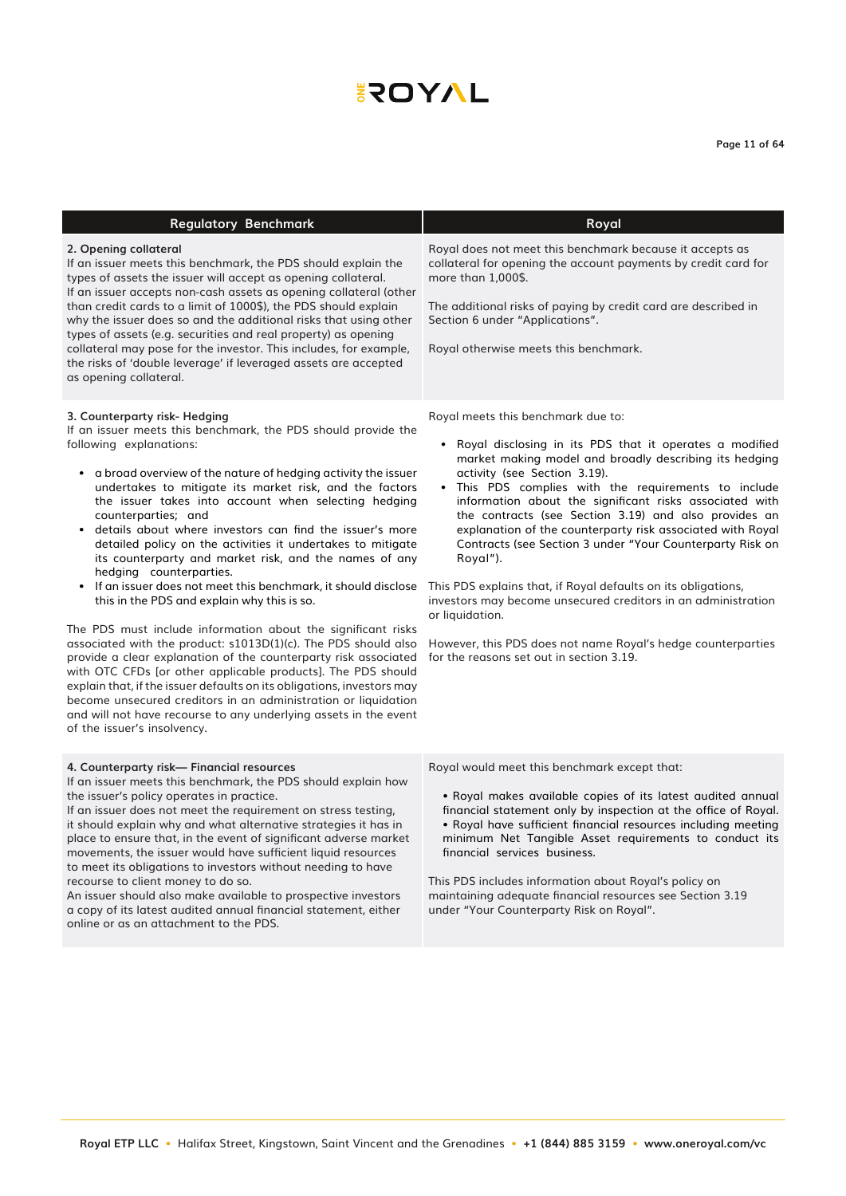| Regulatory Benchmark | Royal |
|---|---|
| **2. Opening collateral**<br>If an issuer meets this benchmark, the PDS should explain the types of assets the issuer will accept as opening collateral.<br>If an issuer accepts non-cash assets as opening collateral (other than credit cards to a limit of 1000$), the PDS should explain why the issuer does so and the additional risks that using other types of assets (e.g. securities and real property) as opening collateral may pose for the investor. This includes, for example, the risks of 'double leverage' if leveraged assets are accepted as opening collateral. | Royal does not meet this benchmark because it accepts as collateral for opening the account payments by credit card for more than 1,000$.<br><br>The additional risks of paying by credit card are described in Section 6 under "Applications".<br><br>Royal otherwise meets this benchmark. |
| **3. Counterparty risk- Hedging**<br>If an issuer meets this benchmark, the PDS should provide the following explanations:<br><br>• a broad overview of the nature of hedging activity the issuer undertakes to mitigate its market risk, and the factors the issuer takes into account when selecting hedging counterparties; and<br>• details about where investors can find the issuer's more detailed policy on the activities it undertakes to mitigate its counterparty and market risk, and the names of any hedging counterparties.<br>• If an issuer does not meet this benchmark, it should disclose this in the PDS and explain why this is so.<br><br>The PDS must include information about the significant risks associated with the product: s1013D(1)(c). The PDS should also provide a clear explanation of the counterparty risk associated with OTC CFDs [or other applicable products]. The PDS should explain that, if the issuer defaults on its obligations, investors may become unsecured creditors in an administration or liquidation and will not have recourse to any underlying assets in the event of the issuer's insolvency. | Royal meets this benchmark due to:<br><br>• Royal disclosing in its PDS that it operates a modified market making model and broadly describing its hedging activity (see Section 3.19).<br>• This PDS complies with the requirements to include information about the significant risks associated with the contracts (see Section 3.19) and also provides an explanation of the counterparty risk associated with Royal Contracts (see Section 3 under "Your Counterparty Risk on Royal").<br><br>This PDS explains that, if Royal defaults on its obligations, investors may become unsecured creditors in an administration or liquidation.<br><br>However, this PDS does not name Royal's hedge counterparties for the reasons set out in section 3.19. |
| **4. Counterparty risk— Financial resources**<br>If an issuer meets this benchmark, the PDS should explain how the issuer's policy operates in practice.<br>If an issuer does not meet the requirement on stress testing, it should explain why and what alternative strategies it has in place to ensure that, in the event of significant adverse market movements, the issuer would have sufficient liquid resources to meet its obligations to investors without needing to have recourse to client money to do so.<br>An issuer should also make available to prospective investors a copy of its latest audited annual financial statement, either online or as an attachment to the PDS. | Royal would meet this benchmark except that:<br><br>• Royal makes available copies of its latest audited annual financial statement only by inspection at the office of Royal.<br>• Royal have sufficient financial resources including meeting minimum Net Tangible Asset requirements to conduct its financial services business.<br><br>This PDS includes information about Royal's policy on maintaining adequate financial resources see Section 3.19 under "Your Counterparty Risk on Royal". |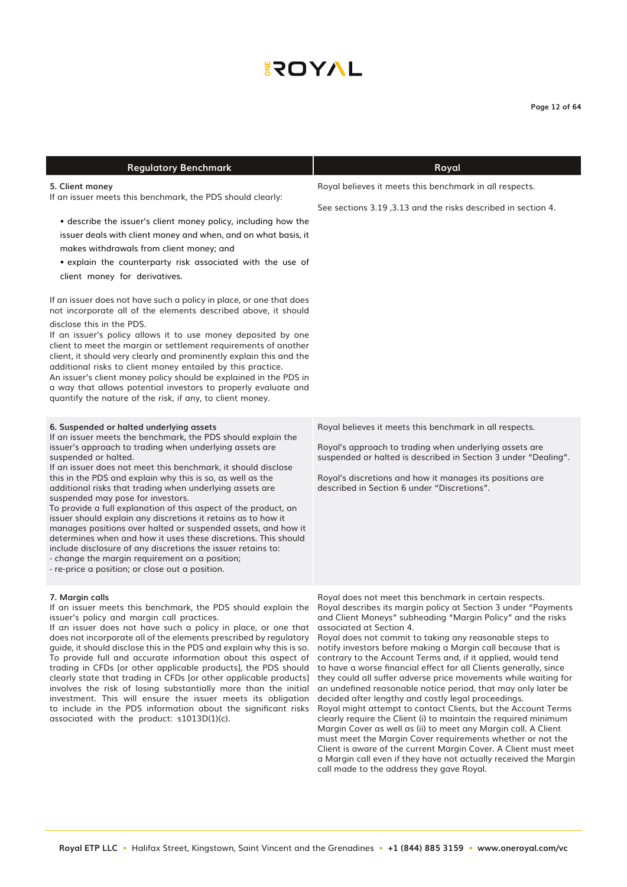| Regulatory Benchmark | Royal |
|---|---|
| **5. Client money**<br>If an issuer meets this benchmark, the PDS should clearly:<br>• describe the issuer's client money policy, including how the issuer deals with client money and when, and on what basis, it makes withdrawals from client money; and<br>• explain the counterparty risk associated with the use of client money for derivatives.<br><br>If an issuer does not have such a policy in place, or one that does not incorporate all of the elements described above, it should disclose this in the PDS.<br>If an issuer's policy allows it to use money deposited by one client to meet the margin or settlement requirements of another client, it should very clearly and prominently explain this and the additional risks to client money entailed by this practice.<br>An issuer's client money policy should be explained in the PDS in a way that allows potential investors to properly evaluate and quantify the nature of the risk, if any, to client money. | Royal believes it meets this benchmark in all respects.<br><br>See sections 3.19 ,3.13 and the risks described in section 4. |
| **6. Suspended or halted underlying assets**<br>If an issuer meets the benchmark, the PDS should explain the issuer's approach to trading when underlying assets are suspended or halted.<br>If an issuer does not meet this benchmark, it should disclose this in the PDS and explain why this is so, as well as the additional risks that trading when underlying assets are suspended may pose for investors.<br>To provide a full explanation of this aspect of the product, an issuer should explain any discretions it retains as to how it manages positions over halted or suspended assets, and how it determines when and how it uses these discretions. This should include disclosure of any discretions the issuer retains to:<br>- change the margin requirement on a position;<br>- re-price a position; or close out a position. | Royal believes it meets this benchmark in all respects.<br><br>Royal's approach to trading when underlying assets are suspended or halted is described in Section 3 under "Dealing".<br><br>Royal's discretions and how it manages its positions are described in Section 6 under "Discretions". |
| **7. Margin calls**<br>If an issuer meets this benchmark, the PDS should explain the issuer's policy and margin call practices.<br>If an issuer does not have such a policy in place, or one that does not incorporate all of the elements prescribed by regulatory guide, it should disclose this in the PDS and explain why this is so. To provide full and accurate information about this aspect of trading in CFDs [or other applicable products], the PDS should clearly state that trading in CFDs [or other applicable products] involves the risk of losing substantially more than the initial investment. This will ensure the issuer meets its obligation to include in the PDS information about the significant risks associated with the product: s1013D(1)(c). | Royal does not meet this benchmark in certain respects.<br>Royal describes its margin policy at Section 3 under "Payments and Client Moneys" subheading "Margin Policy" and the risks associated at Section 4.<br>Royal does not commit to taking any reasonable steps to notify investors before making a Margin call because that is contrary to the Account Terms and, if it applied, would tend to have a worse financial effect for all Clients generally, since they could all suffer adverse price movements while waiting for an undefined reasonable notice period, that may only later be decided after lengthy and costly legal proceedings.<br>Royal might attempt to contact Clients, but the Account Terms clearly require the Client (i) to maintain the required minimum Margin Cover as well as (ii) to meet any Margin call. A Client must meet the Margin Cover requirements whether or not the Client is aware of the current Margin Cover. A Client must meet a Margin call even if they have not actually received the Margin call made to the address they gave Royal. |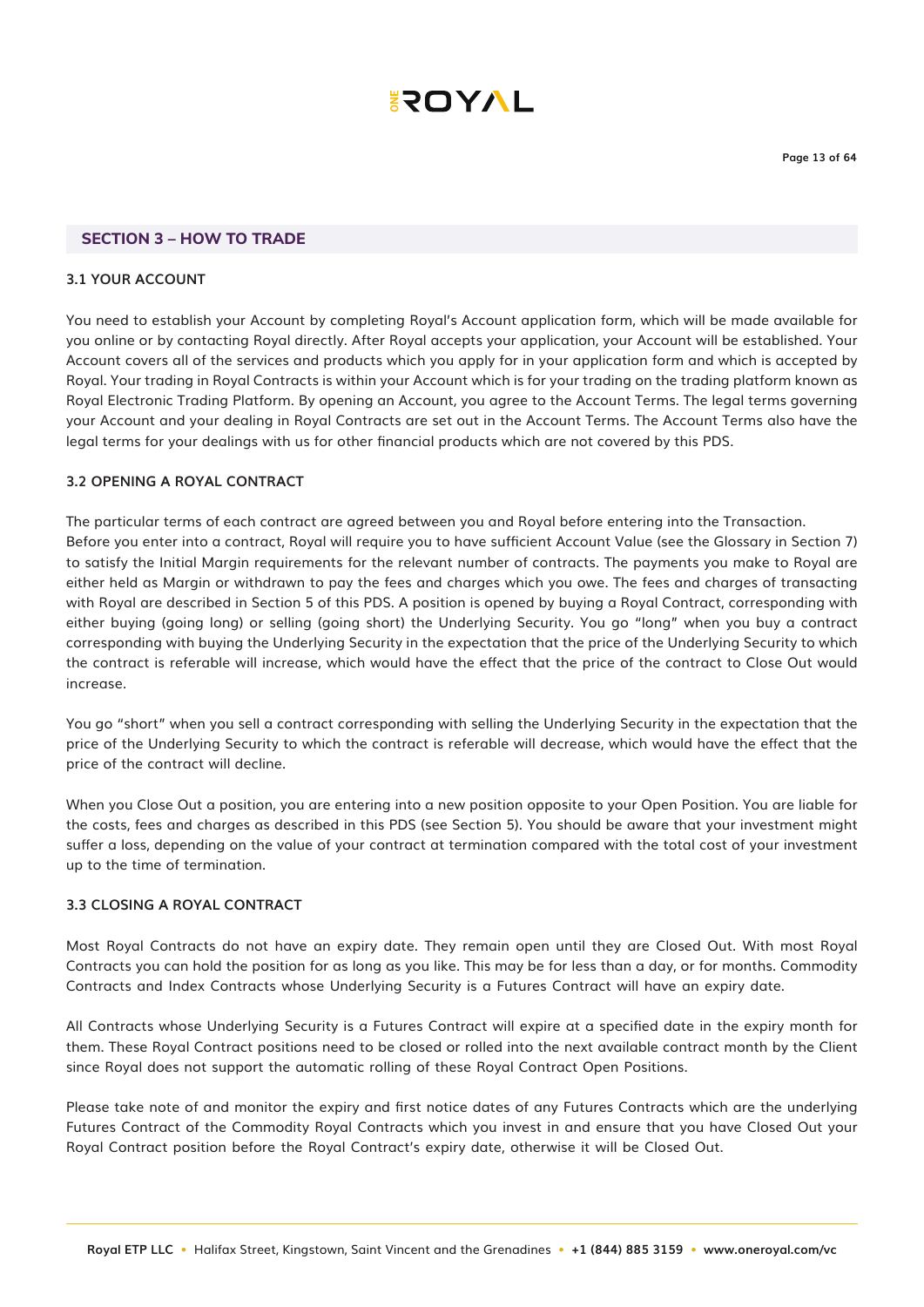## SECTION 3 – HOW TO TRADE

### 3.1 YOUR ACCOUNT

You need to establish your Account by completing Royal's Account application form, which will be made available for you online or by contacting Royal directly. After Royal accepts your application, your Account will be established. Your Account covers all of the services and products which you apply for in your application form and which is accepted by Royal. Your trading in Royal Contracts is within your Account which is for your trading on the trading platform known as Royal Electronic Trading Platform. By opening an Account, you agree to the Account Terms. The legal terms governing your Account and your dealing in Royal Contracts are set out in the Account Terms. The Account Terms also have the legal terms for your dealings with us for other financial products which are not covered by this PDS.

### 3.2 OPENING A ROYAL CONTRACT

The particular terms of each contract are agreed between you and Royal before entering into the Transaction.
Before you enter into a contract, Royal will require you to have sufficient Account Value (see the Glossary in Section 7) to satisfy the Initial Margin requirements for the relevant number of contracts. The payments you make to Royal are either held as Margin or withdrawn to pay the fees and charges which you owe. The fees and charges of transacting with Royal are described in Section 5 of this PDS. A position is opened by buying a Royal Contract, corresponding with either buying (going long) or selling (going short) the Underlying Security. You go "long" when you buy a contract corresponding with buying the Underlying Security in the expectation that the price of the Underlying Security to which the contract is referable will increase, which would have the effect that the price of the contract to Close Out would increase.

You go "short" when you sell a contract corresponding with selling the Underlying Security in the expectation that the price of the Underlying Security to which the contract is referable will decrease, which would have the effect that the price of the contract will decline.

When you Close Out a position, you are entering into a new position opposite to your Open Position. You are liable for the costs, fees and charges as described in this PDS (see Section 5). You should be aware that your investment might suffer a loss, depending on the value of your contract at termination compared with the total cost of your investment up to the time of termination.

### 3.3 CLOSING A ROYAL CONTRACT

Most Royal Contracts do not have an expiry date. They remain open until they are Closed Out. With most Royal Contracts you can hold the position for as long as you like. This may be for less than a day, or for months. Commodity Contracts and Index Contracts whose Underlying Security is a Futures Contract will have an expiry date.

All Contracts whose Underlying Security is a Futures Contract will expire at a specified date in the expiry month for them. These Royal Contract positions need to be closed or rolled into the next available contract month by the Client since Royal does not support the automatic rolling of these Royal Contract Open Positions.

Please take note of and monitor the expiry and first notice dates of any Futures Contracts which are the underlying Futures Contract of the Commodity Royal Contracts which you invest in and ensure that you have Closed Out your Royal Contract position before the Royal Contract's expiry date, otherwise it will be Closed Out.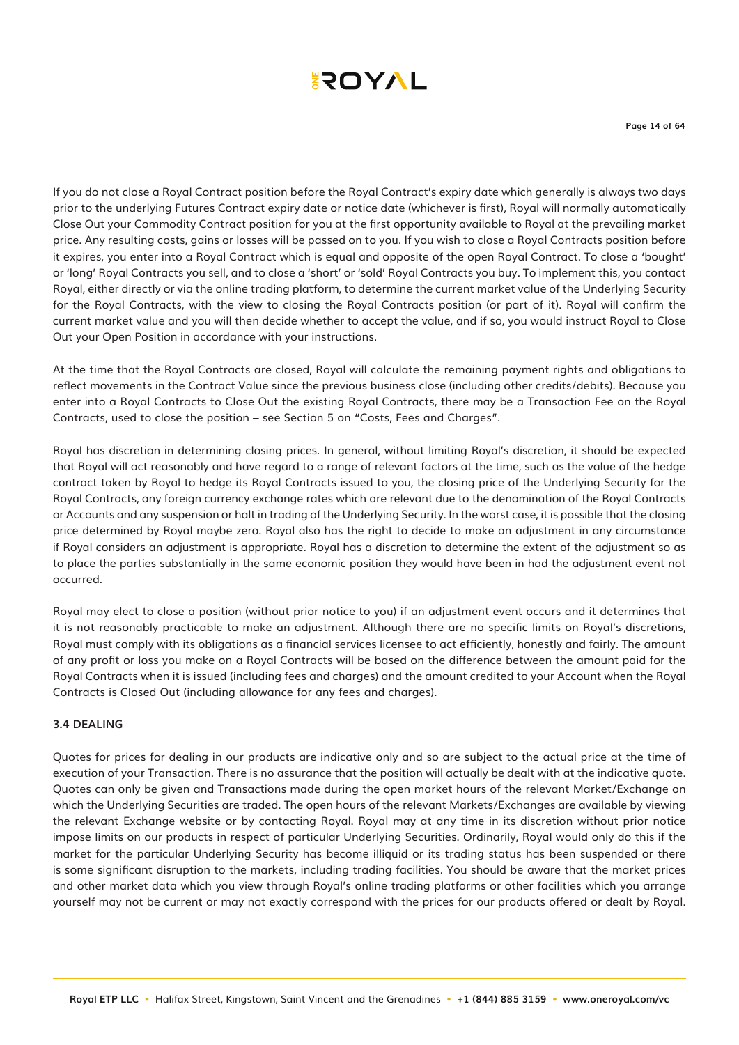If you do not close a Royal Contract position before the Royal Contract's expiry date which generally is always two days prior to the underlying Futures Contract expiry date or notice date (whichever is first), Royal will normally automatically Close Out your Commodity Contract position for you at the first opportunity available to Royal at the prevailing market price. Any resulting costs, gains or losses will be passed on to you. If you wish to close a Royal Contracts position before it expires, you enter into a Royal Contract which is equal and opposite of the open Royal Contract. To close a 'bought' or 'long' Royal Contracts you sell, and to close a 'short' or 'sold' Royal Contracts you buy. To implement this, you contact Royal, either directly or via the online trading platform, to determine the current market value of the Underlying Security for the Royal Contracts, with the view to closing the Royal Contracts position (or part of it). Royal will confirm the current market value and you will then decide whether to accept the value, and if so, you would instruct Royal to Close Out your Open Position in accordance with your instructions.

At the time that the Royal Contracts are closed, Royal will calculate the remaining payment rights and obligations to reflect movements in the Contract Value since the previous business close (including other credits/debits). Because you enter into a Royal Contracts to Close Out the existing Royal Contracts, there may be a Transaction Fee on the Royal Contracts, used to close the position – see Section 5 on "Costs, Fees and Charges".

Royal has discretion in determining closing prices. In general, without limiting Royal's discretion, it should be expected that Royal will act reasonably and have regard to a range of relevant factors at the time, such as the value of the hedge contract taken by Royal to hedge its Royal Contracts issued to you, the closing price of the Underlying Security for the Royal Contracts, any foreign currency exchange rates which are relevant due to the denomination of the Royal Contracts or Accounts and any suspension or halt in trading of the Underlying Security. In the worst case, it is possible that the closing price determined by Royal maybe zero. Royal also has the right to decide to make an adjustment in any circumstance if Royal considers an adjustment is appropriate. Royal has a discretion to determine the extent of the adjustment so as to place the parties substantially in the same economic position they would have been in had the adjustment event not occurred.

Royal may elect to close a position (without prior notice to you) if an adjustment event occurs and it determines that it is not reasonably practicable to make an adjustment. Although there are no specific limits on Royal's discretions, Royal must comply with its obligations as a financial services licensee to act efficiently, honestly and fairly. The amount of any profit or loss you make on a Royal Contracts will be based on the difference between the amount paid for the Royal Contracts when it is issued (including fees and charges) and the amount credited to your Account when the Royal Contracts is Closed Out (including allowance for any fees and charges).

### 3.4 DEALING

Quotes for prices for dealing in our products are indicative only and so are subject to the actual price at the time of execution of your Transaction. There is no assurance that the position will actually be dealt with at the indicative quote. Quotes can only be given and Transactions made during the open market hours of the relevant Market/Exchange on which the Underlying Securities are traded. The open hours of the relevant Markets/Exchanges are available by viewing the relevant Exchange website or by contacting Royal. Royal may at any time in its discretion without prior notice impose limits on our products in respect of particular Underlying Securities. Ordinarily, Royal would only do this if the market for the particular Underlying Security has become illiquid or its trading status has been suspended or there is some significant disruption to the markets, including trading facilities. You should be aware that the market prices and other market data which you view through Royal's online trading platforms or other facilities which you arrange yourself may not be current or may not exactly correspond with the prices for our products offered or dealt by Royal.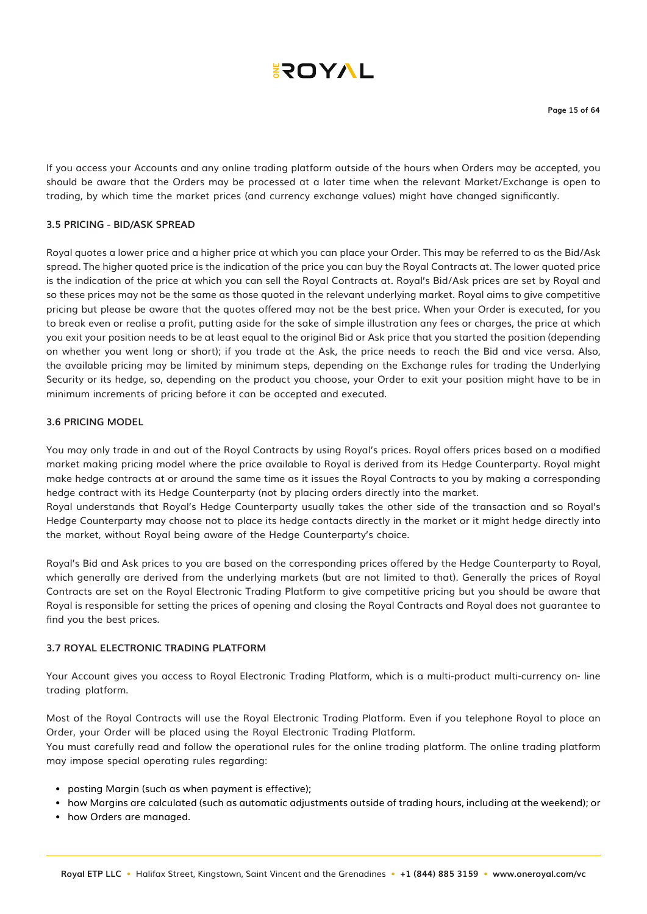If you access your Accounts and any online trading platform outside of the hours when Orders may be accepted, you should be aware that the Orders may be processed at a later time when the relevant Market/Exchange is open to trading, by which time the market prices (and currency exchange values) might have changed significantly.

### 3.5 PRICING - BID/ASK SPREAD

Royal quotes a lower price and a higher price at which you can place your Order. This may be referred to as the Bid/Ask spread. The higher quoted price is the indication of the price you can buy the Royal Contracts at. The lower quoted price is the indication of the price at which you can sell the Royal Contracts at. Royal's Bid/Ask prices are set by Royal and so these prices may not be the same as those quoted in the relevant underlying market. Royal aims to give competitive pricing but please be aware that the quotes offered may not be the best price. When your Order is executed, for you to break even or realise a profit, putting aside for the sake of simple illustration any fees or charges, the price at which you exit your position needs to be at least equal to the original Bid or Ask price that you started the position (depending on whether you went long or short); if you trade at the Ask, the price needs to reach the Bid and vice versa. Also, the available pricing may be limited by minimum steps, depending on the Exchange rules for trading the Underlying Security or its hedge, so, depending on the product you choose, your Order to exit your position might have to be in minimum increments of pricing before it can be accepted and executed.

### 3.6 PRICING MODEL

You may only trade in and out of the Royal Contracts by using Royal's prices. Royal offers prices based on a modified market making pricing model where the price available to Royal is derived from its Hedge Counterparty. Royal might make hedge contracts at or around the same time as it issues the Royal Contracts to you by making a corresponding hedge contract with its Hedge Counterparty (not by placing orders directly into the market.
Royal understands that Royal's Hedge Counterparty usually takes the other side of the transaction and so Royal's Hedge Counterparty may choose not to place its hedge contacts directly in the market or it might hedge directly into the market, without Royal being aware of the Hedge Counterparty's choice.

Royal's Bid and Ask prices to you are based on the corresponding prices offered by the Hedge Counterparty to Royal, which generally are derived from the underlying markets (but are not limited to that). Generally the prices of Royal Contracts are set on the Royal Electronic Trading Platform to give competitive pricing but you should be aware that Royal is responsible for setting the prices of opening and closing the Royal Contracts and Royal does not guarantee to find you the best prices.

### 3.7 ROYAL ELECTRONIC TRADING PLATFORM

Your Account gives you access to Royal Electronic Trading Platform, which is a multi-product multi-currency on- line trading platform.

Most of the Royal Contracts will use the Royal Electronic Trading Platform. Even if you telephone Royal to place an Order, your Order will be placed using the Royal Electronic Trading Platform.
You must carefully read and follow the operational rules for the online trading platform. The online trading platform may impose special operating rules regarding:

- posting Margin (such as when payment is effective);
- how Margins are calculated (such as automatic adjustments outside of trading hours, including at the weekend); or
- how Orders are managed.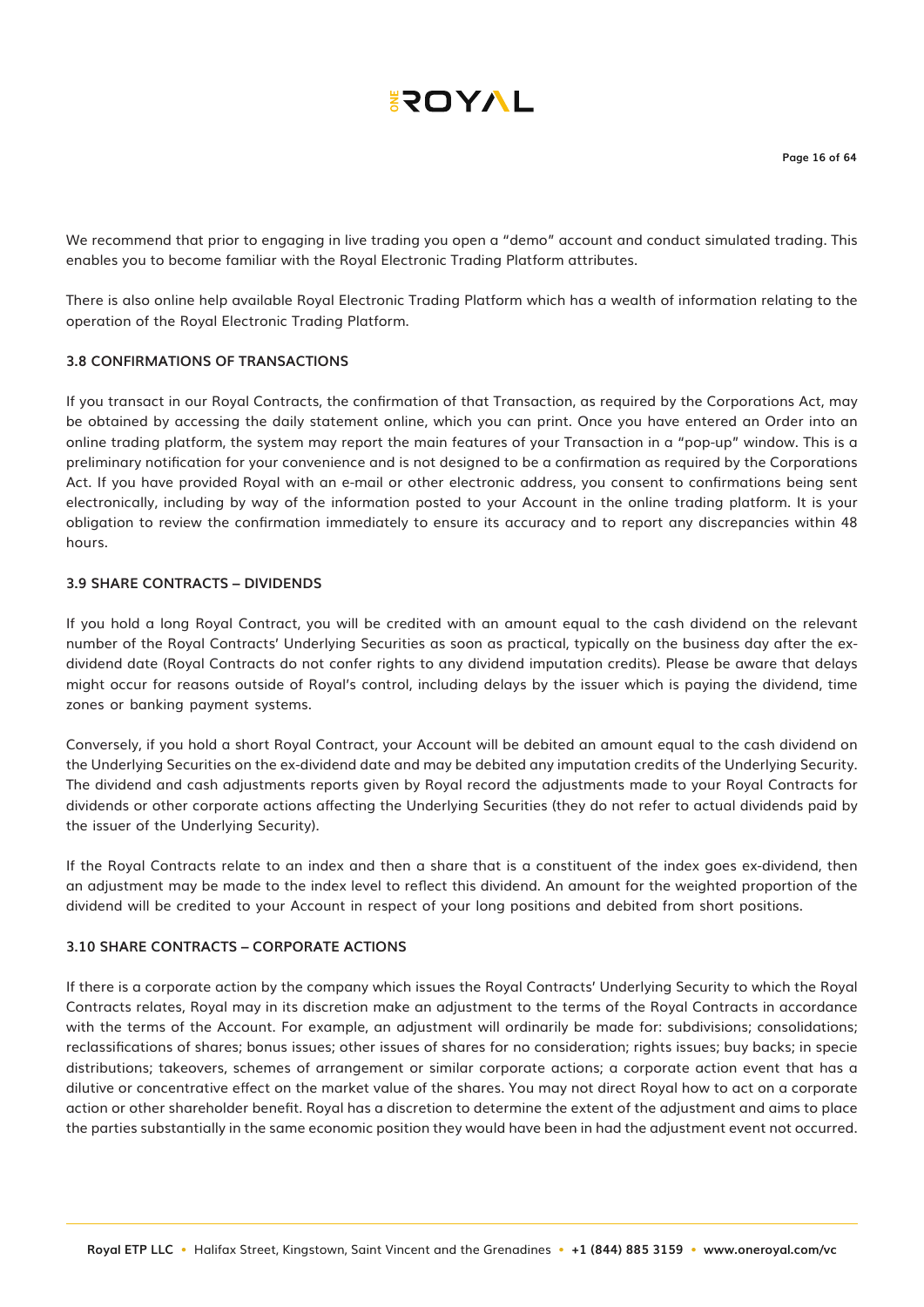We recommend that prior to engaging in live trading you open a "demo" account and conduct simulated trading. This enables you to become familiar with the Royal Electronic Trading Platform attributes.

There is also online help available Royal Electronic Trading Platform which has a wealth of information relating to the operation of the Royal Electronic Trading Platform.

### 3.8 CONFIRMATIONS OF TRANSACTIONS

If you transact in our Royal Contracts, the confirmation of that Transaction, as required by the Corporations Act, may be obtained by accessing the daily statement online, which you can print. Once you have entered an Order into an online trading platform, the system may report the main features of your Transaction in a "pop-up" window. This is a preliminary notification for your convenience and is not designed to be a confirmation as required by the Corporations Act. If you have provided Royal with an e-mail or other electronic address, you consent to confirmations being sent electronically, including by way of the information posted to your Account in the online trading platform. It is your obligation to review the confirmation immediately to ensure its accuracy and to report any discrepancies within 48 hours.

### 3.9 SHARE CONTRACTS – DIVIDENDS

If you hold a long Royal Contract, you will be credited with an amount equal to the cash dividend on the relevant number of the Royal Contracts' Underlying Securities as soon as practical, typically on the business day after the ex-dividend date (Royal Contracts do not confer rights to any dividend imputation credits). Please be aware that delays might occur for reasons outside of Royal's control, including delays by the issuer which is paying the dividend, time zones or banking payment systems.

Conversely, if you hold a short Royal Contract, your Account will be debited an amount equal to the cash dividend on the Underlying Securities on the ex-dividend date and may be debited any imputation credits of the Underlying Security. The dividend and cash adjustments reports given by Royal record the adjustments made to your Royal Contracts for dividends or other corporate actions affecting the Underlying Securities (they do not refer to actual dividends paid by the issuer of the Underlying Security).

If the Royal Contracts relate to an index and then a share that is a constituent of the index goes ex-dividend, then an adjustment may be made to the index level to reflect this dividend. An amount for the weighted proportion of the dividend will be credited to your Account in respect of your long positions and debited from short positions.

### 3.10 SHARE CONTRACTS – CORPORATE ACTIONS

If there is a corporate action by the company which issues the Royal Contracts' Underlying Security to which the Royal Contracts relates, Royal may in its discretion make an adjustment to the terms of the Royal Contracts in accordance with the terms of the Account. For example, an adjustment will ordinarily be made for: subdivisions; consolidations; reclassifications of shares; bonus issues; other issues of shares for no consideration; rights issues; buy backs; in specie distributions; takeovers, schemes of arrangement or similar corporate actions; a corporate action event that has a dilutive or concentrative effect on the market value of the shares. You may not direct Royal how to act on a corporate action or other shareholder benefit. Royal has a discretion to determine the extent of the adjustment and aims to place the parties substantially in the same economic position they would have been in had the adjustment event not occurred.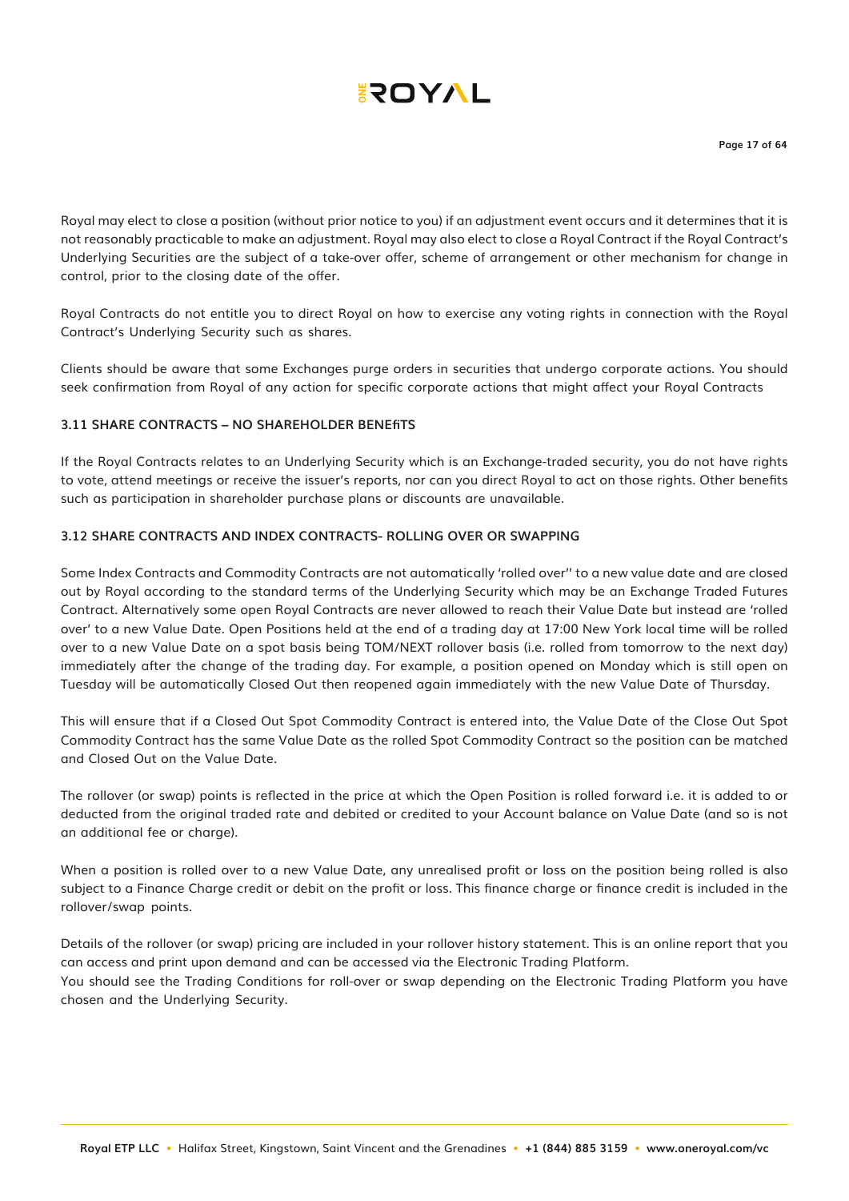Royal may elect to close a position (without prior notice to you) if an adjustment event occurs and it determines that it is not reasonably practicable to make an adjustment. Royal may also elect to close a Royal Contract if the Royal Contract's Underlying Securities are the subject of a take-over offer, scheme of arrangement or other mechanism for change in control, prior to the closing date of the offer.

Royal Contracts do not entitle you to direct Royal on how to exercise any voting rights in connection with the Royal Contract's Underlying Security such as shares.

Clients should be aware that some Exchanges purge orders in securities that undergo corporate actions. You should seek confirmation from Royal of any action for specific corporate actions that might affect your Royal Contracts

### 3.11 SHARE CONTRACTS – NO SHAREHOLDER BENEfiTS

If the Royal Contracts relates to an Underlying Security which is an Exchange-traded security, you do not have rights to vote, attend meetings or receive the issuer's reports, nor can you direct Royal to act on those rights. Other benefits such as participation in shareholder purchase plans or discounts are unavailable.

### 3.12 SHARE CONTRACTS AND INDEX CONTRACTS- ROLLING OVER OR SWAPPING

Some Index Contracts and Commodity Contracts are not automatically 'rolled over'' to a new value date and are closed out by Royal according to the standard terms of the Underlying Security which may be an Exchange Traded Futures Contract. Alternatively some open Royal Contracts are never allowed to reach their Value Date but instead are 'rolled over' to a new Value Date. Open Positions held at the end of a trading day at 17:00 New York local time will be rolled over to a new Value Date on a spot basis being TOM/NEXT rollover basis (i.e. rolled from tomorrow to the next day) immediately after the change of the trading day. For example, a position opened on Monday which is still open on Tuesday will be automatically Closed Out then reopened again immediately with the new Value Date of Thursday.

This will ensure that if a Closed Out Spot Commodity Contract is entered into, the Value Date of the Close Out Spot Commodity Contract has the same Value Date as the rolled Spot Commodity Contract so the position can be matched and Closed Out on the Value Date.

The rollover (or swap) points is reflected in the price at which the Open Position is rolled forward i.e. it is added to or deducted from the original traded rate and debited or credited to your Account balance on Value Date (and so is not an additional fee or charge).

When a position is rolled over to a new Value Date, any unrealised profit or loss on the position being rolled is also subject to a Finance Charge credit or debit on the profit or loss. This finance charge or finance credit is included in the rollover/swap points.

Details of the rollover (or swap) pricing are included in your rollover history statement. This is an online report that you can access and print upon demand and can be accessed via the Electronic Trading Platform.
You should see the Trading Conditions for roll-over or swap depending on the Electronic Trading Platform you have chosen and the Underlying Security.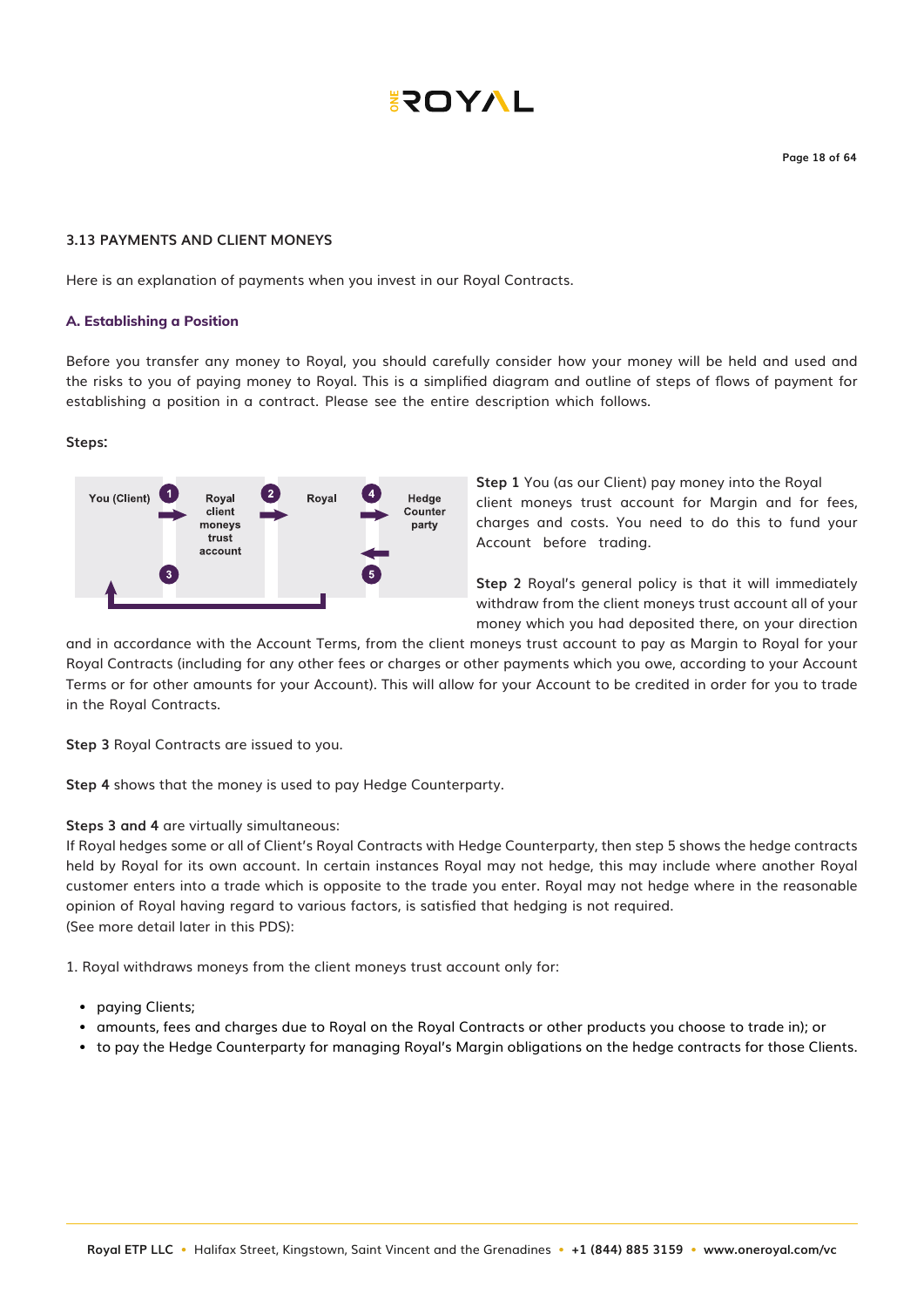### 3.13 PAYMENTS AND CLIENT MONEYS

Here is an explanation of payments when you invest in our Royal Contracts.

#### A. Establishing a Position

Before you transfer any money to Royal, you should carefully consider how your money will be held and used and the risks to you of paying money to Royal. This is a simplified diagram and outline of steps of flows of payment for establishing a position in a contract. Please see the entire description which follows.

**Steps:**

**Step 1** You (as our Client) pay money into the Royal client moneys trust account for Margin and for fees, charges and costs. You need to do this to fund your Account before trading.

**Step 2** Royal's general policy is that it will immediately withdraw from the client moneys trust account all of your money which you had deposited there, on your direction and in accordance with the Account Terms, from the client moneys trust account to pay as Margin to Royal for your Royal Contracts (including for any other fees or charges or other payments which you owe, according to your Account Terms or for other amounts for your Account). This will allow for your Account to be credited in order for you to trade in the Royal Contracts.

**Step 3** Royal Contracts are issued to you.

**Step 4** shows that the money is used to pay Hedge Counterparty.

**Steps 3 and 4** are virtually simultaneous:
If Royal hedges some or all of Client's Royal Contracts with Hedge Counterparty, then step 5 shows the hedge contracts held by Royal for its own account. In certain instances Royal may not hedge, this may include where another Royal customer enters into a trade which is opposite to the trade you enter. Royal may not hedge where in the reasonable opinion of Royal having regard to various factors, is satisfied that hedging is not required.
(See more detail later in this PDS):

1. Royal withdraws moneys from the client moneys trust account only for:

- paying Clients;
- amounts, fees and charges due to Royal on the Royal Contracts or other products you choose to trade in); or
- to pay the Hedge Counterparty for managing Royal's Margin obligations on the hedge contracts for those Clients.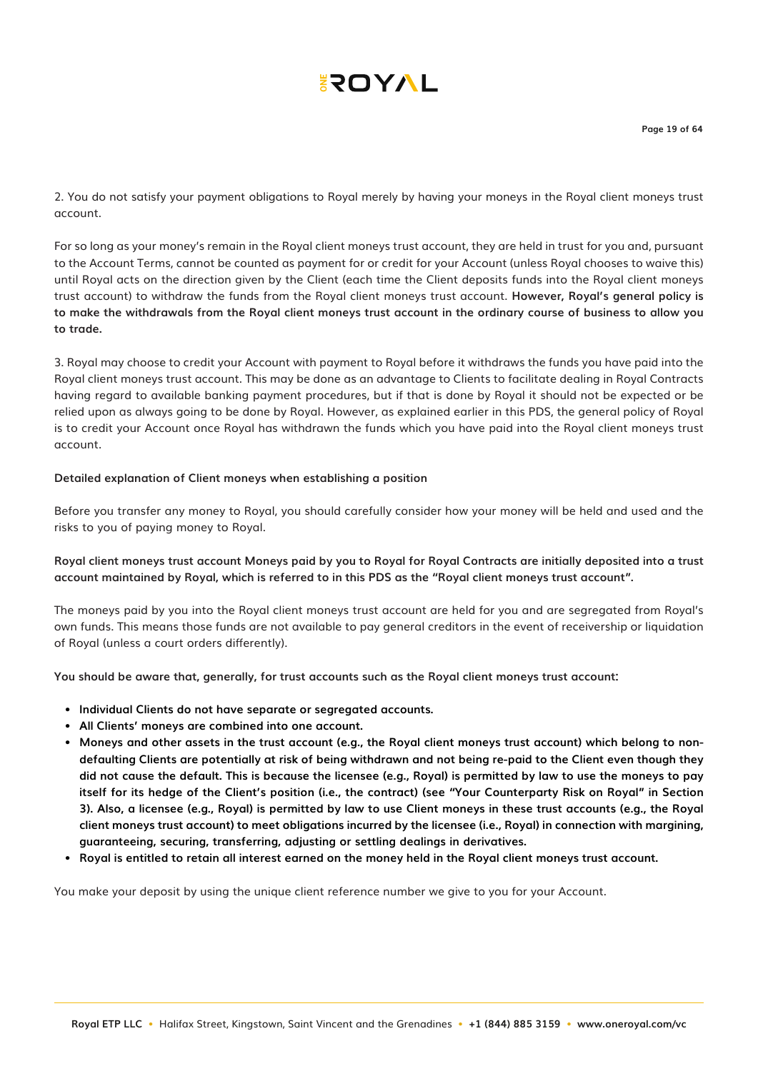2. You do not satisfy your payment obligations to Royal merely by having your moneys in the Royal client moneys trust account.

For so long as your money's remain in the Royal client moneys trust account, they are held in trust for you and, pursuant to the Account Terms, cannot be counted as payment for or credit for your Account (unless Royal chooses to waive this) until Royal acts on the direction given by the Client (each time the Client deposits funds into the Royal client moneys trust account) to withdraw the funds from the Royal client moneys trust account. **However, Royal's general policy is to make the withdrawals from the Royal client moneys trust account in the ordinary course of business to allow you to trade.**

3. Royal may choose to credit your Account with payment to Royal before it withdraws the funds you have paid into the Royal client moneys trust account. This may be done as an advantage to Clients to facilitate dealing in Royal Contracts having regard to available banking payment procedures, but if that is done by Royal it should not be expected or be relied upon as always going to be done by Royal. However, as explained earlier in this PDS, the general policy of Royal is to credit your Account once Royal has withdrawn the funds which you have paid into the Royal client moneys trust account.

**Detailed explanation of Client moneys when establishing a position**

Before you transfer any money to Royal, you should carefully consider how your money will be held and used and the risks to you of paying money to Royal.

**Royal client moneys trust account Moneys paid by you to Royal for Royal Contracts are initially deposited into a trust account maintained by Royal, which is referred to in this PDS as the "Royal client moneys trust account".**

The moneys paid by you into the Royal client moneys trust account are held for you and are segregated from Royal's own funds. This means those funds are not available to pay general creditors in the event of receivership or liquidation of Royal (unless a court orders differently).

**You should be aware that, generally, for trust accounts such as the Royal client moneys trust account:**

- **Individual Clients do not have separate or segregated accounts.**
- **All Clients' moneys are combined into one account.**
- **Moneys and other assets in the trust account (e.g., the Royal client moneys trust account) which belong to non-defaulting Clients are potentially at risk of being withdrawn and not being re-paid to the Client even though they did not cause the default. This is because the licensee (e.g., Royal) is permitted by law to use the moneys to pay itself for its hedge of the Client's position (i.e., the contract) (see "Your Counterparty Risk on Royal" in Section 3). Also, a licensee (e.g., Royal) is permitted by law to use Client moneys in these trust accounts (e.g., the Royal client moneys trust account) to meet obligations incurred by the licensee (i.e., Royal) in connection with margining, guaranteeing, securing, transferring, adjusting or settling dealings in derivatives.**
- **Royal is entitled to retain all interest earned on the money held in the Royal client moneys trust account.**

You make your deposit by using the unique client reference number we give to you for your Account.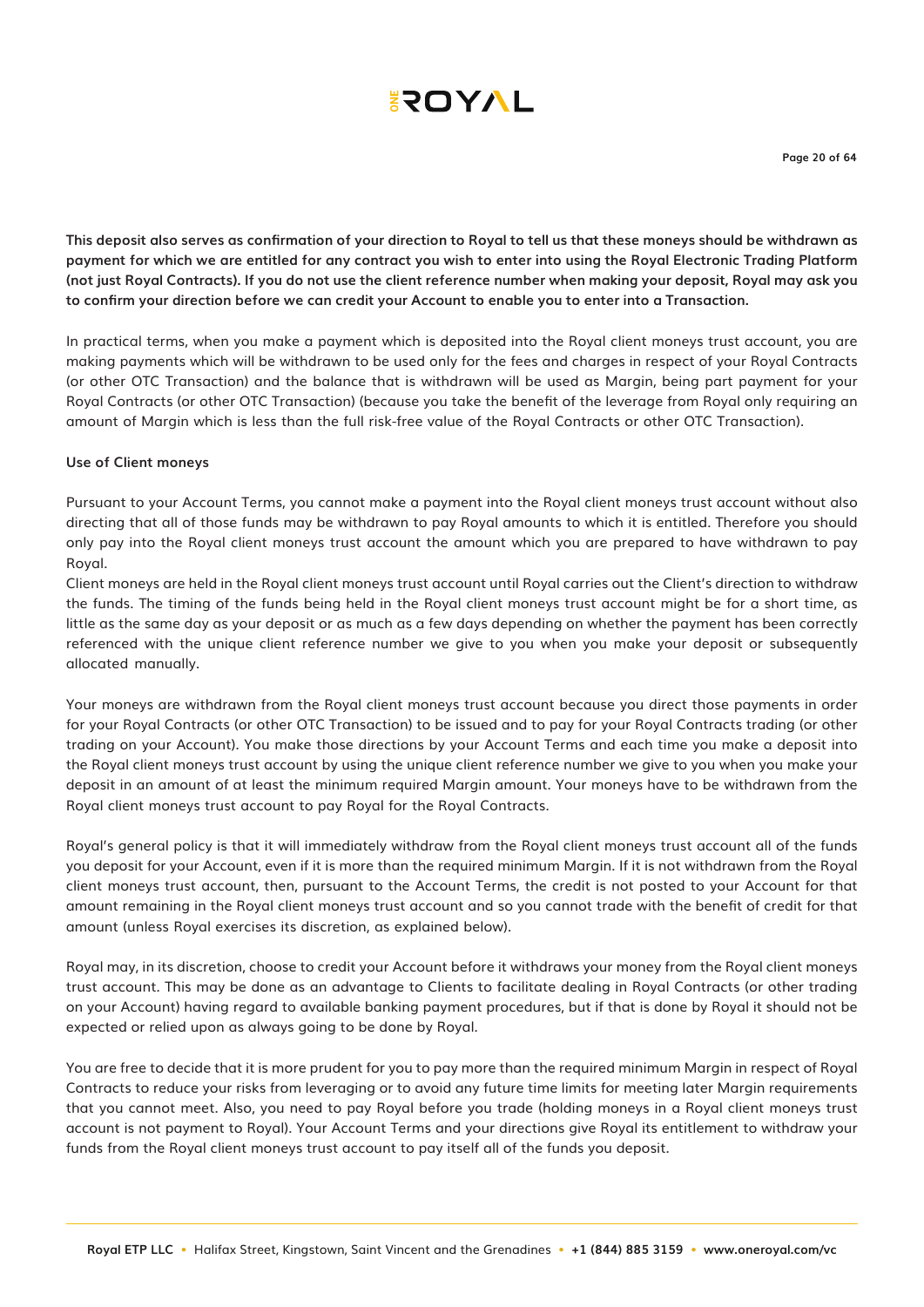**This deposit also serves as confirmation of your direction to Royal to tell us that these moneys should be withdrawn as payment for which we are entitled for any contract you wish to enter into using the Royal Electronic Trading Platform (not just Royal Contracts). If you do not use the client reference number when making your deposit, Royal may ask you to confirm your direction before we can credit your Account to enable you to enter into a Transaction.**

In practical terms, when you make a payment which is deposited into the Royal client moneys trust account, you are making payments which will be withdrawn to be used only for the fees and charges in respect of your Royal Contracts (or other OTC Transaction) and the balance that is withdrawn will be used as Margin, being part payment for your Royal Contracts (or other OTC Transaction) (because you take the benefit of the leverage from Royal only requiring an amount of Margin which is less than the full risk-free value of the Royal Contracts or other OTC Transaction).

**Use of Client moneys**

Pursuant to your Account Terms, you cannot make a payment into the Royal client moneys trust account without also directing that all of those funds may be withdrawn to pay Royal amounts to which it is entitled. Therefore you should only pay into the Royal client moneys trust account the amount which you are prepared to have withdrawn to pay Royal.

Client moneys are held in the Royal client moneys trust account until Royal carries out the Client's direction to withdraw the funds. The timing of the funds being held in the Royal client moneys trust account might be for a short time, as little as the same day as your deposit or as much as a few days depending on whether the payment has been correctly referenced with the unique client reference number we give to you when you make your deposit or subsequently allocated manually.

Your moneys are withdrawn from the Royal client moneys trust account because you direct those payments in order for your Royal Contracts (or other OTC Transaction) to be issued and to pay for your Royal Contracts trading (or other trading on your Account). You make those directions by your Account Terms and each time you make a deposit into the Royal client moneys trust account by using the unique client reference number we give to you when you make your deposit in an amount of at least the minimum required Margin amount. Your moneys have to be withdrawn from the Royal client moneys trust account to pay Royal for the Royal Contracts.

Royal's general policy is that it will immediately withdraw from the Royal client moneys trust account all of the funds you deposit for your Account, even if it is more than the required minimum Margin. If it is not withdrawn from the Royal client moneys trust account, then, pursuant to the Account Terms, the credit is not posted to your Account for that amount remaining in the Royal client moneys trust account and so you cannot trade with the benefit of credit for that amount (unless Royal exercises its discretion, as explained below).

Royal may, in its discretion, choose to credit your Account before it withdraws your money from the Royal client moneys trust account. This may be done as an advantage to Clients to facilitate dealing in Royal Contracts (or other trading on your Account) having regard to available banking payment procedures, but if that is done by Royal it should not be expected or relied upon as always going to be done by Royal.

You are free to decide that it is more prudent for you to pay more than the required minimum Margin in respect of Royal Contracts to reduce your risks from leveraging or to avoid any future time limits for meeting later Margin requirements that you cannot meet. Also, you need to pay Royal before you trade (holding moneys in a Royal client moneys trust account is not payment to Royal). Your Account Terms and your directions give Royal its entitlement to withdraw your funds from the Royal client moneys trust account to pay itself all of the funds you deposit.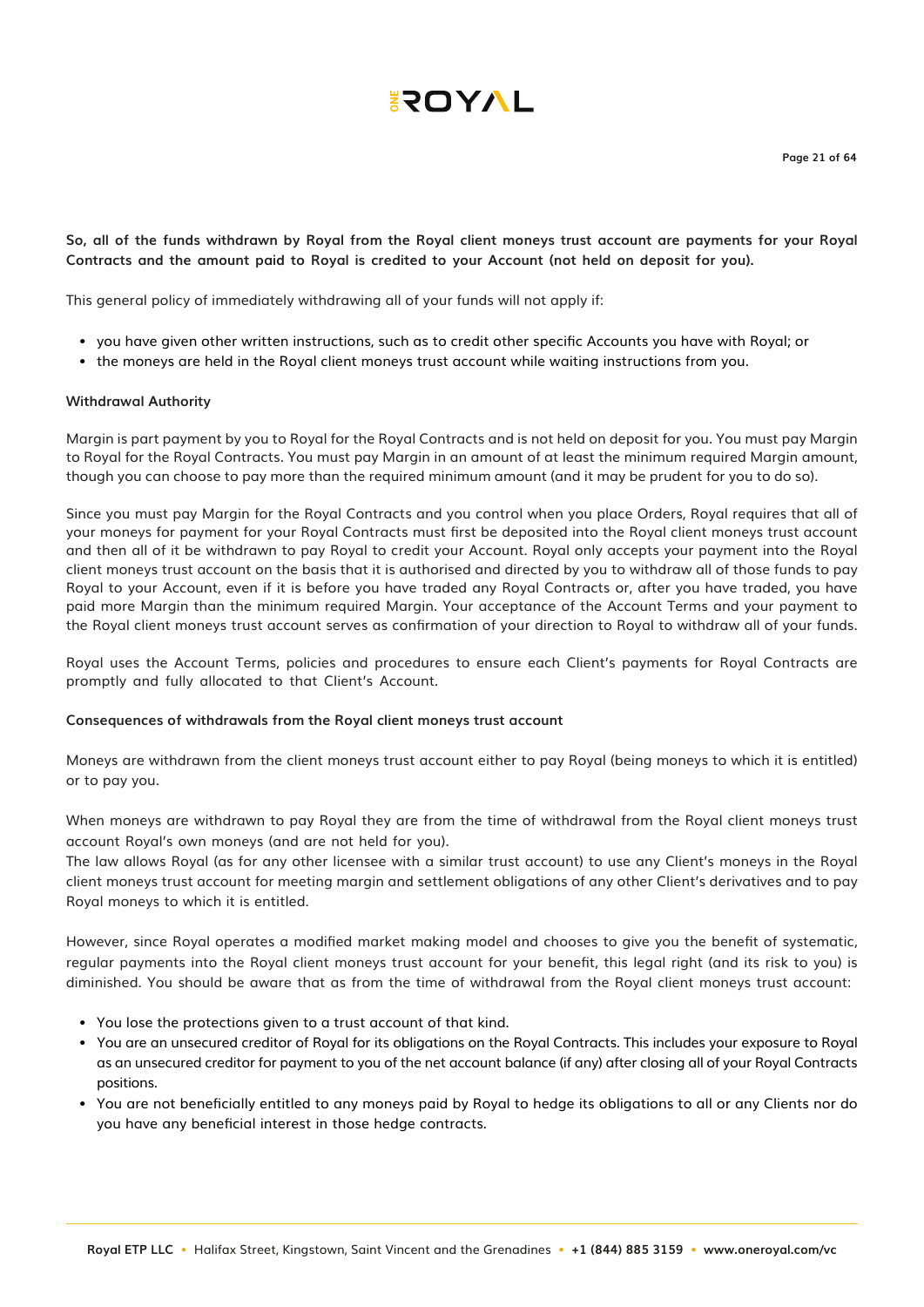**So, all of the funds withdrawn by Royal from the Royal client moneys trust account are payments for your Royal Contracts and the amount paid to Royal is credited to your Account (not held on deposit for you).**

This general policy of immediately withdrawing all of your funds will not apply if:

- you have given other written instructions, such as to credit other specific Accounts you have with Royal; or
- the moneys are held in the Royal client moneys trust account while waiting instructions from you.

**Withdrawal Authority**

Margin is part payment by you to Royal for the Royal Contracts and is not held on deposit for you. You must pay Margin to Royal for the Royal Contracts. You must pay Margin in an amount of at least the minimum required Margin amount, though you can choose to pay more than the required minimum amount (and it may be prudent for you to do so).

Since you must pay Margin for the Royal Contracts and you control when you place Orders, Royal requires that all of your moneys for payment for your Royal Contracts must first be deposited into the Royal client moneys trust account and then all of it be withdrawn to pay Royal to credit your Account. Royal only accepts your payment into the Royal client moneys trust account on the basis that it is authorised and directed by you to withdraw all of those funds to pay Royal to your Account, even if it is before you have traded any Royal Contracts or, after you have traded, you have paid more Margin than the minimum required Margin. Your acceptance of the Account Terms and your payment to the Royal client moneys trust account serves as confirmation of your direction to Royal to withdraw all of your funds.

Royal uses the Account Terms, policies and procedures to ensure each Client's payments for Royal Contracts are promptly and fully allocated to that Client's Account.

**Consequences of withdrawals from the Royal client moneys trust account**

Moneys are withdrawn from the client moneys trust account either to pay Royal (being moneys to which it is entitled) or to pay you.

When moneys are withdrawn to pay Royal they are from the time of withdrawal from the Royal client moneys trust account Royal's own moneys (and are not held for you).
The law allows Royal (as for any other licensee with a similar trust account) to use any Client's moneys in the Royal client moneys trust account for meeting margin and settlement obligations of any other Client's derivatives and to pay Royal moneys to which it is entitled.

However, since Royal operates a modified market making model and chooses to give you the benefit of systematic, regular payments into the Royal client moneys trust account for your benefit, this legal right (and its risk to you) is diminished. You should be aware that as from the time of withdrawal from the Royal client moneys trust account:

- You lose the protections given to a trust account of that kind.
- You are an unsecured creditor of Royal for its obligations on the Royal Contracts. This includes your exposure to Royal as an unsecured creditor for payment to you of the net account balance (if any) after closing all of your Royal Contracts positions.
- You are not beneficially entitled to any moneys paid by Royal to hedge its obligations to all or any Clients nor do you have any beneficial interest in those hedge contracts.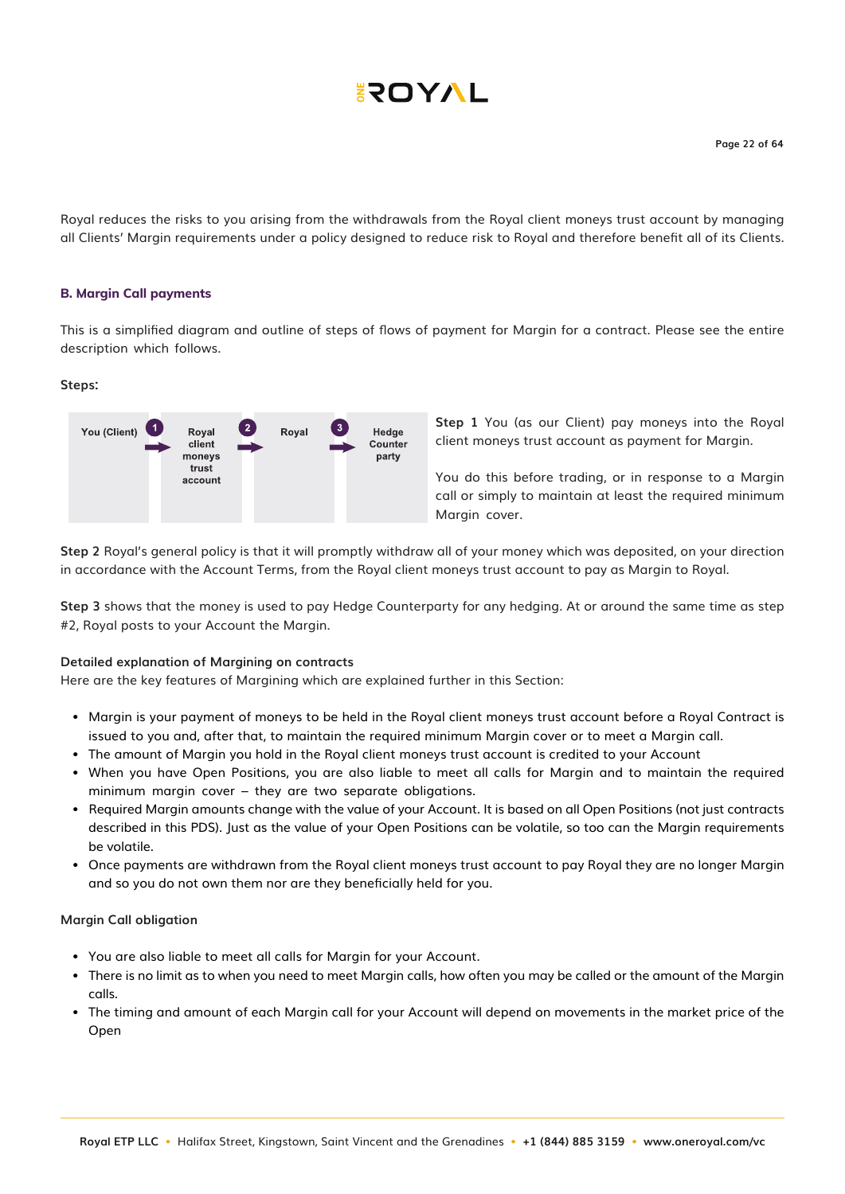Royal reduces the risks to you arising from the withdrawals from the Royal client moneys trust account by managing all Clients' Margin requirements under a policy designed to reduce risk to Royal and therefore benefit all of its Clients.

### B. Margin Call payments

This is a simplified diagram and outline of steps of flows of payment for Margin for a contract. Please see the entire description which follows.

**Steps:**

| You (Client) | 1 → | Royal client moneys trust account | 2 → | Royal | 3 → | Hedge Counter party |
|---|---|---|---|---|---|---|

**Step 1** You (as our Client) pay moneys into the Royal client moneys trust account as payment for Margin.

You do this before trading, or in response to a Margin call or simply to maintain at least the required minimum Margin cover.

**Step 2** Royal's general policy is that it will promptly withdraw all of your money which was deposited, on your direction in accordance with the Account Terms, from the Royal client moneys trust account to pay as Margin to Royal.

**Step 3** shows that the money is used to pay Hedge Counterparty for any hedging. At or around the same time as step #2, Royal posts to your Account the Margin.

#### Detailed explanation of Margining on contracts

Here are the key features of Margining which are explained further in this Section:

- Margin is your payment of moneys to be held in the Royal client moneys trust account before a Royal Contract is issued to you and, after that, to maintain the required minimum Margin cover or to meet a Margin call.
- The amount of Margin you hold in the Royal client moneys trust account is credited to your Account
- When you have Open Positions, you are also liable to meet all calls for Margin and to maintain the required minimum margin cover – they are two separate obligations.
- Required Margin amounts change with the value of your Account. It is based on all Open Positions (not just contracts described in this PDS). Just as the value of your Open Positions can be volatile, so too can the Margin requirements be volatile.
- Once payments are withdrawn from the Royal client moneys trust account to pay Royal they are no longer Margin and so you do not own them nor are they beneficially held for you.

#### Margin Call obligation

- You are also liable to meet all calls for Margin for your Account.
- There is no limit as to when you need to meet Margin calls, how often you may be called or the amount of the Margin calls.
- The timing and amount of each Margin call for your Account will depend on movements in the market price of the Open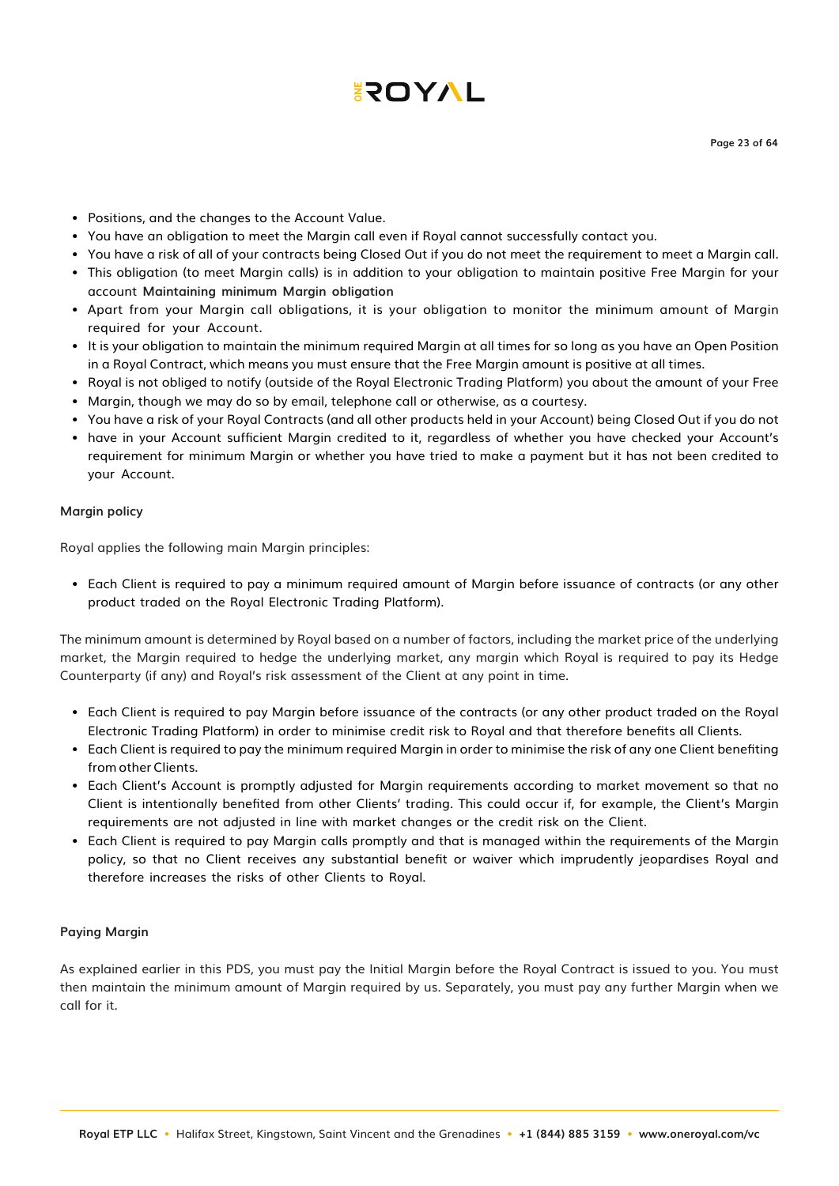- Positions, and the changes to the Account Value.
- You have an obligation to meet the Margin call even if Royal cannot successfully contact you.
- You have a risk of all of your contracts being Closed Out if you do not meet the requirement to meet a Margin call.
- This obligation (to meet Margin calls) is in addition to your obligation to maintain positive Free Margin for your account **Maintaining minimum Margin obligation**
- Apart from your Margin call obligations, it is your obligation to monitor the minimum amount of Margin required for your Account.
- It is your obligation to maintain the minimum required Margin at all times for so long as you have an Open Position in a Royal Contract, which means you must ensure that the Free Margin amount is positive at all times.
- Royal is not obliged to notify (outside of the Royal Electronic Trading Platform) you about the amount of your Free
- Margin, though we may do so by email, telephone call or otherwise, as a courtesy.
- You have a risk of your Royal Contracts (and all other products held in your Account) being Closed Out if you do not
- have in your Account sufficient Margin credited to it, regardless of whether you have checked your Account's requirement for minimum Margin or whether you have tried to make a payment but it has not been credited to your Account.

**Margin policy**

Royal applies the following main Margin principles:

- Each Client is required to pay a minimum required amount of Margin before issuance of contracts (or any other product traded on the Royal Electronic Trading Platform).

The minimum amount is determined by Royal based on a number of factors, including the market price of the underlying market, the Margin required to hedge the underlying market, any margin which Royal is required to pay its Hedge Counterparty (if any) and Royal's risk assessment of the Client at any point in time.

- Each Client is required to pay Margin before issuance of the contracts (or any other product traded on the Royal Electronic Trading Platform) in order to minimise credit risk to Royal and that therefore benefits all Clients.
- Each Client is required to pay the minimum required Margin in order to minimise the risk of any one Client benefiting from other Clients.
- Each Client's Account is promptly adjusted for Margin requirements according to market movement so that no Client is intentionally benefited from other Clients' trading. This could occur if, for example, the Client's Margin requirements are not adjusted in line with market changes or the credit risk on the Client.
- Each Client is required to pay Margin calls promptly and that is managed within the requirements of the Margin policy, so that no Client receives any substantial benefit or waiver which imprudently jeopardises Royal and therefore increases the risks of other Clients to Royal.

**Paying Margin**

As explained earlier in this PDS, you must pay the Initial Margin before the Royal Contract is issued to you. You must then maintain the minimum amount of Margin required by us. Separately, you must pay any further Margin when we call for it.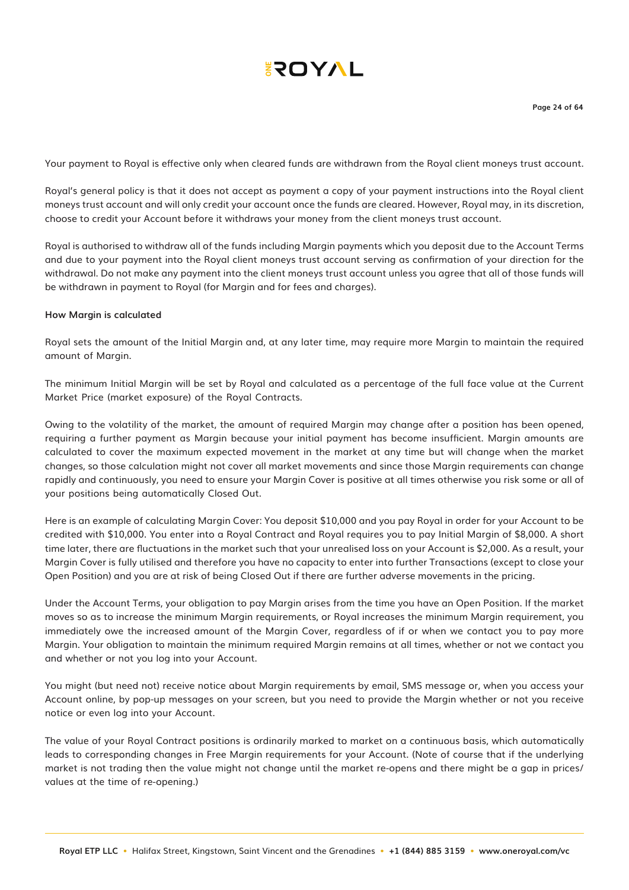Your payment to Royal is effective only when cleared funds are withdrawn from the Royal client moneys trust account.

Royal's general policy is that it does not accept as payment a copy of your payment instructions into the Royal client moneys trust account and will only credit your account once the funds are cleared. However, Royal may, in its discretion, choose to credit your Account before it withdraws your money from the client moneys trust account.

Royal is authorised to withdraw all of the funds including Margin payments which you deposit due to the Account Terms and due to your payment into the Royal client moneys trust account serving as confirmation of your direction for the withdrawal. Do not make any payment into the client moneys trust account unless you agree that all of those funds will be withdrawn in payment to Royal (for Margin and for fees and charges).

**How Margin is calculated**

Royal sets the amount of the Initial Margin and, at any later time, may require more Margin to maintain the required amount of Margin.

The minimum Initial Margin will be set by Royal and calculated as a percentage of the full face value at the Current Market Price (market exposure) of the Royal Contracts.

Owing to the volatility of the market, the amount of required Margin may change after a position has been opened, requiring a further payment as Margin because your initial payment has become insufficient. Margin amounts are calculated to cover the maximum expected movement in the market at any time but will change when the market changes, so those calculation might not cover all market movements and since those Margin requirements can change rapidly and continuously, you need to ensure your Margin Cover is positive at all times otherwise you risk some or all of your positions being automatically Closed Out.

Here is an example of calculating Margin Cover: You deposit $10,000 and you pay Royal in order for your Account to be credited with $10,000. You enter into a Royal Contract and Royal requires you to pay Initial Margin of $8,000. A short time later, there are fluctuations in the market such that your unrealised loss on your Account is $2,000. As a result, your Margin Cover is fully utilised and therefore you have no capacity to enter into further Transactions (except to close your Open Position) and you are at risk of being Closed Out if there are further adverse movements in the pricing.

Under the Account Terms, your obligation to pay Margin arises from the time you have an Open Position. If the market moves so as to increase the minimum Margin requirements, or Royal increases the minimum Margin requirement, you immediately owe the increased amount of the Margin Cover, regardless of if or when we contact you to pay more Margin. Your obligation to maintain the minimum required Margin remains at all times, whether or not we contact you and whether or not you log into your Account.

You might (but need not) receive notice about Margin requirements by email, SMS message or, when you access your Account online, by pop-up messages on your screen, but you need to provide the Margin whether or not you receive notice or even log into your Account.

The value of your Royal Contract positions is ordinarily marked to market on a continuous basis, which automatically leads to corresponding changes in Free Margin requirements for your Account. (Note of course that if the underlying market is not trading then the value might not change until the market re-opens and there might be a gap in prices/values at the time of re-opening.)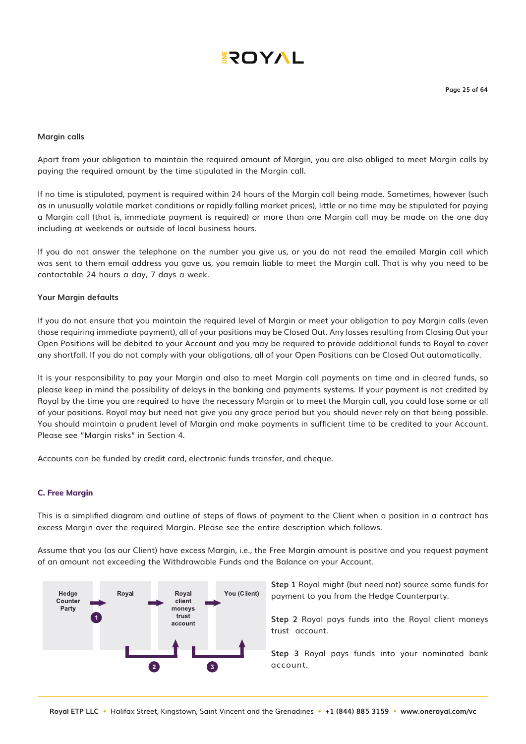#### Margin calls

Apart from your obligation to maintain the required amount of Margin, you are also obliged to meet Margin calls by paying the required amount by the time stipulated in the Margin call.

If no time is stipulated, payment is required within 24 hours of the Margin call being made. Sometimes, however (such as in unusually volatile market conditions or rapidly falling market prices), little or no time may be stipulated for paying a Margin call (that is, immediate payment is required) or more than one Margin call may be made on the one day including at weekends or outside of local business hours.

If you do not answer the telephone on the number you give us, or you do not read the emailed Margin call which was sent to them email address you gave us, you remain liable to meet the Margin call. That is why you need to be contactable 24 hours a day, 7 days a week.

#### Your Margin defaults

If you do not ensure that you maintain the required level of Margin or meet your obligation to pay Margin calls (even those requiring immediate payment), all of your positions may be Closed Out. Any losses resulting from Closing Out your Open Positions will be debited to your Account and you may be required to provide additional funds to Royal to cover any shortfall. If you do not comply with your obligations, all of your Open Positions can be Closed Out automatically.

It is your responsibility to pay your Margin and also to meet Margin call payments on time and in cleared funds, so please keep in mind the possibility of delays in the banking and payments systems. If your payment is not credited by Royal by the time you are required to have the necessary Margin or to meet the Margin call, you could lose some or all of your positions. Royal may but need not give you any grace period but you should never rely on that being possible. You should maintain a prudent level of Margin and make payments in sufficient time to be credited to your Account. Please see "Margin risks" in Section 4.

Accounts can be funded by credit card, electronic funds transfer, and cheque.

### C. Free Margin

This is a simplified diagram and outline of steps of flows of payment to the Client when a position in a contract has excess Margin over the required Margin. Please see the entire description which follows.

Assume that you (as our Client) have excess Margin, i.e., the Free Margin amount is positive and you request payment of an amount not exceeding the Withdrawable Funds and the Balance on your Account.

Hedge Counter Party → (1) Royal → (2) Royal client moneys trust account → (3) You (Client)

**Step 1** Royal might (but need not) source some funds for payment to you from the Hedge Counterparty.

**Step 2** Royal pays funds into the Royal client moneys trust account.

**Step 3** Royal pays funds into your nominated bank account.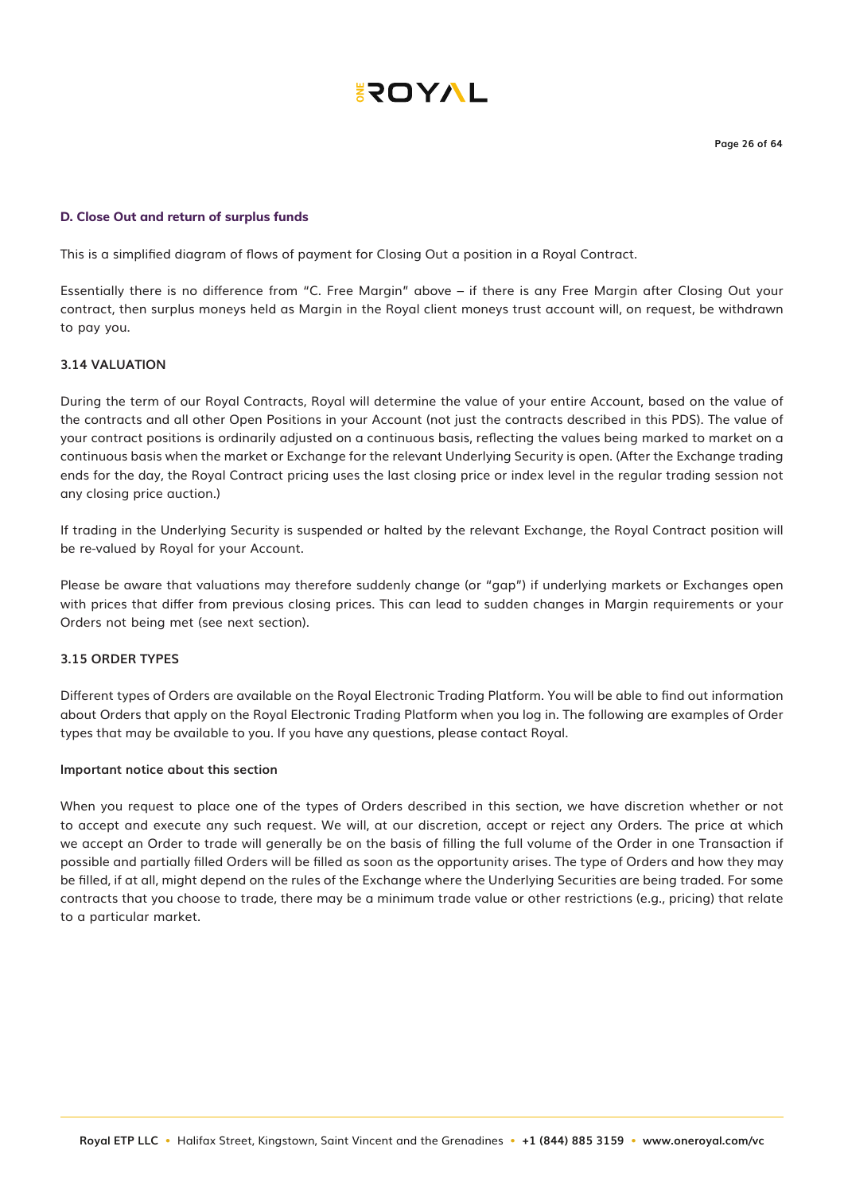### D. Close Out and return of surplus funds

This is a simplified diagram of flows of payment for Closing Out a position in a Royal Contract.

Essentially there is no difference from "C. Free Margin" above – if there is any Free Margin after Closing Out your contract, then surplus moneys held as Margin in the Royal client moneys trust account will, on request, be withdrawn to pay you.

## 3.14 VALUATION

During the term of our Royal Contracts, Royal will determine the value of your entire Account, based on the value of the contracts and all other Open Positions in your Account (not just the contracts described in this PDS). The value of your contract positions is ordinarily adjusted on a continuous basis, reflecting the values being marked to market on a continuous basis when the market or Exchange for the relevant Underlying Security is open. (After the Exchange trading ends for the day, the Royal Contract pricing uses the last closing price or index level in the regular trading session not any closing price auction.)

If trading in the Underlying Security is suspended or halted by the relevant Exchange, the Royal Contract position will be re-valued by Royal for your Account.

Please be aware that valuations may therefore suddenly change (or "gap") if underlying markets or Exchanges open with prices that differ from previous closing prices. This can lead to sudden changes in Margin requirements or your Orders not being met (see next section).

## 3.15 ORDER TYPES

Different types of Orders are available on the Royal Electronic Trading Platform. You will be able to find out information about Orders that apply on the Royal Electronic Trading Platform when you log in. The following are examples of Order types that may be available to you. If you have any questions, please contact Royal.

**Important notice about this section**

When you request to place one of the types of Orders described in this section, we have discretion whether or not to accept and execute any such request. We will, at our discretion, accept or reject any Orders. The price at which we accept an Order to trade will generally be on the basis of filling the full volume of the Order in one Transaction if possible and partially filled Orders will be filled as soon as the opportunity arises. The type of Orders and how they may be filled, if at all, might depend on the rules of the Exchange where the Underlying Securities are being traded. For some contracts that you choose to trade, there may be a minimum trade value or other restrictions (e.g., pricing) that relate to a particular market.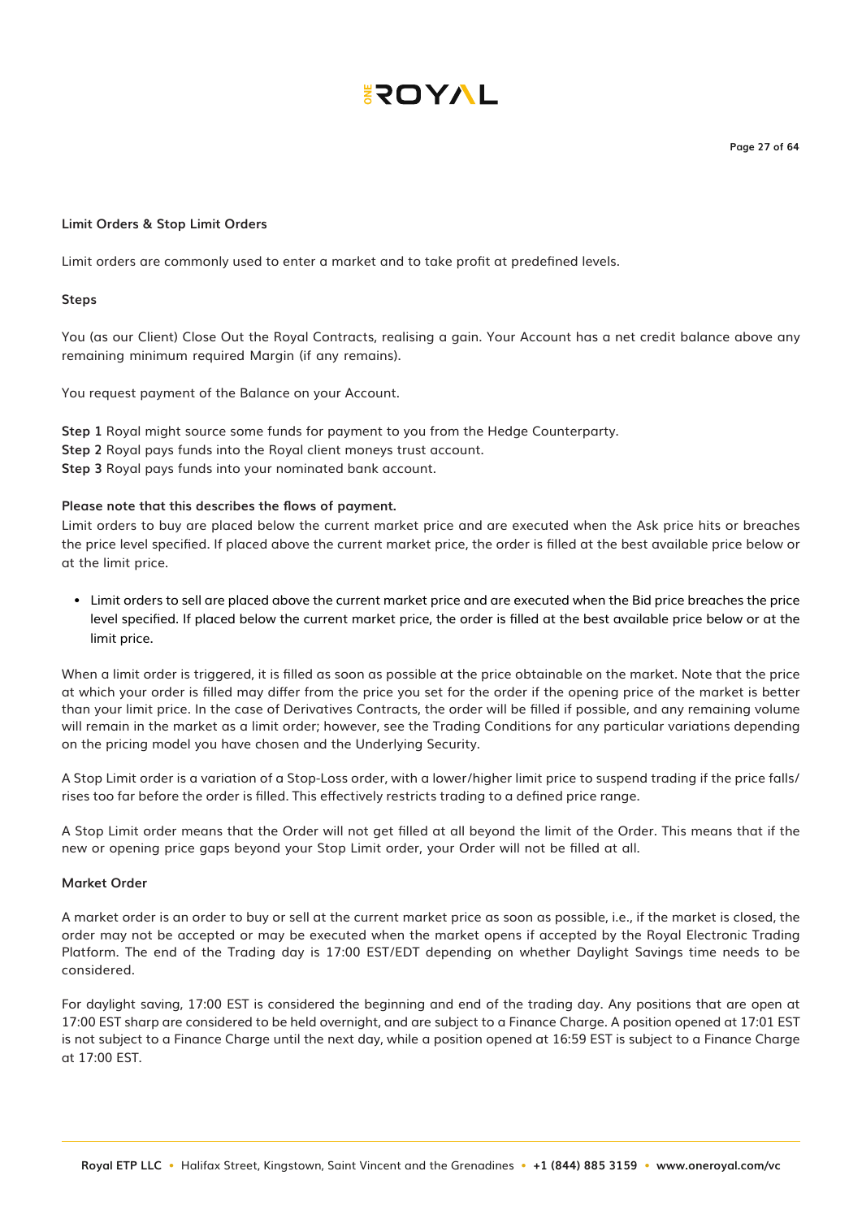**Limit Orders & Stop Limit Orders**

Limit orders are commonly used to enter a market and to take profit at predefined levels.

**Steps**

You (as our Client) Close Out the Royal Contracts, realising a gain. Your Account has a net credit balance above any remaining minimum required Margin (if any remains).

You request payment of the Balance on your Account.

**Step 1** Royal might source some funds for payment to you from the Hedge Counterparty.
**Step 2** Royal pays funds into the Royal client moneys trust account.
**Step 3** Royal pays funds into your nominated bank account.

**Please note that this describes the flows of payment.**
Limit orders to buy are placed below the current market price and are executed when the Ask price hits or breaches the price level specified. If placed above the current market price, the order is filled at the best available price below or at the limit price.

- Limit orders to sell are placed above the current market price and are executed when the Bid price breaches the price level specified. If placed below the current market price, the order is filled at the best available price below or at the limit price.

When a limit order is triggered, it is filled as soon as possible at the price obtainable on the market. Note that the price at which your order is filled may differ from the price you set for the order if the opening price of the market is better than your limit price. In the case of Derivatives Contracts, the order will be filled if possible, and any remaining volume will remain in the market as a limit order; however, see the Trading Conditions for any particular variations depending on the pricing model you have chosen and the Underlying Security.

A Stop Limit order is a variation of a Stop-Loss order, with a lower/higher limit price to suspend trading if the price falls/rises too far before the order is filled. This effectively restricts trading to a defined price range.

A Stop Limit order means that the Order will not get filled at all beyond the limit of the Order. This means that if the new or opening price gaps beyond your Stop Limit order, your Order will not be filled at all.

**Market Order**

A market order is an order to buy or sell at the current market price as soon as possible, i.e., if the market is closed, the order may not be accepted or may be executed when the market opens if accepted by the Royal Electronic Trading Platform. The end of the Trading day is 17:00 EST/EDT depending on whether Daylight Savings time needs to be considered.

For daylight saving, 17:00 EST is considered the beginning and end of the trading day. Any positions that are open at 17:00 EST sharp are considered to be held overnight, and are subject to a Finance Charge. A position opened at 17:01 EST is not subject to a Finance Charge until the next day, while a position opened at 16:59 EST is subject to a Finance Charge at 17:00 EST.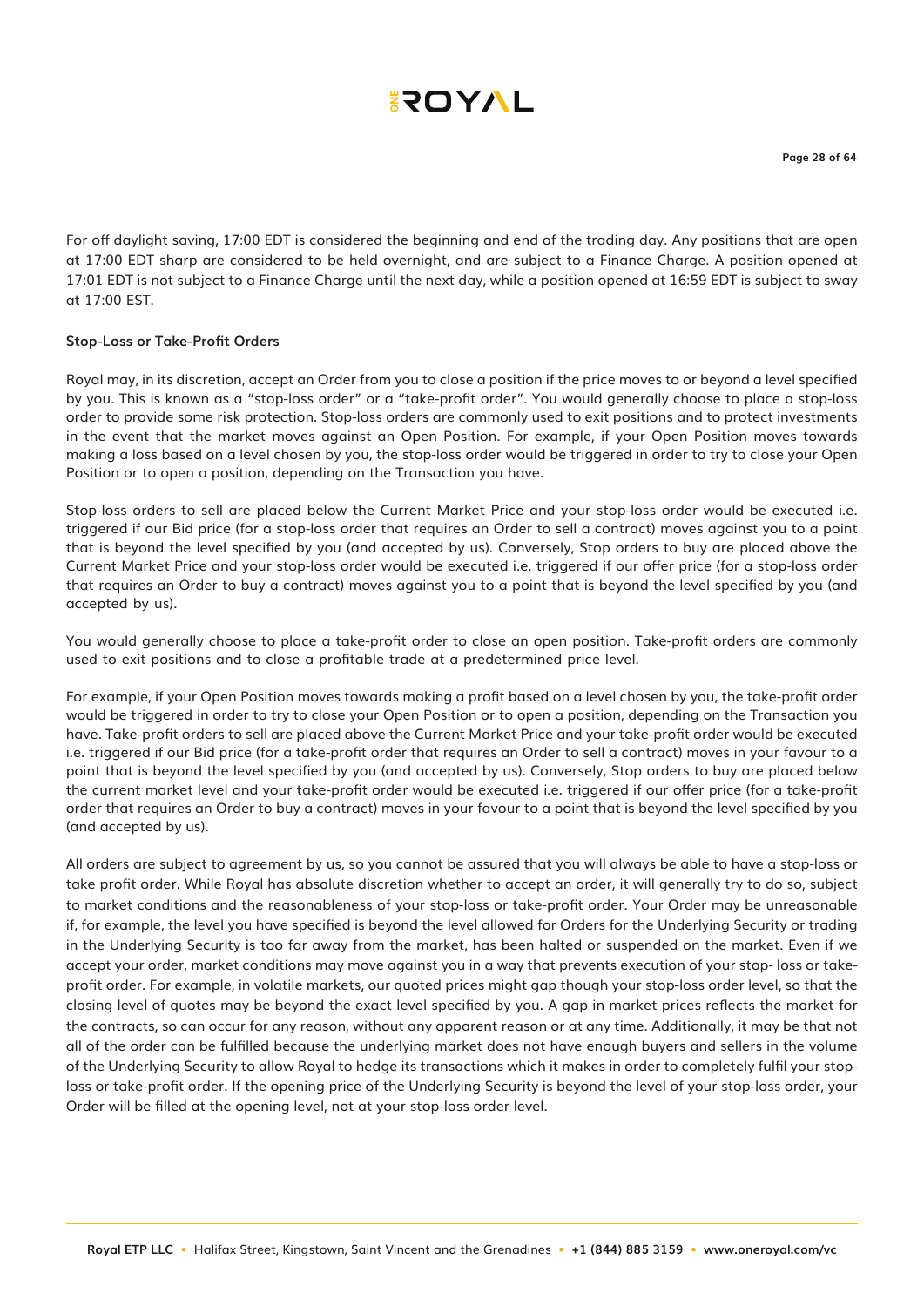For off daylight saving, 17:00 EDT is considered the beginning and end of the trading day. Any positions that are open at 17:00 EDT sharp are considered to be held overnight, and are subject to a Finance Charge. A position opened at 17:01 EDT is not subject to a Finance Charge until the next day, while a position opened at 16:59 EDT is subject to sway at 17:00 EST.

**Stop-Loss or Take-Profit Orders**

Royal may, in its discretion, accept an Order from you to close a position if the price moves to or beyond a level specified by you. This is known as a "stop-loss order" or a "take-profit order". You would generally choose to place a stop-loss order to provide some risk protection. Stop-loss orders are commonly used to exit positions and to protect investments in the event that the market moves against an Open Position. For example, if your Open Position moves towards making a loss based on a level chosen by you, the stop-loss order would be triggered in order to try to close your Open Position or to open a position, depending on the Transaction you have.

Stop-loss orders to sell are placed below the Current Market Price and your stop-loss order would be executed i.e. triggered if our Bid price (for a stop-loss order that requires an Order to sell a contract) moves against you to a point that is beyond the level specified by you (and accepted by us). Conversely, Stop orders to buy are placed above the Current Market Price and your stop-loss order would be executed i.e. triggered if our offer price (for a stop-loss order that requires an Order to buy a contract) moves against you to a point that is beyond the level specified by you (and accepted by us).

You would generally choose to place a take-profit order to close an open position. Take-profit orders are commonly used to exit positions and to close a profitable trade at a predetermined price level.

For example, if your Open Position moves towards making a profit based on a level chosen by you, the take-profit order would be triggered in order to try to close your Open Position or to open a position, depending on the Transaction you have. Take-profit orders to sell are placed above the Current Market Price and your take-profit order would be executed i.e. triggered if our Bid price (for a take-profit order that requires an Order to sell a contract) moves in your favour to a point that is beyond the level specified by you (and accepted by us). Conversely, Stop orders to buy are placed below the current market level and your take-profit order would be executed i.e. triggered if our offer price (for a take-profit order that requires an Order to buy a contract) moves in your favour to a point that is beyond the level specified by you (and accepted by us).

All orders are subject to agreement by us, so you cannot be assured that you will always be able to have a stop-loss or take profit order. While Royal has absolute discretion whether to accept an order, it will generally try to do so, subject to market conditions and the reasonableness of your stop-loss or take-profit order. Your Order may be unreasonable if, for example, the level you have specified is beyond the level allowed for Orders for the Underlying Security or trading in the Underlying Security is too far away from the market, has been halted or suspended on the market. Even if we accept your order, market conditions may move against you in a way that prevents execution of your stop- loss or take-profit order. For example, in volatile markets, our quoted prices might gap though your stop-loss order level, so that the closing level of quotes may be beyond the exact level specified by you. A gap in market prices reflects the market for the contracts, so can occur for any reason, without any apparent reason or at any time. Additionally, it may be that not all of the order can be fulfilled because the underlying market does not have enough buyers and sellers in the volume of the Underlying Security to allow Royal to hedge its transactions which it makes in order to completely fulfil your stop-loss or take-profit order. If the opening price of the Underlying Security is beyond the level of your stop-loss order, your Order will be filled at the opening level, not at your stop-loss order level.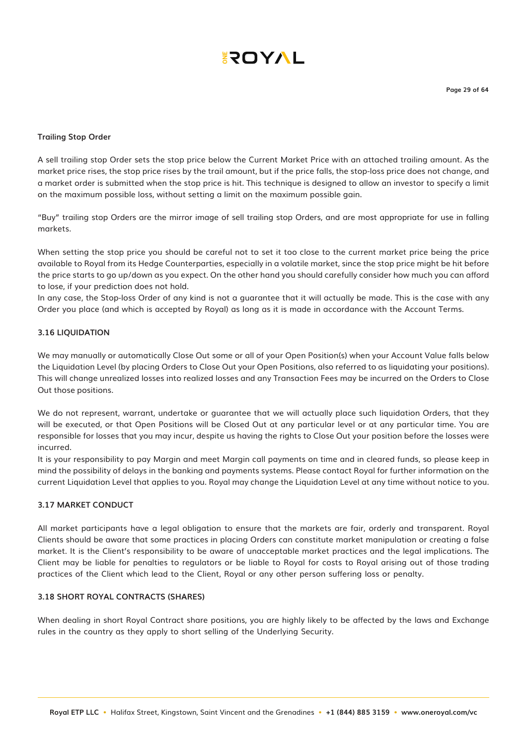**Trailing Stop Order**

A sell trailing stop Order sets the stop price below the Current Market Price with an attached trailing amount. As the market price rises, the stop price rises by the trail amount, but if the price falls, the stop-loss price does not change, and a market order is submitted when the stop price is hit. This technique is designed to allow an investor to specify a limit on the maximum possible loss, without setting a limit on the maximum possible gain.

"Buy" trailing stop Orders are the mirror image of sell trailing stop Orders, and are most appropriate for use in falling markets.

When setting the stop price you should be careful not to set it too close to the current market price being the price available to Royal from its Hedge Counterparties, especially in a volatile market, since the stop price might be hit before the price starts to go up/down as you expect. On the other hand you should carefully consider how much you can afford to lose, if your prediction does not hold.

In any case, the Stop-loss Order of any kind is not a guarantee that it will actually be made. This is the case with any Order you place (and which is accepted by Royal) as long as it is made in accordance with the Account Terms.

### 3.16 LIQUIDATION

We may manually or automatically Close Out some or all of your Open Position(s) when your Account Value falls below the Liquidation Level (by placing Orders to Close Out your Open Positions, also referred to as liquidating your positions). This will change unrealized losses into realized losses and any Transaction Fees may be incurred on the Orders to Close Out those positions.

We do not represent, warrant, undertake or guarantee that we will actually place such liquidation Orders, that they will be executed, or that Open Positions will be Closed Out at any particular level or at any particular time. You are responsible for losses that you may incur, despite us having the rights to Close Out your position before the losses were incurred.

It is your responsibility to pay Margin and meet Margin call payments on time and in cleared funds, so please keep in mind the possibility of delays in the banking and payments systems. Please contact Royal for further information on the current Liquidation Level that applies to you. Royal may change the Liquidation Level at any time without notice to you.

### 3.17 MARKET CONDUCT

All market participants have a legal obligation to ensure that the markets are fair, orderly and transparent. Royal Clients should be aware that some practices in placing Orders can constitute market manipulation or creating a false market. It is the Client's responsibility to be aware of unacceptable market practices and the legal implications. The Client may be liable for penalties to regulators or be liable to Royal for costs to Royal arising out of those trading practices of the Client which lead to the Client, Royal or any other person suffering loss or penalty.

### 3.18 SHORT ROYAL CONTRACTS (SHARES)

When dealing in short Royal Contract share positions, you are highly likely to be affected by the laws and Exchange rules in the country as they apply to short selling of the Underlying Security.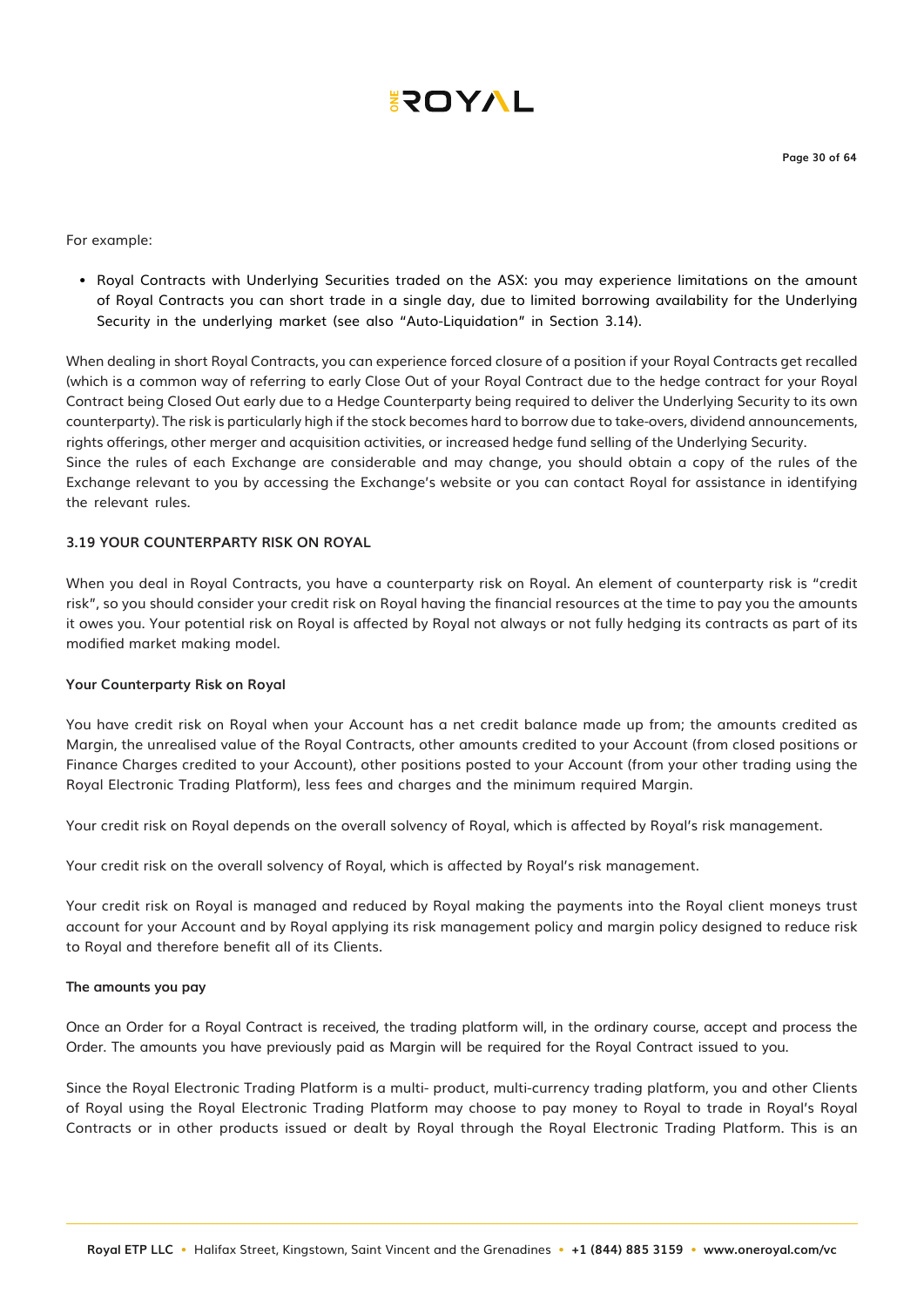For example:

- Royal Contracts with Underlying Securities traded on the ASX: you may experience limitations on the amount of Royal Contracts you can short trade in a single day, due to limited borrowing availability for the Underlying Security in the underlying market (see also "Auto-Liquidation" in Section 3.14).

When dealing in short Royal Contracts, you can experience forced closure of a position if your Royal Contracts get recalled (which is a common way of referring to early Close Out of your Royal Contract due to the hedge contract for your Royal Contract being Closed Out early due to a Hedge Counterparty being required to deliver the Underlying Security to its own counterparty). The risk is particularly high if the stock becomes hard to borrow due to take-overs, dividend announcements, rights offerings, other merger and acquisition activities, or increased hedge fund selling of the Underlying Security.
Since the rules of each Exchange are considerable and may change, you should obtain a copy of the rules of the Exchange relevant to you by accessing the Exchange's website or you can contact Royal for assistance in identifying the relevant rules.

### 3.19 YOUR COUNTERPARTY RISK ON ROYAL

When you deal in Royal Contracts, you have a counterparty risk on Royal. An element of counterparty risk is "credit risk", so you should consider your credit risk on Royal having the financial resources at the time to pay you the amounts it owes you. Your potential risk on Royal is affected by Royal not always or not fully hedging its contracts as part of its modified market making model.

**Your Counterparty Risk on Royal**

You have credit risk on Royal when your Account has a net credit balance made up from; the amounts credited as Margin, the unrealised value of the Royal Contracts, other amounts credited to your Account (from closed positions or Finance Charges credited to your Account), other positions posted to your Account (from your other trading using the Royal Electronic Trading Platform), less fees and charges and the minimum required Margin.

Your credit risk on Royal depends on the overall solvency of Royal, which is affected by Royal's risk management.

Your credit risk on the overall solvency of Royal, which is affected by Royal's risk management.

Your credit risk on Royal is managed and reduced by Royal making the payments into the Royal client moneys trust account for your Account and by Royal applying its risk management policy and margin policy designed to reduce risk to Royal and therefore benefit all of its Clients.

**The amounts you pay**

Once an Order for a Royal Contract is received, the trading platform will, in the ordinary course, accept and process the Order. The amounts you have previously paid as Margin will be required for the Royal Contract issued to you.

Since the Royal Electronic Trading Platform is a multi- product, multi-currency trading platform, you and other Clients of Royal using the Royal Electronic Trading Platform may choose to pay money to Royal to trade in Royal's Royal Contracts or in other products issued or dealt by Royal through the Royal Electronic Trading Platform. This is an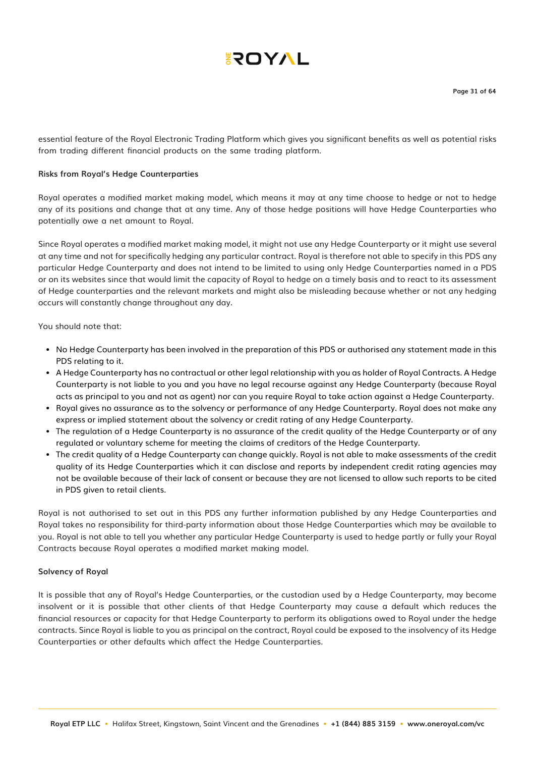essential feature of the Royal Electronic Trading Platform which gives you significant benefits as well as potential risks from trading different financial products on the same trading platform.

**Risks from Royal's Hedge Counterparties**

Royal operates a modified market making model, which means it may at any time choose to hedge or not to hedge any of its positions and change that at any time. Any of those hedge positions will have Hedge Counterparties who potentially owe a net amount to Royal.

Since Royal operates a modified market making model, it might not use any Hedge Counterparty or it might use several at any time and not for specifically hedging any particular contract. Royal is therefore not able to specify in this PDS any particular Hedge Counterparty and does not intend to be limited to using only Hedge Counterparties named in a PDS or on its websites since that would limit the capacity of Royal to hedge on a timely basis and to react to its assessment of Hedge counterparties and the relevant markets and might also be misleading because whether or not any hedging occurs will constantly change throughout any day.

You should note that:

- No Hedge Counterparty has been involved in the preparation of this PDS or authorised any statement made in this PDS relating to it.
- A Hedge Counterparty has no contractual or other legal relationship with you as holder of Royal Contracts. A Hedge Counterparty is not liable to you and you have no legal recourse against any Hedge Counterparty (because Royal acts as principal to you and not as agent) nor can you require Royal to take action against a Hedge Counterparty.
- Royal gives no assurance as to the solvency or performance of any Hedge Counterparty. Royal does not make any express or implied statement about the solvency or credit rating of any Hedge Counterparty.
- The regulation of a Hedge Counterparty is no assurance of the credit quality of the Hedge Counterparty or of any regulated or voluntary scheme for meeting the claims of creditors of the Hedge Counterparty.
- The credit quality of a Hedge Counterparty can change quickly. Royal is not able to make assessments of the credit quality of its Hedge Counterparties which it can disclose and reports by independent credit rating agencies may not be available because of their lack of consent or because they are not licensed to allow such reports to be cited in PDS given to retail clients.

Royal is not authorised to set out in this PDS any further information published by any Hedge Counterparties and Royal takes no responsibility for third-party information about those Hedge Counterparties which may be available to you. Royal is not able to tell you whether any particular Hedge Counterparty is used to hedge partly or fully your Royal Contracts because Royal operates a modified market making model.

**Solvency of Royal**

It is possible that any of Royal's Hedge Counterparties, or the custodian used by a Hedge Counterparty, may become insolvent or it is possible that other clients of that Hedge Counterparty may cause a default which reduces the financial resources or capacity for that Hedge Counterparty to perform its obligations owed to Royal under the hedge contracts. Since Royal is liable to you as principal on the contract, Royal could be exposed to the insolvency of its Hedge Counterparties or other defaults which affect the Hedge Counterparties.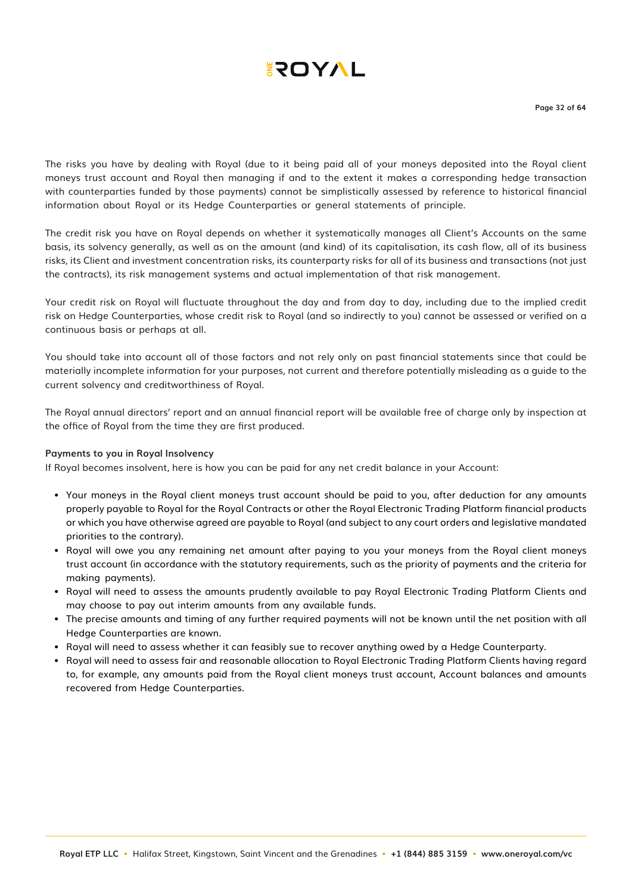The risks you have by dealing with Royal (due to it being paid all of your moneys deposited into the Royal client moneys trust account and Royal then managing if and to the extent it makes a corresponding hedge transaction with counterparties funded by those payments) cannot be simplistically assessed by reference to historical financial information about Royal or its Hedge Counterparties or general statements of principle.

The credit risk you have on Royal depends on whether it systematically manages all Client's Accounts on the same basis, its solvency generally, as well as on the amount (and kind) of its capitalisation, its cash flow, all of its business risks, its Client and investment concentration risks, its counterparty risks for all of its business and transactions (not just the contracts), its risk management systems and actual implementation of that risk management.

Your credit risk on Royal will fluctuate throughout the day and from day to day, including due to the implied credit risk on Hedge Counterparties, whose credit risk to Royal (and so indirectly to you) cannot be assessed or verified on a continuous basis or perhaps at all.

You should take into account all of those factors and not rely only on past financial statements since that could be materially incomplete information for your purposes, not current and therefore potentially misleading as a guide to the current solvency and creditworthiness of Royal.

The Royal annual directors' report and an annual financial report will be available free of charge only by inspection at the office of Royal from the time they are first produced.

**Payments to you in Royal Insolvency**

If Royal becomes insolvent, here is how you can be paid for any net credit balance in your Account:

- Your moneys in the Royal client moneys trust account should be paid to you, after deduction for any amounts properly payable to Royal for the Royal Contracts or other the Royal Electronic Trading Platform financial products or which you have otherwise agreed are payable to Royal (and subject to any court orders and legislative mandated priorities to the contrary).
- Royal will owe you any remaining net amount after paying to you your moneys from the Royal client moneys trust account (in accordance with the statutory requirements, such as the priority of payments and the criteria for making payments).
- Royal will need to assess the amounts prudently available to pay Royal Electronic Trading Platform Clients and may choose to pay out interim amounts from any available funds.
- The precise amounts and timing of any further required payments will not be known until the net position with all Hedge Counterparties are known.
- Royal will need to assess whether it can feasibly sue to recover anything owed by a Hedge Counterparty.
- Royal will need to assess fair and reasonable allocation to Royal Electronic Trading Platform Clients having regard to, for example, any amounts paid from the Royal client moneys trust account, Account balances and amounts recovered from Hedge Counterparties.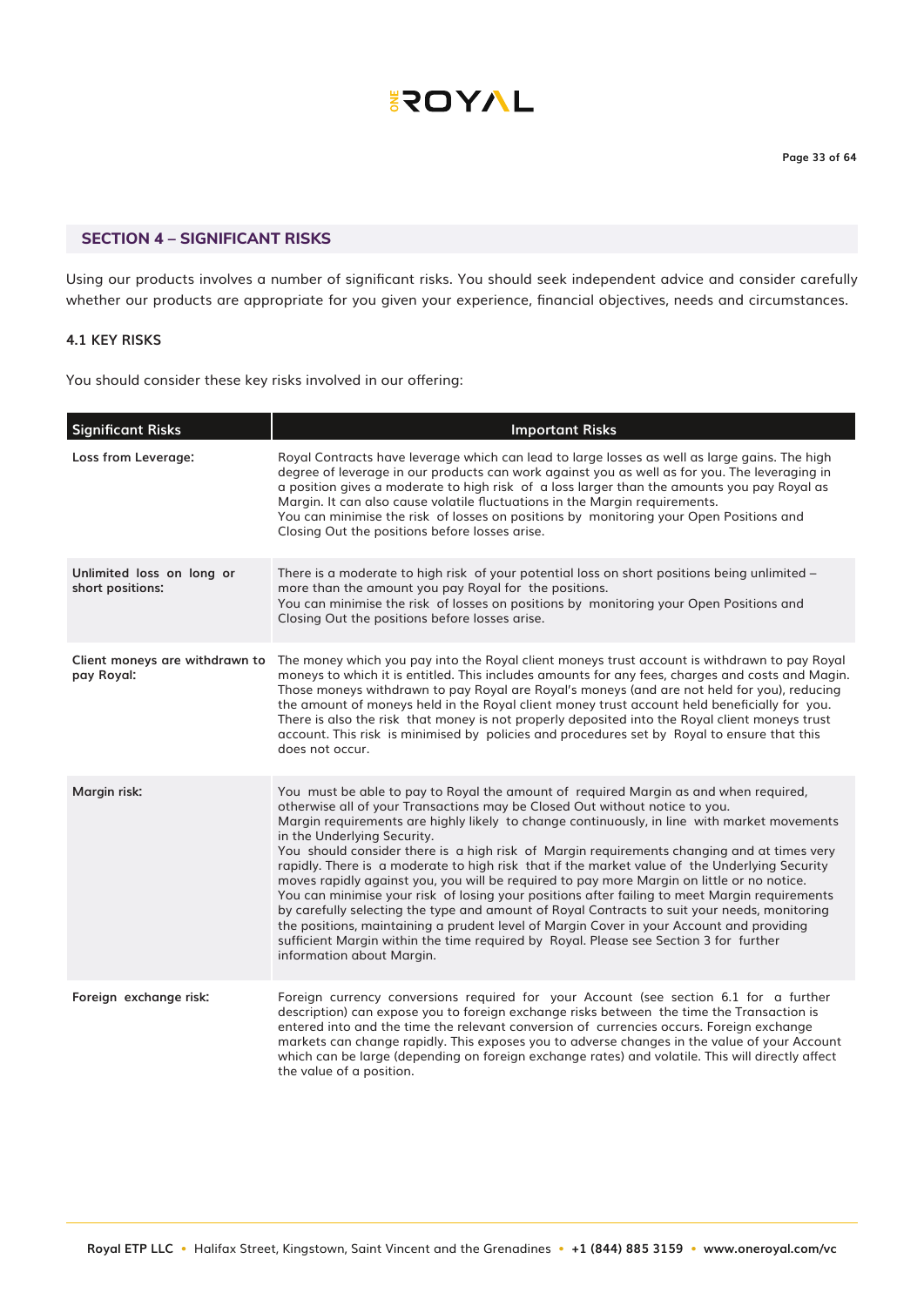## SECTION 4 – SIGNIFICANT RISKS

Using our products involves a number of significant risks. You should seek independent advice and consider carefully whether our products are appropriate for you given your experience, financial objectives, needs and circumstances.

### 4.1 KEY RISKS

You should consider these key risks involved in our offering:

| Significant Risks | Important Risks |
|---|---|
| **Loss from Leverage:** | Royal Contracts have leverage which can lead to large losses as well as large gains. The high degree of leverage in our products can work against you as well as for you. The leveraging in a position gives a moderate to high risk of a loss larger than the amounts you pay Royal as Margin. It can also cause volatile fluctuations in the Margin requirements.<br>You can minimise the risk of losses on positions by monitoring your Open Positions and Closing Out the positions before losses arise. |
| **Unlimited loss on long or short positions:** | There is a moderate to high risk of your potential loss on short positions being unlimited – more than the amount you pay Royal for the positions.<br>You can minimise the risk of losses on positions by monitoring your Open Positions and Closing Out the positions before losses arise. |
| **Client moneys are withdrawn to pay Royal:** | The money which you pay into the Royal client moneys trust account is withdrawn to pay Royal moneys to which it is entitled. This includes amounts for any fees, charges and costs and Magin. Those moneys withdrawn to pay Royal are Royal's moneys (and are not held for you), reducing the amount of moneys held in the Royal client money trust account held beneficially for you. There is also the risk that money is not properly deposited into the Royal client moneys trust account. This risk is minimised by policies and procedures set by Royal to ensure that this does not occur. |
| **Margin risk:** | You must be able to pay to Royal the amount of required Margin as and when required, otherwise all of your Transactions may be Closed Out without notice to you.<br>Margin requirements are highly likely to change continuously, in line with market movements in the Underlying Security.<br>You should consider there is a high risk of Margin requirements changing and at times very rapidly. There is a moderate to high risk that if the market value of the Underlying Security moves rapidly against you, you will be required to pay more Margin on little or no notice.<br>You can minimise your risk of losing your positions after failing to meet Margin requirements by carefully selecting the type and amount of Royal Contracts to suit your needs, monitoring the positions, maintaining a prudent level of Margin Cover in your Account and providing sufficient Margin within the time required by Royal. Please see Section 3 for further information about Margin. |
| **Foreign exchange risk:** | Foreign currency conversions required for your Account (see section 6.1 for a further description) can expose you to foreign exchange risks between the time the Transaction is entered into and the time the relevant conversion of currencies occurs. Foreign exchange markets can change rapidly. This exposes you to adverse changes in the value of your Account which can be large (depending on foreign exchange rates) and volatile. This will directly affect the value of a position. |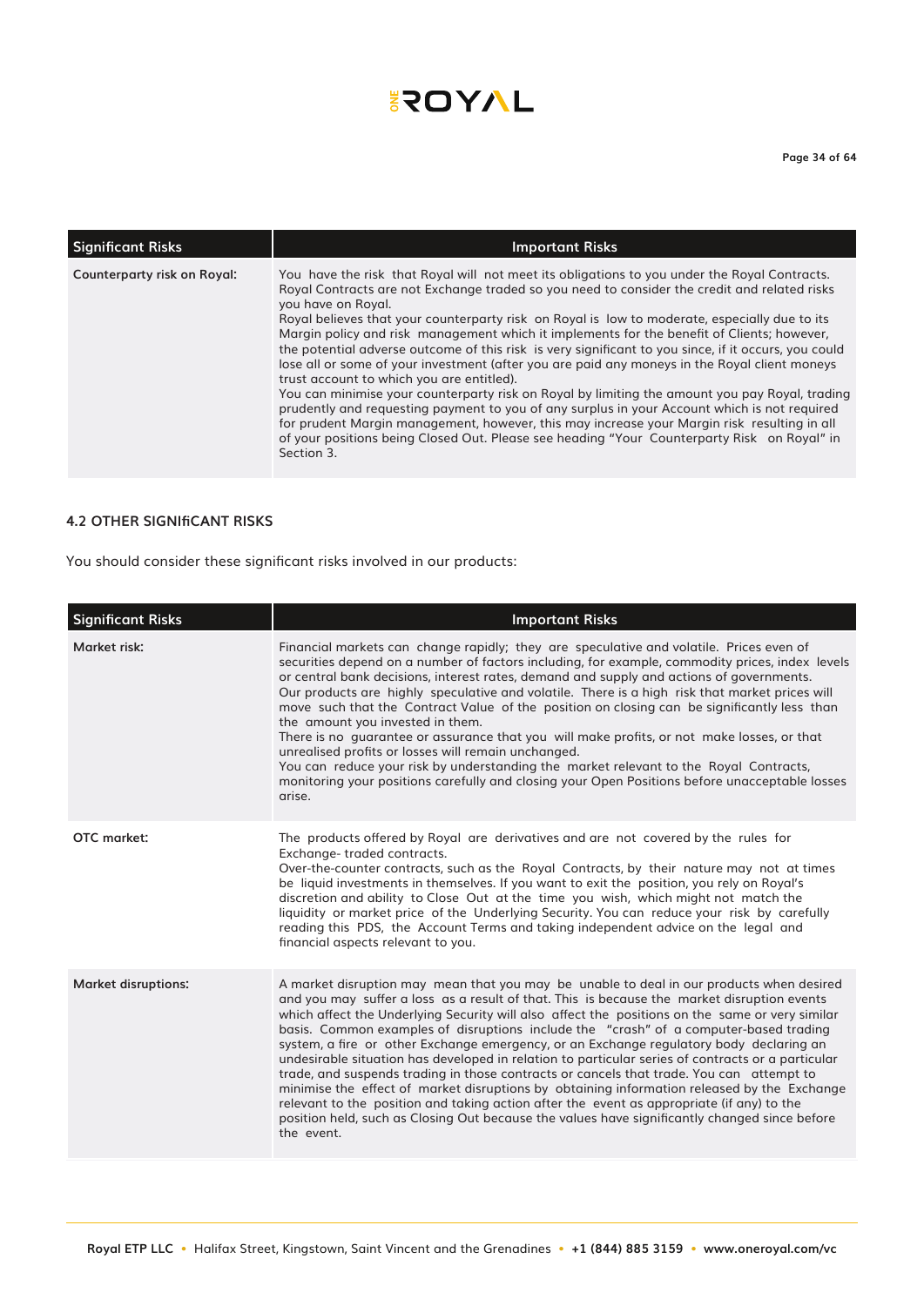| Significant Risks | Important Risks |
|---|---|
| **Counterparty risk on Royal:** | You have the risk that Royal will not meet its obligations to you under the Royal Contracts. Royal Contracts are not Exchange traded so you need to consider the credit and related risks you have on Royal.<br>Royal believes that your counterparty risk on Royal is low to moderate, especially due to its Margin policy and risk management which it implements for the benefit of Clients; however, the potential adverse outcome of this risk is very significant to you since, if it occurs, you could lose all or some of your investment (after you are paid any moneys in the Royal client moneys trust account to which you are entitled).<br>You can minimise your counterparty risk on Royal by limiting the amount you pay Royal, trading prudently and requesting payment to you of any surplus in your Account which is not required for prudent Margin management, however, this may increase your Margin risk resulting in all of your positions being Closed Out. Please see heading "Your Counterparty Risk on Royal" in Section 3. |

#### 4.2 OTHER SIGNIfiCANT RISKS

You should consider these significant risks involved in our products:

| Significant Risks | Important Risks |
|---|---|
| **Market risk:** | Financial markets can change rapidly; they are speculative and volatile. Prices even of securities depend on a number of factors including, for example, commodity prices, index levels or central bank decisions, interest rates, demand and supply and actions of governments.<br>Our products are highly speculative and volatile. There is a high risk that market prices will move such that the Contract Value of the position on closing can be significantly less than the amount you invested in them.<br>There is no guarantee or assurance that you will make profits, or not make losses, or that unrealised profits or losses will remain unchanged.<br>You can reduce your risk by understanding the market relevant to the Royal Contracts, monitoring your positions carefully and closing your Open Positions before unacceptable losses arise. |
| **OTC market:** | The products offered by Royal are derivatives and are not covered by the rules for Exchange- traded contracts.<br>Over-the-counter contracts, such as the Royal Contracts, by their nature may not at times be liquid investments in themselves. If you want to exit the position, you rely on Royal's discretion and ability to Close Out at the time you wish, which might not match the liquidity or market price of the Underlying Security. You can reduce your risk by carefully reading this PDS, the Account Terms and taking independent advice on the legal and financial aspects relevant to you. |
| **Market disruptions:** | A market disruption may mean that you may be unable to deal in our products when desired and you may suffer a loss as a result of that. This is because the market disruption events which affect the Underlying Security will also affect the positions on the same or very similar basis. Common examples of disruptions include the "crash" of a computer-based trading system, a fire or other Exchange emergency, or an Exchange regulatory body declaring an undesirable situation has developed in relation to particular series of contracts or a particular trade, and suspends trading in those contracts or cancels that trade. You can attempt to minimise the effect of market disruptions by obtaining information released by the Exchange relevant to the position and taking action after the event as appropriate (if any) to the position held, such as Closing Out because the values have significantly changed since before the event. |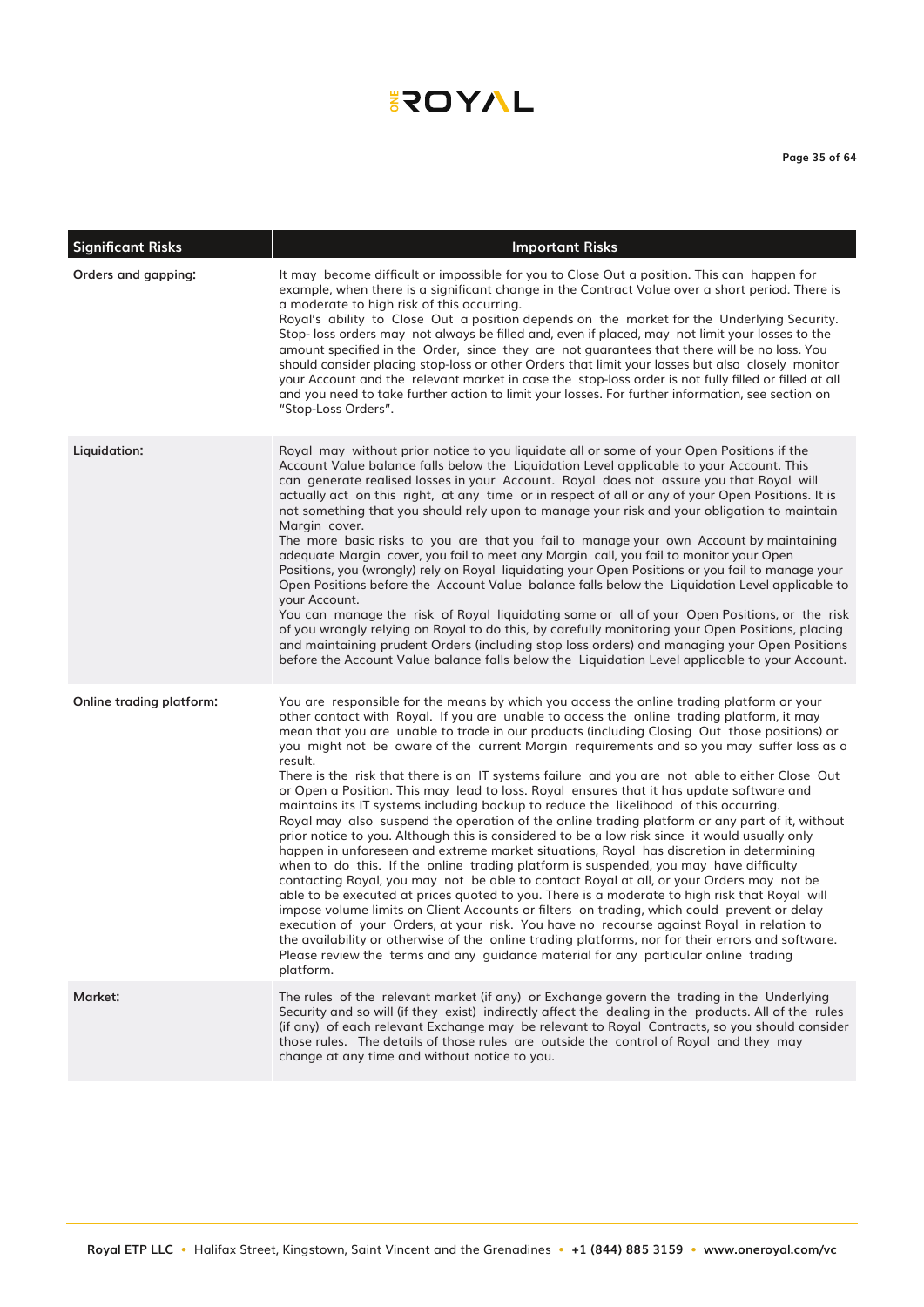| Significant Risks | Important Risks |
|---|---|
| **Orders and gapping:** | It may become difficult or impossible for you to Close Out a position. This can happen for example, when there is a significant change in the Contract Value over a short period. There is a moderate to high risk of this occurring.<br>Royal's ability to Close Out a position depends on the market for the Underlying Security. Stop- loss orders may not always be filled and, even if placed, may not limit your losses to the amount specified in the Order, since they are not guarantees that there will be no loss. You should consider placing stop-loss or other Orders that limit your losses but also closely monitor your Account and the relevant market in case the stop-loss order is not fully filled or filled at all and you need to take further action to limit your losses. For further information, see section on "Stop-Loss Orders". |
| **Liquidation:** | Royal may without prior notice to you liquidate all or some of your Open Positions if the Account Value balance falls below the Liquidation Level applicable to your Account. This can generate realised losses in your Account. Royal does not assure you that Royal will actually act on this right, at any time or in respect of all or any of your Open Positions. It is not something that you should rely upon to manage your risk and your obligation to maintain Margin cover.<br>The more basic risks to you are that you fail to manage your own Account by maintaining adequate Margin cover, you fail to meet any Margin call, you fail to monitor your Open Positions, you (wrongly) rely on Royal liquidating your Open Positions or you fail to manage your Open Positions before the Account Value balance falls below the Liquidation Level applicable to your Account.<br>You can manage the risk of Royal liquidating some or all of your Open Positions, or the risk of you wrongly relying on Royal to do this, by carefully monitoring your Open Positions, placing and maintaining prudent Orders (including stop loss orders) and managing your Open Positions before the Account Value balance falls below the Liquidation Level applicable to your Account. |
| **Online trading platform:** | You are responsible for the means by which you access the online trading platform or your other contact with Royal. If you are unable to access the online trading platform, it may mean that you are unable to trade in our products (including Closing Out those positions) or you might not be aware of the current Margin requirements and so you may suffer loss as a result.<br>There is the risk that there is an IT systems failure and you are not able to either Close Out or Open a Position. This may lead to loss. Royal ensures that it has update software and maintains its IT systems including backup to reduce the likelihood of this occurring.<br>Royal may also suspend the operation of the online trading platform or any part of it, without prior notice to you. Although this is considered to be a low risk since it would usually only happen in unforeseen and extreme market situations, Royal has discretion in determining when to do this. If the online trading platform is suspended, you may have difficulty contacting Royal, you may not be able to contact Royal at all, or your Orders may not be able to be executed at prices quoted to you. There is a moderate to high risk that Royal will impose volume limits on Client Accounts or filters on trading, which could prevent or delay execution of your Orders, at your risk. You have no recourse against Royal in relation to the availability or otherwise of the online trading platforms, nor for their errors and software. Please review the terms and any guidance material for any particular online trading platform. |
| **Market:** | The rules of the relevant market (if any) or Exchange govern the trading in the Underlying Security and so will (if they exist) indirectly affect the dealing in the products. All of the rules (if any) of each relevant Exchange may be relevant to Royal Contracts, so you should consider those rules. The details of those rules are outside the control of Royal and they may change at any time and without notice to you. |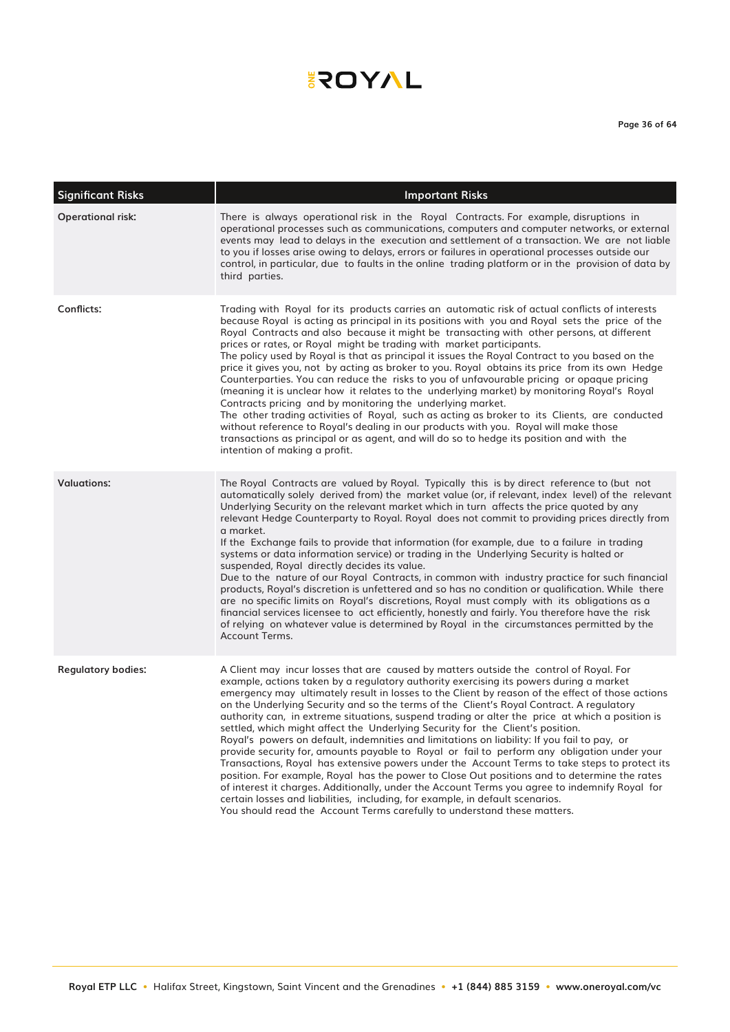| Significant Risks | Important Risks |
|---|---|
| **Operational risk:** | There is always operational risk in the Royal Contracts. For example, disruptions in operational processes such as communications, computers and computer networks, or external events may lead to delays in the execution and settlement of a transaction. We are not liable to you if losses arise owing to delays, errors or failures in operational processes outside our control, in particular, due to faults in the online trading platform or in the provision of data by third parties. |
| **Conflicts:** | Trading with Royal for its products carries an automatic risk of actual conflicts of interests because Royal is acting as principal in its positions with you and Royal sets the price of the Royal Contracts and also because it might be transacting with other persons, at different prices or rates, or Royal might be trading with market participants.<br>The policy used by Royal is that as principal it issues the Royal Contract to you based on the price it gives you, not by acting as broker to you. Royal obtains its price from its own Hedge Counterparties. You can reduce the risks to you of unfavourable pricing or opaque pricing (meaning it is unclear how it relates to the underlying market) by monitoring Royal's Royal Contracts pricing and by monitoring the underlying market.<br>The other trading activities of Royal, such as acting as broker to its Clients, are conducted without reference to Royal's dealing in our products with you. Royal will make those transactions as principal or as agent, and will do so to hedge its position and with the intention of making a profit. |
| **Valuations:** | The Royal Contracts are valued by Royal. Typically this is by direct reference to (but not automatically solely derived from) the market value (or, if relevant, index level) of the relevant Underlying Security on the relevant market which in turn affects the price quoted by any relevant Hedge Counterparty to Royal. Royal does not commit to providing prices directly from a market.<br>If the Exchange fails to provide that information (for example, due to a failure in trading systems or data information service) or trading in the Underlying Security is halted or suspended, Royal directly decides its value.<br>Due to the nature of our Royal Contracts, in common with industry practice for such financial products, Royal's discretion is unfettered and so has no condition or qualification. While there are no specific limits on Royal's discretions, Royal must comply with its obligations as a financial services licensee to act efficiently, honestly and fairly. You therefore have the risk of relying on whatever value is determined by Royal in the circumstances permitted by the Account Terms. |
| **Regulatory bodies:** | A Client may incur losses that are caused by matters outside the control of Royal. For example, actions taken by a regulatory authority exercising its powers during a market emergency may ultimately result in losses to the Client by reason of the effect of those actions on the Underlying Security and so the terms of the Client's Royal Contract. A regulatory authority can, in extreme situations, suspend trading or alter the price at which a position is settled, which might affect the Underlying Security for the Client's position.<br>Royal's powers on default, indemnities and limitations on liability: If you fail to pay, or provide security for, amounts payable to Royal or fail to perform any obligation under your Transactions, Royal has extensive powers under the Account Terms to take steps to protect its position. For example, Royal has the power to Close Out positions and to determine the rates of interest it charges. Additionally, under the Account Terms you agree to indemnify Royal for certain losses and liabilities, including, for example, in default scenarios.<br>You should read the Account Terms carefully to understand these matters. |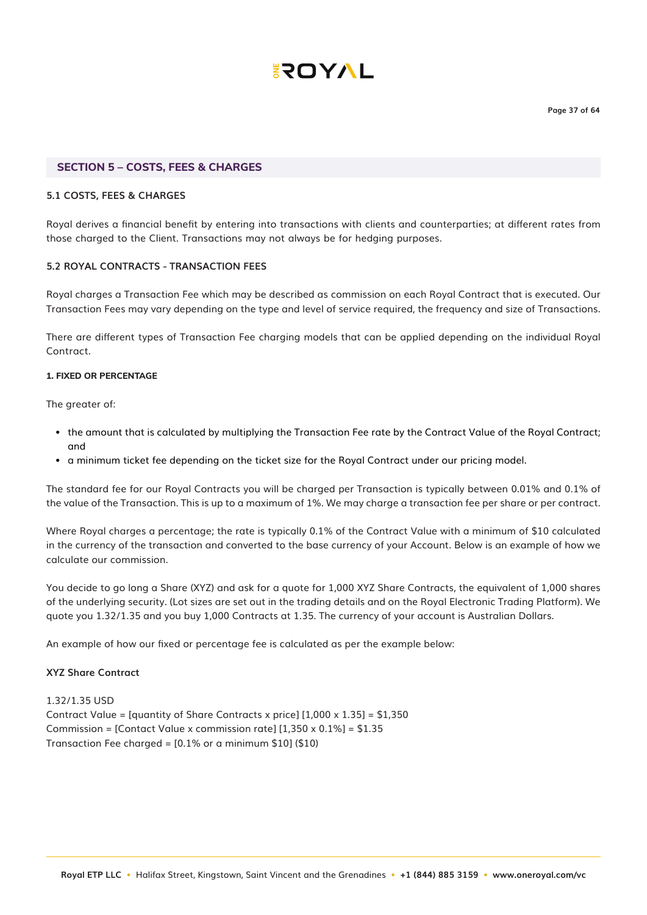## SECTION 5 – COSTS, FEES & CHARGES

### 5.1 COSTS, FEES & CHARGES

Royal derives a financial benefit by entering into transactions with clients and counterparties; at different rates from those charged to the Client. Transactions may not always be for hedging purposes.

### 5.2 ROYAL CONTRACTS - TRANSACTION FEES

Royal charges a Transaction Fee which may be described as commission on each Royal Contract that is executed. Our Transaction Fees may vary depending on the type and level of service required, the frequency and size of Transactions.

There are different types of Transaction Fee charging models that can be applied depending on the individual Royal Contract.

#### 1. FIXED OR PERCENTAGE

The greater of:

- the amount that is calculated by multiplying the Transaction Fee rate by the Contract Value of the Royal Contract; and
- a minimum ticket fee depending on the ticket size for the Royal Contract under our pricing model.

The standard fee for our Royal Contracts you will be charged per Transaction is typically between 0.01% and 0.1% of the value of the Transaction. This is up to a maximum of 1%. We may charge a transaction fee per share or per contract.

Where Royal charges a percentage; the rate is typically 0.1% of the Contract Value with a minimum of $10 calculated in the currency of the transaction and converted to the base currency of your Account. Below is an example of how we calculate our commission.

You decide to go long a Share (XYZ) and ask for a quote for 1,000 XYZ Share Contracts, the equivalent of 1,000 shares of the underlying security. (Lot sizes are set out in the trading details and on the Royal Electronic Trading Platform). We quote you 1.32/1.35 and you buy 1,000 Contracts at 1.35. The currency of your account is Australian Dollars.

An example of how our fixed or percentage fee is calculated as per the example below:

**XYZ Share Contract**

1.32/1.35 USD
Contract Value = [quantity of Share Contracts x price] [1,000 x 1.35] = $1,350
Commission = [Contact Value x commission rate] [1,350 x 0.1%] = $1.35
Transaction Fee charged = [0.1% or a minimum $10] ($10)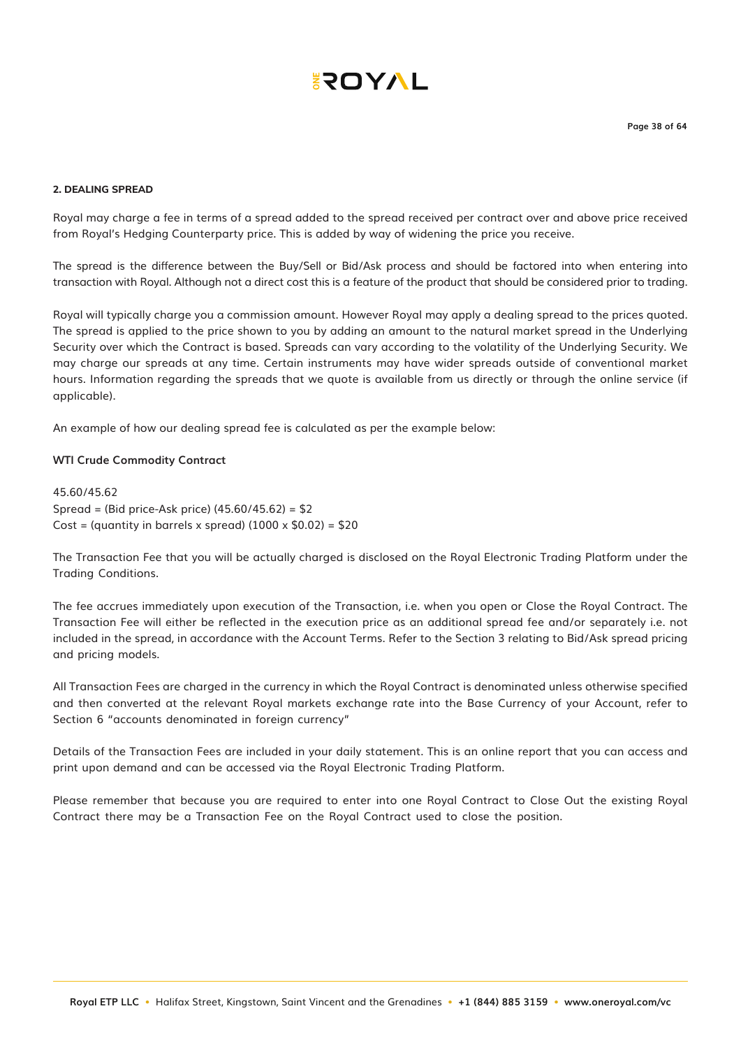**2. DEALING SPREAD**

Royal may charge a fee in terms of a spread added to the spread received per contract over and above price received from Royal's Hedging Counterparty price. This is added by way of widening the price you receive.

The spread is the difference between the Buy/Sell or Bid/Ask process and should be factored into when entering into transaction with Royal. Although not a direct cost this is a feature of the product that should be considered prior to trading.

Royal will typically charge you a commission amount. However Royal may apply a dealing spread to the prices quoted. The spread is applied to the price shown to you by adding an amount to the natural market spread in the Underlying Security over which the Contract is based. Spreads can vary according to the volatility of the Underlying Security. We may charge our spreads at any time. Certain instruments may have wider spreads outside of conventional market hours. Information regarding the spreads that we quote is available from us directly or through the online service (if applicable).

An example of how our dealing spread fee is calculated as per the example below:

**WTI Crude Commodity Contract**

45.60/45.62
Spread = (Bid price-Ask price) (45.60/45.62) = $2
Cost = (quantity in barrels x spread) (1000 x $0.02) = $20

The Transaction Fee that you will be actually charged is disclosed on the Royal Electronic Trading Platform under the Trading Conditions.

The fee accrues immediately upon execution of the Transaction, i.e. when you open or Close the Royal Contract. The Transaction Fee will either be reflected in the execution price as an additional spread fee and/or separately i.e. not included in the spread, in accordance with the Account Terms. Refer to the Section 3 relating to Bid/Ask spread pricing and pricing models.

All Transaction Fees are charged in the currency in which the Royal Contract is denominated unless otherwise specified and then converted at the relevant Royal markets exchange rate into the Base Currency of your Account, refer to Section 6 "accounts denominated in foreign currency"

Details of the Transaction Fees are included in your daily statement. This is an online report that you can access and print upon demand and can be accessed via the Royal Electronic Trading Platform.

Please remember that because you are required to enter into one Royal Contract to Close Out the existing Royal Contract there may be a Transaction Fee on the Royal Contract used to close the position.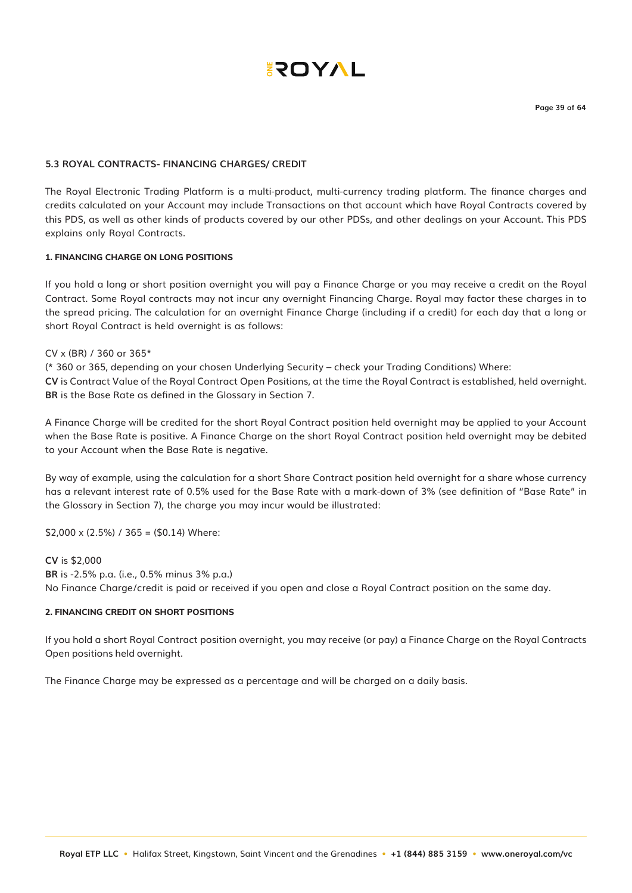## 5.3 ROYAL CONTRACTS- FINANCING CHARGES/ CREDIT

The Royal Electronic Trading Platform is a multi-product, multi-currency trading platform. The finance charges and credits calculated on your Account may include Transactions on that account which have Royal Contracts covered by this PDS, as well as other kinds of products covered by our other PDSs, and other dealings on your Account. This PDS explains only Royal Contracts.

### 1. FINANCING CHARGE ON LONG POSITIONS

If you hold a long or short position overnight you will pay a Finance Charge or you may receive a credit on the Royal Contract. Some Royal contracts may not incur any overnight Financing Charge. Royal may factor these charges in to the spread pricing. The calculation for an overnight Finance Charge (including if a credit) for each day that a long or short Royal Contract is held overnight is as follows:

CV x (BR) / 360 or 365*

(* 360 or 365, depending on your chosen Underlying Security – check your Trading Conditions) Where:

**CV** is Contract Value of the Royal Contract Open Positions, at the time the Royal Contract is established, held overnight.

**BR** is the Base Rate as defined in the Glossary in Section 7.

A Finance Charge will be credited for the short Royal Contract position held overnight may be applied to your Account when the Base Rate is positive. A Finance Charge on the short Royal Contract position held overnight may be debited to your Account when the Base Rate is negative.

By way of example, using the calculation for a short Share Contract position held overnight for a share whose currency has a relevant interest rate of 0.5% used for the Base Rate with a mark-down of 3% (see definition of "Base Rate" in the Glossary in Section 7), the charge you may incur would be illustrated:

$2,000 x (2.5%) / 365 = ($0.14) Where:

**CV** is $2,000

**BR** is -2.5% p.a. (i.e., 0.5% minus 3% p.a.)

No Finance Charge/credit is paid or received if you open and close a Royal Contract position on the same day.

### 2. FINANCING CREDIT ON SHORT POSITIONS

If you hold a short Royal Contract position overnight, you may receive (or pay) a Finance Charge on the Royal Contracts Open positions held overnight.

The Finance Charge may be expressed as a percentage and will be charged on a daily basis.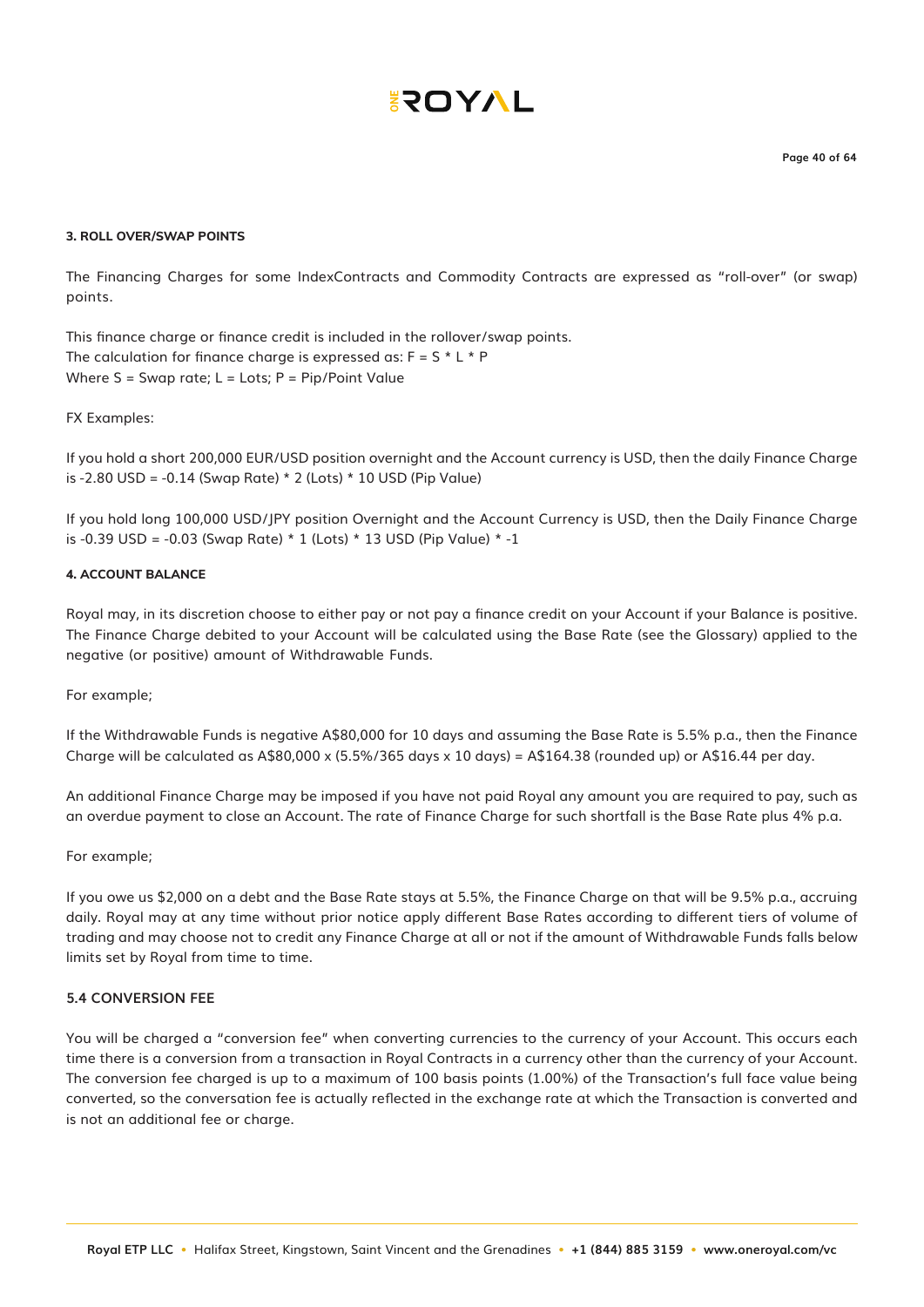### 3. ROLL OVER/SWAP POINTS

The Financing Charges for some IndexContracts and Commodity Contracts are expressed as "roll-over" (or swap) points.

This finance charge or finance credit is included in the rollover/swap points.
The calculation for finance charge is expressed as: $F = S * L * P$
Where S = Swap rate; L = Lots; P = Pip/Point Value

FX Examples:

If you hold a short 200,000 EUR/USD position overnight and the Account currency is USD, then the daily Finance Charge is -2.80 USD = -0.14 (Swap Rate) * 2 (Lots) * 10 USD (Pip Value)

If you hold long 100,000 USD/JPY position Overnight and the Account Currency is USD, then the Daily Finance Charge is -0.39 USD = -0.03 (Swap Rate) * 1 (Lots) * 13 USD (Pip Value) * -1

### 4. ACCOUNT BALANCE

Royal may, in its discretion choose to either pay or not pay a finance credit on your Account if your Balance is positive. The Finance Charge debited to your Account will be calculated using the Base Rate (see the Glossary) applied to the negative (or positive) amount of Withdrawable Funds.

For example;

If the Withdrawable Funds is negative A$80,000 for 10 days and assuming the Base Rate is 5.5% p.a., then the Finance Charge will be calculated as A$80,000 x (5.5%/365 days x 10 days) = A$164.38 (rounded up) or A$16.44 per day.

An additional Finance Charge may be imposed if you have not paid Royal any amount you are required to pay, such as an overdue payment to close an Account. The rate of Finance Charge for such shortfall is the Base Rate plus 4% p.a.

For example;

If you owe us $2,000 on a debt and the Base Rate stays at 5.5%, the Finance Charge on that will be 9.5% p.a., accruing daily. Royal may at any time without prior notice apply different Base Rates according to different tiers of volume of trading and may choose not to credit any Finance Charge at all or not if the amount of Withdrawable Funds falls below limits set by Royal from time to time.

### 5.4 CONVERSION FEE

You will be charged a "conversion fee" when converting currencies to the currency of your Account. This occurs each time there is a conversion from a transaction in Royal Contracts in a currency other than the currency of your Account. The conversion fee charged is up to a maximum of 100 basis points (1.00%) of the Transaction's full face value being converted, so the conversation fee is actually reflected in the exchange rate at which the Transaction is converted and is not an additional fee or charge.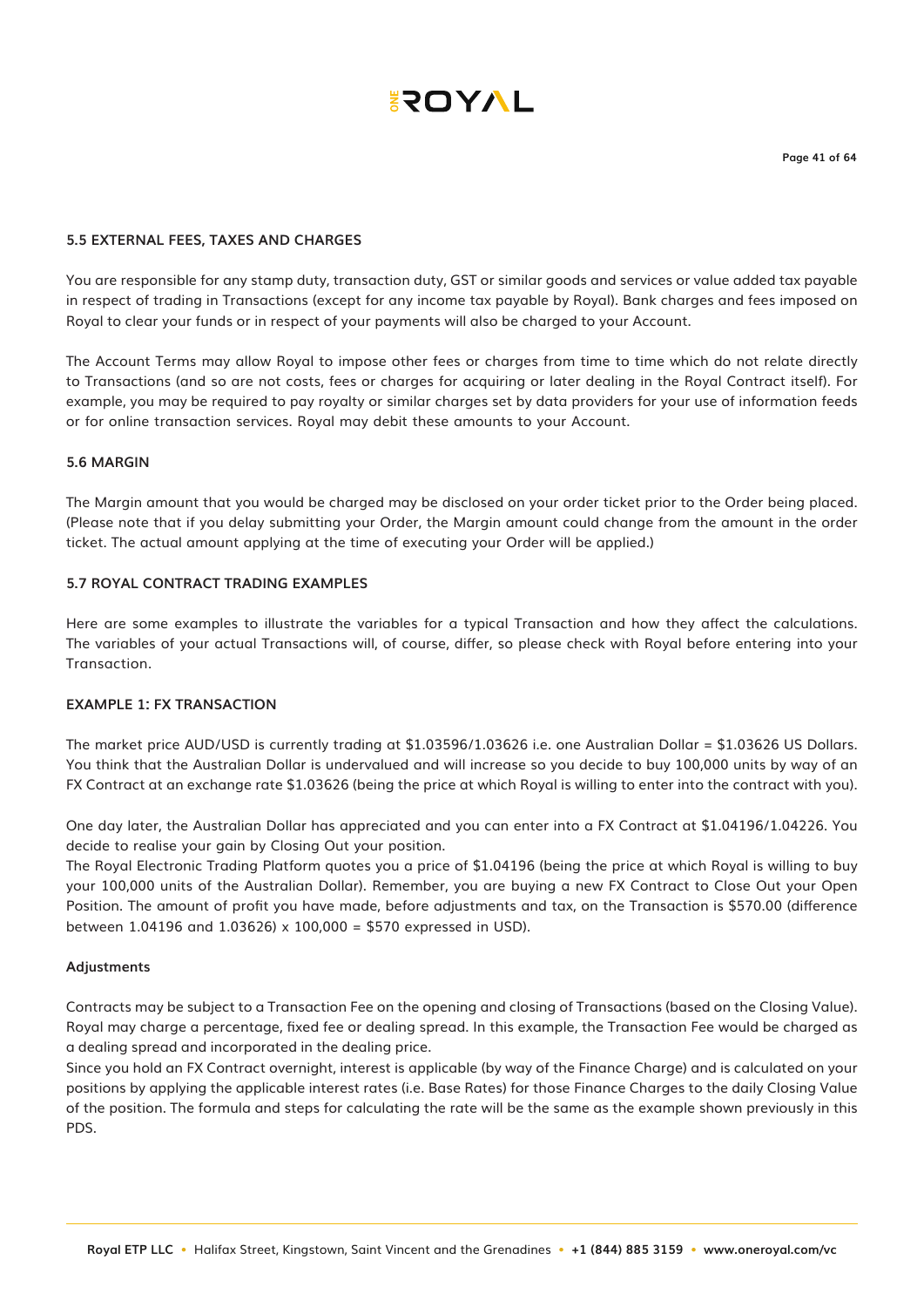### 5.5 EXTERNAL FEES, TAXES AND CHARGES

You are responsible for any stamp duty, transaction duty, GST or similar goods and services or value added tax payable in respect of trading in Transactions (except for any income tax payable by Royal). Bank charges and fees imposed on Royal to clear your funds or in respect of your payments will also be charged to your Account.

The Account Terms may allow Royal to impose other fees or charges from time to time which do not relate directly to Transactions (and so are not costs, fees or charges for acquiring or later dealing in the Royal Contract itself). For example, you may be required to pay royalty or similar charges set by data providers for your use of information feeds or for online transaction services. Royal may debit these amounts to your Account.

### 5.6 MARGIN

The Margin amount that you would be charged may be disclosed on your order ticket prior to the Order being placed. (Please note that if you delay submitting your Order, the Margin amount could change from the amount in the order ticket. The actual amount applying at the time of executing your Order will be applied.)

### 5.7 ROYAL CONTRACT TRADING EXAMPLES

Here are some examples to illustrate the variables for a typical Transaction and how they affect the calculations. The variables of your actual Transactions will, of course, differ, so please check with Royal before entering into your Transaction.

#### EXAMPLE 1: FX TRANSACTION

The market price AUD/USD is currently trading at $1.03596/1.03626 i.e. one Australian Dollar = $1.03626 US Dollars. You think that the Australian Dollar is undervalued and will increase so you decide to buy 100,000 units by way of an FX Contract at an exchange rate $1.03626 (being the price at which Royal is willing to enter into the contract with you).

One day later, the Australian Dollar has appreciated and you can enter into a FX Contract at $1.04196/1.04226. You decide to realise your gain by Closing Out your position.
The Royal Electronic Trading Platform quotes you a price of $1.04196 (being the price at which Royal is willing to buy your 100,000 units of the Australian Dollar). Remember, you are buying a new FX Contract to Close Out your Open Position. The amount of profit you have made, before adjustments and tax, on the Transaction is $570.00 (difference between 1.04196 and 1.03626) x 100,000 = $570 expressed in USD).

#### Adjustments

Contracts may be subject to a Transaction Fee on the opening and closing of Transactions (based on the Closing Value). Royal may charge a percentage, fixed fee or dealing spread. In this example, the Transaction Fee would be charged as a dealing spread and incorporated in the dealing price.
Since you hold an FX Contract overnight, interest is applicable (by way of the Finance Charge) and is calculated on your positions by applying the applicable interest rates (i.e. Base Rates) for those Finance Charges to the daily Closing Value of the position. The formula and steps for calculating the rate will be the same as the example shown previously in this PDS.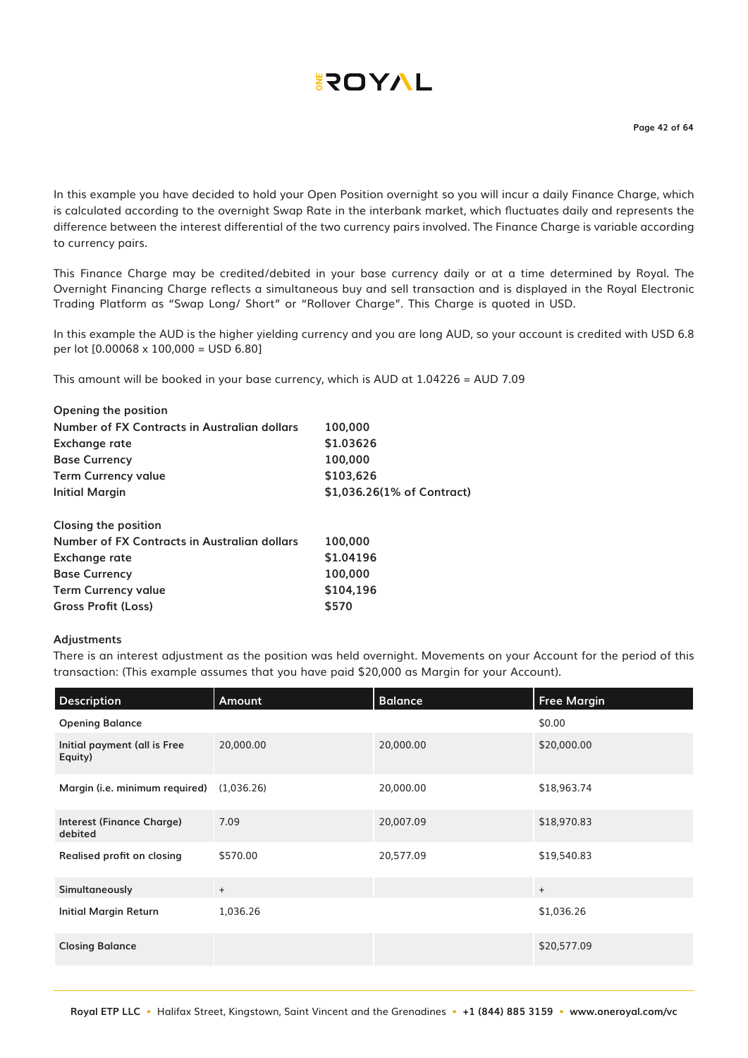In this example you have decided to hold your Open Position overnight so you will incur a daily Finance Charge, which is calculated according to the overnight Swap Rate in the interbank market, which fluctuates daily and represents the difference between the interest differential of the two currency pairs involved. The Finance Charge is variable according to currency pairs.

This Finance Charge may be credited/debited in your base currency daily or at a time determined by Royal. The Overnight Financing Charge reflects a simultaneous buy and sell transaction and is displayed in the Royal Electronic Trading Platform as "Swap Long/ Short" or "Rollover Charge". This Charge is quoted in USD.

In this example the AUD is the higher yielding currency and you are long AUD, so your account is credited with USD 6.8 per lot [0.00068 x 100,000 = USD 6.80]

This amount will be booked in your base currency, which is AUD at 1.04226 = AUD 7.09

**Opening the position**

| | |
|---|---|
| **Number of FX Contracts in Australian dollars** | **100,000** |
| **Exchange rate** | **$1.03626** |
| **Base Currency** | **100,000** |
| **Term Currency value** | **$103,626** |
| **Initial Margin** | **$1,036.26(1% of Contract)** |

**Closing the position**

| | |
|---|---|
| **Number of FX Contracts in Australian dollars** | **100,000** |
| **Exchange rate** | **$1.04196** |
| **Base Currency** | **100,000** |
| **Term Currency value** | **$104,196** |
| **Gross Profit (Loss)** | **$570** |

**Adjustments**

There is an interest adjustment as the position was held overnight. Movements on your Account for the period of this transaction: (This example assumes that you have paid $20,000 as Margin for your Account).

| Description | Amount | Balance | Free Margin |
|---|---|---|---|
| **Opening Balance** | | | $0.00 |
| **Initial payment (all is Free Equity)** | 20,000.00 | 20,000.00 | $20,000.00 |
| **Margin (i.e. minimum required)** | (1,036.26) | 20,000.00 | $18,963.74 |
| **Interest (Finance Charge) debited** | 7.09 | 20,007.09 | $18,970.83 |
| **Realised profit on closing** | $570.00 | 20,577.09 | $19,540.83 |
| **Simultaneously** | + | | + |
| **Initial Margin Return** | 1,036.26 | | $1,036.26 |
| **Closing Balance** | | | $20,577.09 |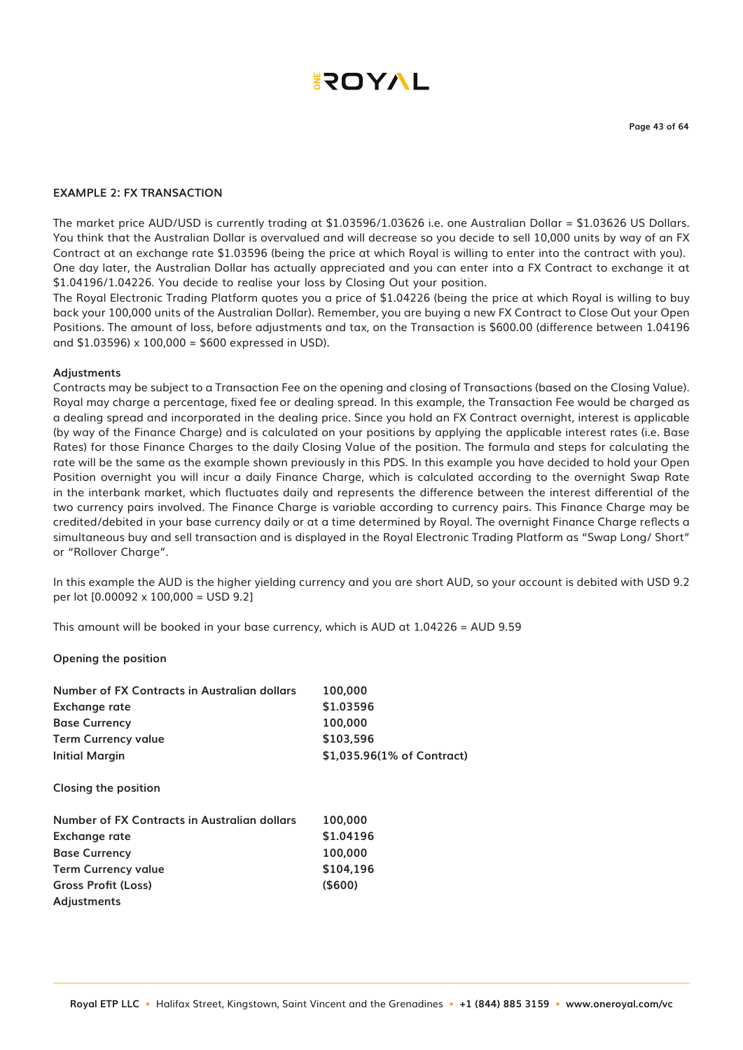## EXAMPLE 2: FX TRANSACTION

The market price AUD/USD is currently trading at $1.03596/1.03626 i.e. one Australian Dollar = $1.03626 US Dollars. You think that the Australian Dollar is overvalued and will decrease so you decide to sell 10,000 units by way of an FX Contract at an exchange rate $1.03596 (being the price at which Royal is willing to enter into the contract with you). One day later, the Australian Dollar has actually appreciated and you can enter into a FX Contract to exchange it at $1.04196/1.04226. You decide to realise your loss by Closing Out your position.

The Royal Electronic Trading Platform quotes you a price of $1.04226 (being the price at which Royal is willing to buy back your 100,000 units of the Australian Dollar). Remember, you are buying a new FX Contract to Close Out your Open Positions. The amount of loss, before adjustments and tax, on the Transaction is $600.00 (difference between 1.04196 and $1.03596) x 100,000 = $600 expressed in USD).

**Adjustments**

Contracts may be subject to a Transaction Fee on the opening and closing of Transactions (based on the Closing Value). Royal may charge a percentage, fixed fee or dealing spread. In this example, the Transaction Fee would be charged as a dealing spread and incorporated in the dealing price. Since you hold an FX Contract overnight, interest is applicable (by way of the Finance Charge) and is calculated on your positions by applying the applicable interest rates (i.e. Base Rates) for those Finance Charges to the daily Closing Value of the position. The formula and steps for calculating the rate will be the same as the example shown previously in this PDS. In this example you have decided to hold your Open Position overnight you will incur a daily Finance Charge, which is calculated according to the overnight Swap Rate in the interbank market, which fluctuates daily and represents the difference between the interest differential of the two currency pairs involved. The Finance Charge is variable according to currency pairs. This Finance Charge may be credited/debited in your base currency daily or at a time determined by Royal. The overnight Finance Charge reflects a simultaneous buy and sell transaction and is displayed in the Royal Electronic Trading Platform as "Swap Long/ Short" or "Rollover Charge".

In this example the AUD is the higher yielding currency and you are short AUD, so your account is debited with USD 9.2 per lot [0.00092 x 100,000 = USD 9.2]

This amount will be booked in your base currency, which is AUD at 1.04226 = AUD 9.59

**Opening the position**

| | |
|---|---|
| **Number of FX Contracts in Australian dollars** | **100,000** |
| **Exchange rate** | **$1.03596** |
| **Base Currency** | **100,000** |
| **Term Currency value** | **$103,596** |
| **Initial Margin** | **$1,035.96(1% of Contract)** |

**Closing the position**

| | |
|---|---|
| **Number of FX Contracts in Australian dollars** | **100,000** |
| **Exchange rate** | **$1.04196** |
| **Base Currency** | **100,000** |
| **Term Currency value** | **$104,196** |
| **Gross Profit (Loss)** | **($600)** |
| **Adjustments** | |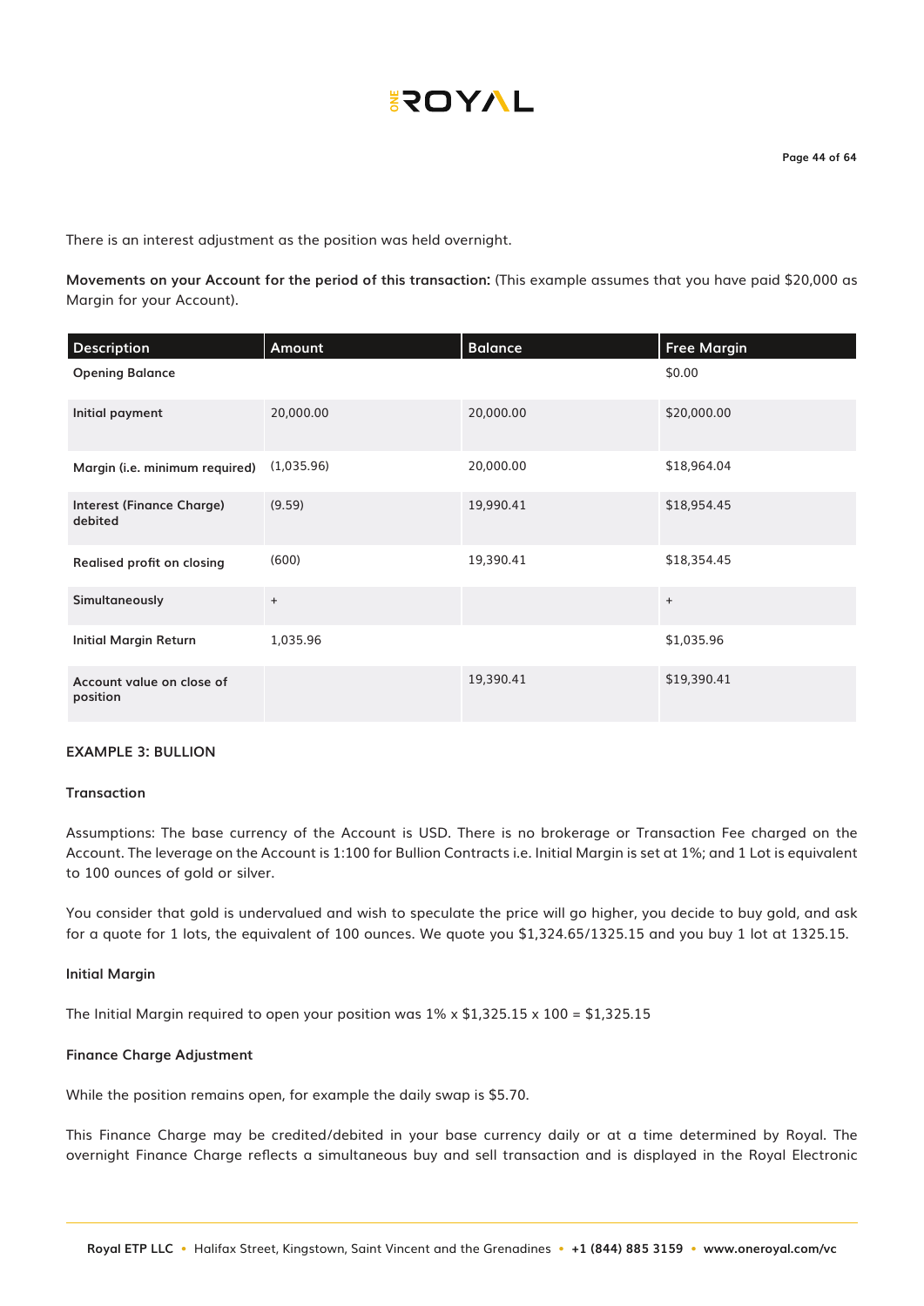There is an interest adjustment as the position was held overnight.

**Movements on your Account for the period of this transaction:** (This example assumes that you have paid $20,000 as Margin for your Account).

| Description | Amount | Balance | Free Margin |
|---|---|---|---|
| **Opening Balance** | | | $0.00 |
| **Initial payment** | 20,000.00 | 20,000.00 | $20,000.00 |
| **Margin (i.e. minimum required)** | (1,035.96) | 20,000.00 | $18,964.04 |
| **Interest (Finance Charge) debited** | (9.59) | 19,990.41 | $18,954.45 |
| **Realised profit on closing** | (600) | 19,390.41 | $18,354.45 |
| **Simultaneously** | + | | + |
| **Initial Margin Return** | 1,035.96 | | $1,035.96 |
| **Account value on close of position** | | 19,390.41 | $19,390.41 |

## EXAMPLE 3: BULLION

### Transaction

Assumptions: The base currency of the Account is USD. There is no brokerage or Transaction Fee charged on the Account. The leverage on the Account is 1:100 for Bullion Contracts i.e. Initial Margin is set at 1%; and 1 Lot is equivalent to 100 ounces of gold or silver.

You consider that gold is undervalued and wish to speculate the price will go higher, you decide to buy gold, and ask for a quote for 1 lots, the equivalent of 100 ounces. We quote you $1,324.65/1325.15 and you buy 1 lot at 1325.15.

### Initial Margin

The Initial Margin required to open your position was 1% x $1,325.15 x 100 = $1,325.15

### Finance Charge Adjustment

While the position remains open, for example the daily swap is $5.70.

This Finance Charge may be credited/debited in your base currency daily or at a time determined by Royal. The overnight Finance Charge reflects a simultaneous buy and sell transaction and is displayed in the Royal Electronic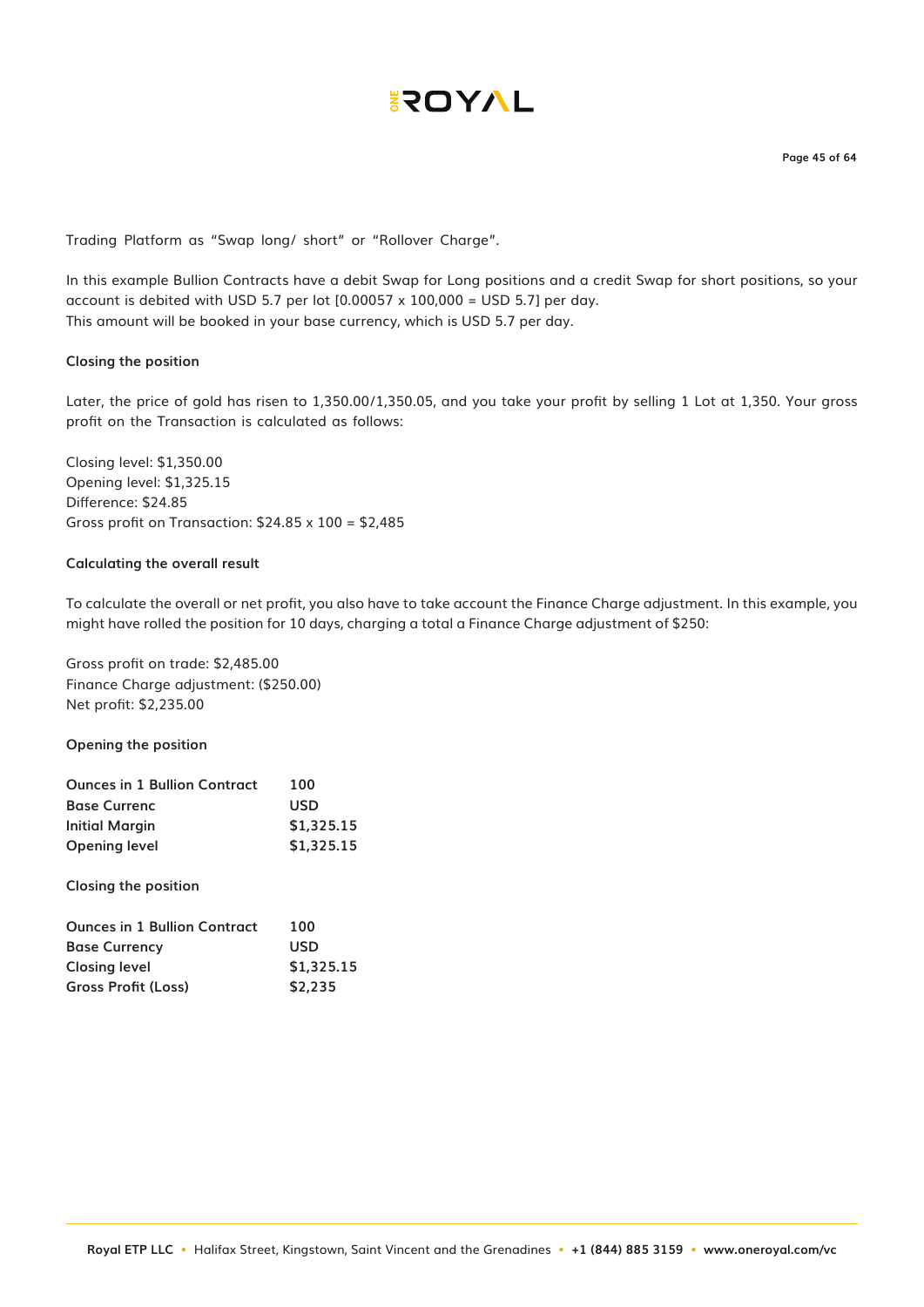Trading Platform as "Swap long/ short" or "Rollover Charge".

In this example Bullion Contracts have a debit Swap for Long positions and a credit Swap for short positions, so your account is debited with USD 5.7 per lot [0.00057 x 100,000 = USD 5.7] per day.
This amount will be booked in your base currency, which is USD 5.7 per day.

**Closing the position**

Later, the price of gold has risen to 1,350.00/1,350.05, and you take your profit by selling 1 Lot at 1,350. Your gross profit on the Transaction is calculated as follows:

Closing level: $1,350.00
Opening level: $1,325.15
Difference: $24.85
Gross profit on Transaction: $24.85 x 100 = $2,485

**Calculating the overall result**

To calculate the overall or net profit, you also have to take account the Finance Charge adjustment. In this example, you might have rolled the position for 10 days, charging a total a Finance Charge adjustment of $250:

Gross profit on trade: $2,485.00
Finance Charge adjustment: ($250.00)
Net profit: $2,235.00

**Opening the position**

| | |
|---|---|
| **Ounces in 1 Bullion Contract** | **100** |
| **Base Currenc** | **USD** |
| **Initial Margin** | **$1,325.15** |
| **Opening level** | **$1,325.15** |

**Closing the position**

| | |
|---|---|
| **Ounces in 1 Bullion Contract** | **100** |
| **Base Currency** | **USD** |
| **Closing level** | **$1,325.15** |
| **Gross Profit (Loss)** | **$2,235** |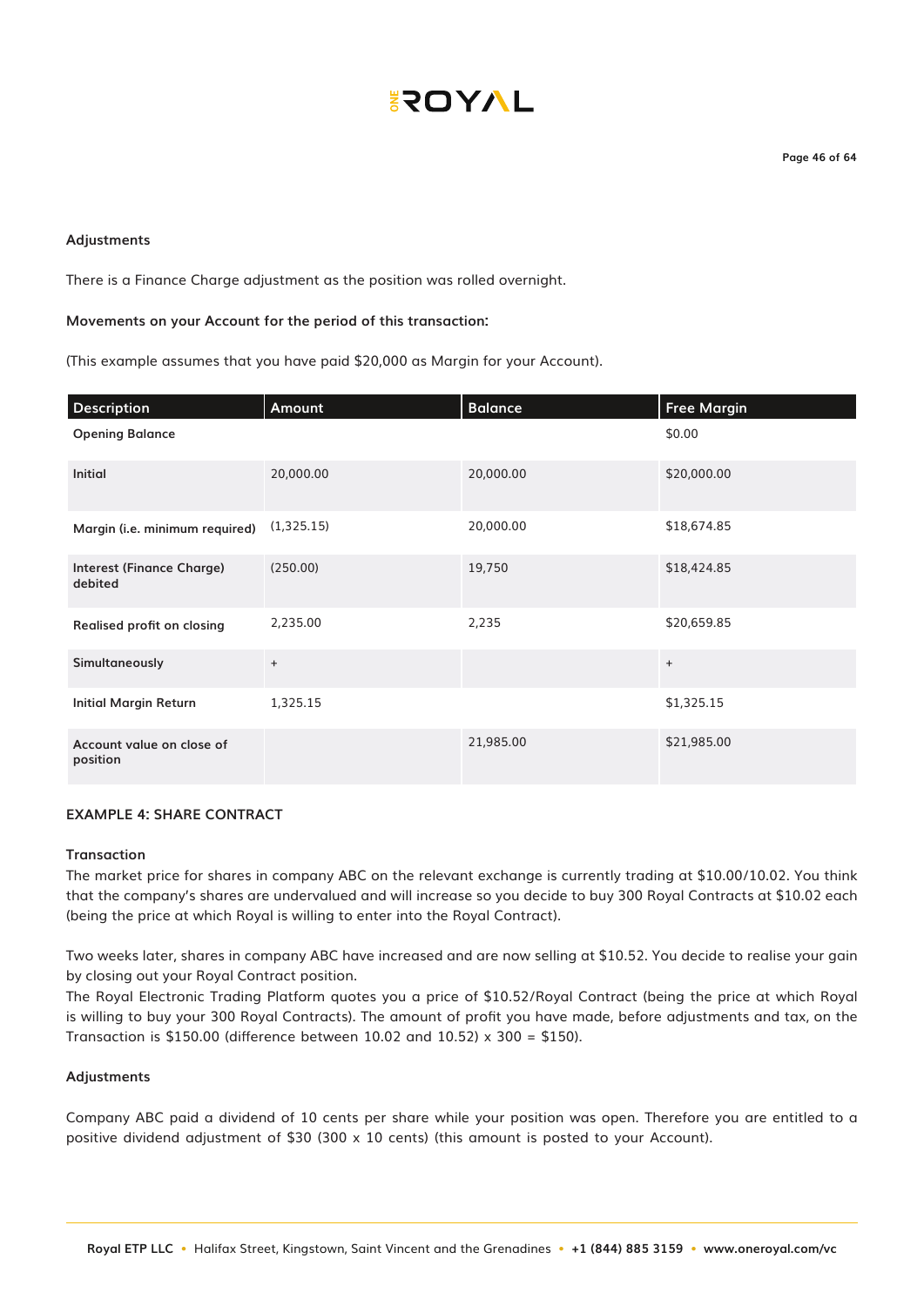**Adjustments**

There is a Finance Charge adjustment as the position was rolled overnight.

**Movements on your Account for the period of this transaction:**

(This example assumes that you have paid $20,000 as Margin for your Account).

| Description | Amount | Balance | Free Margin |
|---|---|---|---|
| **Opening Balance** | | | $0.00 |
| **Initial** | 20,000.00 | 20,000.00 | $20,000.00 |
| **Margin (i.e. minimum required)** | (1,325.15) | 20,000.00 | $18,674.85 |
| **Interest (Finance Charge) debited** | (250.00) | 19,750 | $18,424.85 |
| **Realised profit on closing** | 2,235.00 | 2,235 | $20,659.85 |
| **Simultaneously** | + | | + |
| **Initial Margin Return** | 1,325.15 | | $1,325.15 |
| **Account value on close of position** | | 21,985.00 | $21,985.00 |

**EXAMPLE 4: SHARE CONTRACT**

**Transaction**

The market price for shares in company ABC on the relevant exchange is currently trading at $10.00/10.02. You think that the company's shares are undervalued and will increase so you decide to buy 300 Royal Contracts at $10.02 each (being the price at which Royal is willing to enter into the Royal Contract).

Two weeks later, shares in company ABC have increased and are now selling at $10.52. You decide to realise your gain by closing out your Royal Contract position.

The Royal Electronic Trading Platform quotes you a price of $10.52/Royal Contract (being the price at which Royal is willing to buy your 300 Royal Contracts). The amount of profit you have made, before adjustments and tax, on the Transaction is $150.00 (difference between 10.02 and 10.52) x 300 = $150).

**Adjustments**

Company ABC paid a dividend of 10 cents per share while your position was open. Therefore you are entitled to a positive dividend adjustment of $30 (300 x 10 cents) (this amount is posted to your Account).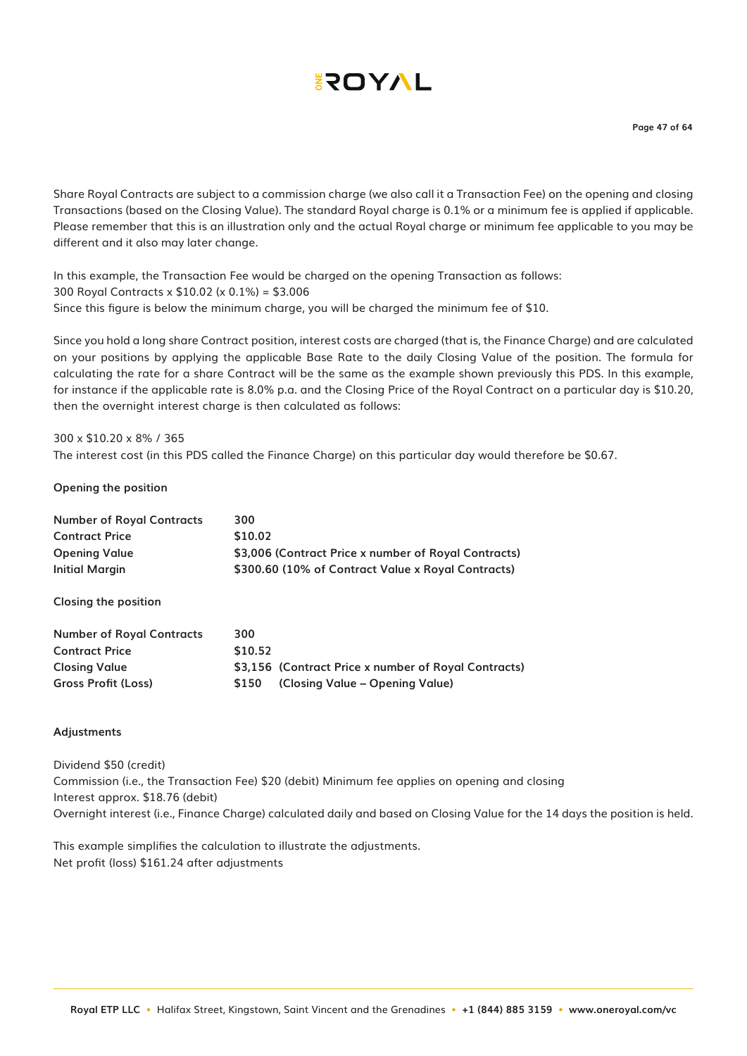Share Royal Contracts are subject to a commission charge (we also call it a Transaction Fee) on the opening and closing Transactions (based on the Closing Value). The standard Royal charge is 0.1% or a minimum fee is applied if applicable. Please remember that this is an illustration only and the actual Royal charge or minimum fee applicable to you may be different and it also may later change.

In this example, the Transaction Fee would be charged on the opening Transaction as follows:
300 Royal Contracts x $10.02 (x 0.1%) = $3.006
Since this figure is below the minimum charge, you will be charged the minimum fee of $10.

Since you hold a long share Contract position, interest costs are charged (that is, the Finance Charge) and are calculated on your positions by applying the applicable Base Rate to the daily Closing Value of the position. The formula for calculating the rate for a share Contract will be the same as the example shown previously this PDS. In this example, for instance if the applicable rate is 8.0% p.a. and the Closing Price of the Royal Contract on a particular day is $10.20, then the overnight interest charge is then calculated as follows:

300 x $10.20 x 8% / 365
The interest cost (in this PDS called the Finance Charge) on this particular day would therefore be $0.67.

**Opening the position**

| | |
|---|---|
| **Number of Royal Contracts** | **300** |
| **Contract Price** | **$10.02** |
| **Opening Value** | **$3,006 (Contract Price x number of Royal Contracts)** |
| **Initial Margin** | **$300.60 (10% of Contract Value x Royal Contracts)** |

**Closing the position**

| | |
|---|---|
| **Number of Royal Contracts** | **300** |
| **Contract Price** | **$10.52** |
| **Closing Value** | **$3,156 (Contract Price x number of Royal Contracts)** |
| **Gross Profit (Loss)** | **$150 (Closing Value – Opening Value)** |

**Adjustments**

Dividend $50 (credit)
Commission (i.e., the Transaction Fee) $20 (debit) Minimum fee applies on opening and closing
Interest approx. $18.76 (debit)
Overnight interest (i.e., Finance Charge) calculated daily and based on Closing Value for the 14 days the position is held.

This example simplifies the calculation to illustrate the adjustments.
Net profit (loss) $161.24 after adjustments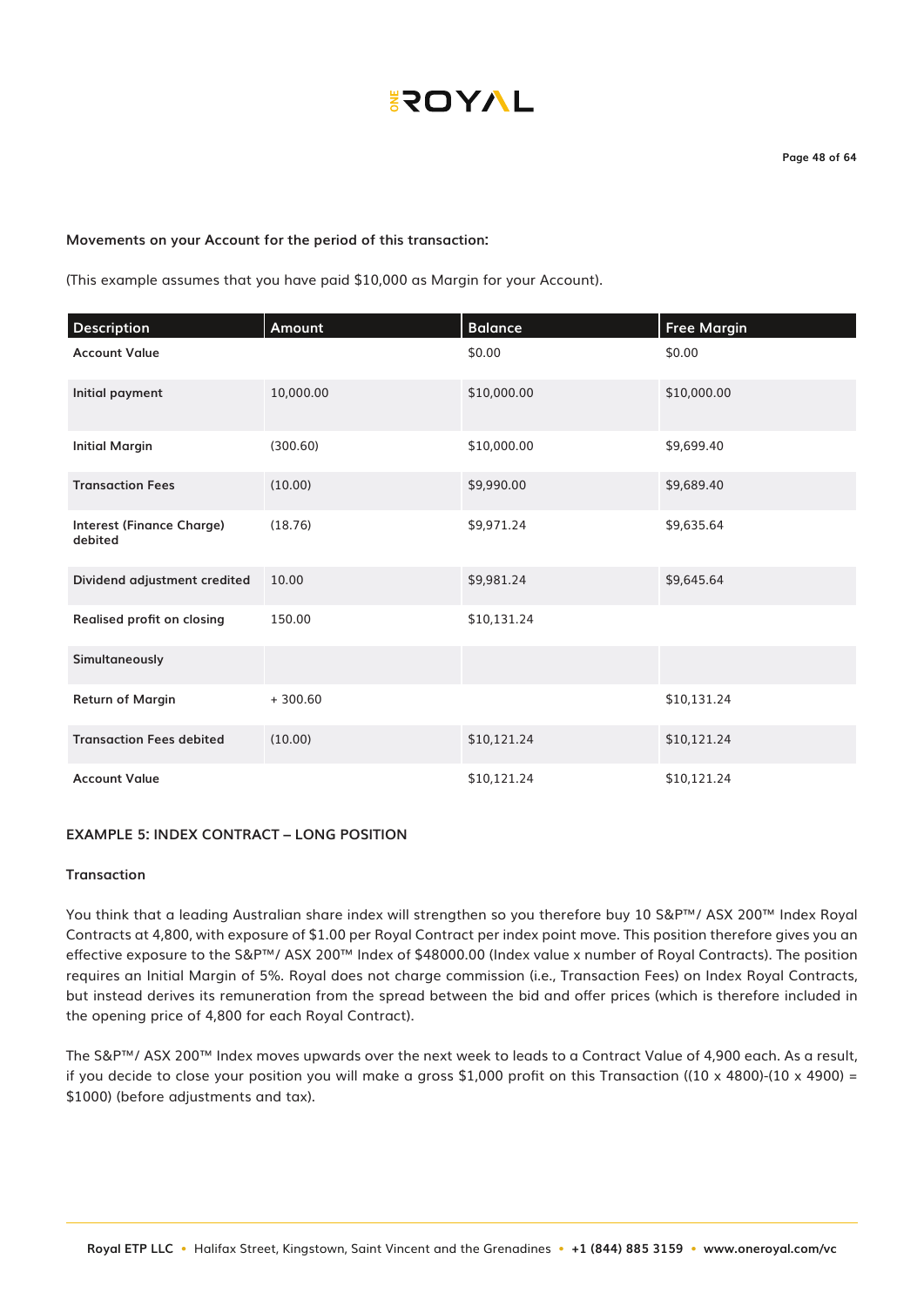**Movements on your Account for the period of this transaction:**

(This example assumes that you have paid $10,000 as Margin for your Account).

| Description | Amount | Balance | Free Margin |
|---|---|---|---|
| **Account Value** | | $0.00 | $0.00 |
| **Initial payment** | 10,000.00 | $10,000.00 | $10,000.00 |
| **Initial Margin** | (300.60) | $10,000.00 | $9,699.40 |
| **Transaction Fees** | (10.00) | $9,990.00 | $9,689.40 |
| **Interest (Finance Charge) debited** | (18.76) | $9,971.24 | $9,635.64 |
| **Dividend adjustment credited** | 10.00 | $9,981.24 | $9,645.64 |
| **Realised profit on closing** | 150.00 | $10,131.24 | |
| **Simultaneously** | | | |
| **Return of Margin** | + 300.60 | | $10,131.24 |
| **Transaction Fees debited** | (10.00) | $10,121.24 | $10,121.24 |
| **Account Value** | | $10,121.24 | $10,121.24 |

### EXAMPLE 5: INDEX CONTRACT – LONG POSITION

**Transaction**

You think that a leading Australian share index will strengthen so you therefore buy 10 S&P™/ ASX 200™ Index Royal Contracts at 4,800, with exposure of $1.00 per Royal Contract per index point move. This position therefore gives you an effective exposure to the S&P™/ ASX 200™ Index of $48000.00 (Index value x number of Royal Contracts). The position requires an Initial Margin of 5%. Royal does not charge commission (i.e., Transaction Fees) on Index Royal Contracts, but instead derives its remuneration from the spread between the bid and offer prices (which is therefore included in the opening price of 4,800 for each Royal Contract).

The S&P™/ ASX 200™ Index moves upwards over the next week to leads to a Contract Value of 4,900 each. As a result, if you decide to close your position you will make a gross $1,000 profit on this Transaction ((10 x 4800)-(10 x 4900) = $1000) (before adjustments and tax).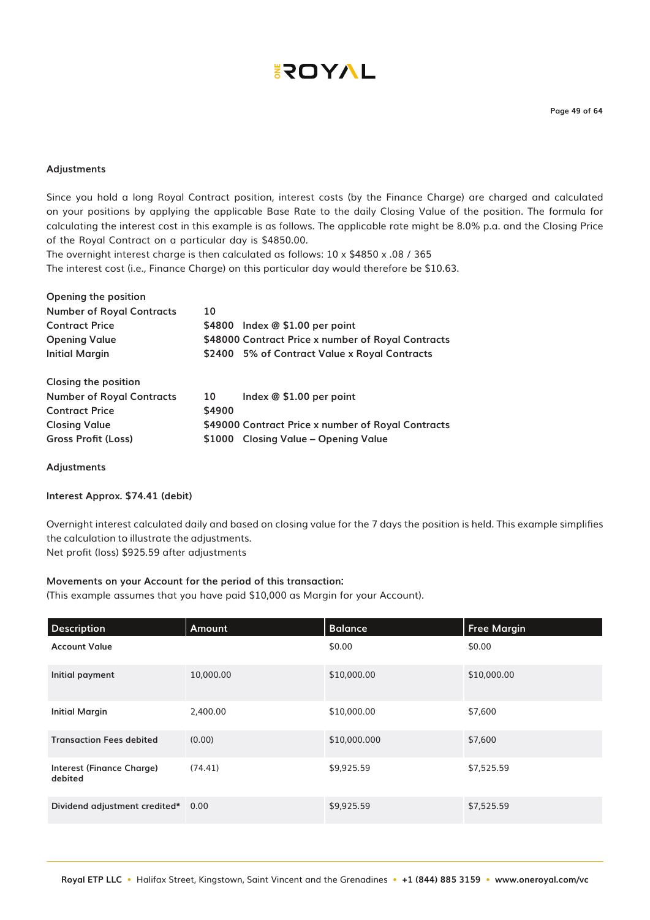**Adjustments**

Since you hold a long Royal Contract position, interest costs (by the Finance Charge) are charged and calculated on your positions by applying the applicable Base Rate to the daily Closing Value of the position. The formula for calculating the interest cost in this example is as follows. The applicable rate might be 8.0% p.a. and the Closing Price of the Royal Contract on a particular day is $4850.00.

The overnight interest charge is then calculated as follows: 10 x $4850 x .08 / 365

The interest cost (i.e., Finance Charge) on this particular day would therefore be $10.63.

**Opening the position**

| | | |
|---|---|---|
| **Number of Royal Contracts** | **10** | |
| **Contract Price** | **$4800** | **Index @ $1.00 per point** |
| **Opening Value** | **$48000** | **Contract Price x number of Royal Contracts** |
| **Initial Margin** | **$2400** | **5% of Contract Value x Royal Contracts** |

**Closing the position**

| | | |
|---|---|---|
| **Number of Royal Contracts** | **10** | **Index @ $1.00 per point** |
| **Contract Price** | **$4900** | |
| **Closing Value** | **$49000** | **Contract Price x number of Royal Contracts** |
| **Gross Profit (Loss)** | **$1000** | **Closing Value – Opening Value** |

**Adjustments**

**Interest Approx. $74.41 (debit)**

Overnight interest calculated daily and based on closing value for the 7 days the position is held. This example simplifies the calculation to illustrate the adjustments.

Net profit (loss) $925.59 after adjustments

**Movements on your Account for the period of this transaction:**

(This example assumes that you have paid $10,000 as Margin for your Account).

| Description | Amount | Balance | Free Margin |
|---|---|---|---|
| **Account Value** | | $0.00 | $0.00 |
| **Initial payment** | 10,000.00 | $10,000.00 | $10,000.00 |
| **Initial Margin** | 2,400.00 | $10,000.00 | $7,600 |
| **Transaction Fees debited** | (0.00) | $10,000.000 | $7,600 |
| **Interest (Finance Charge) debited** | (74.41) | $9,925.59 | $7,525.59 |
| **Dividend adjustment credited*** | 0.00 | $9,925.59 | $7,525.59 |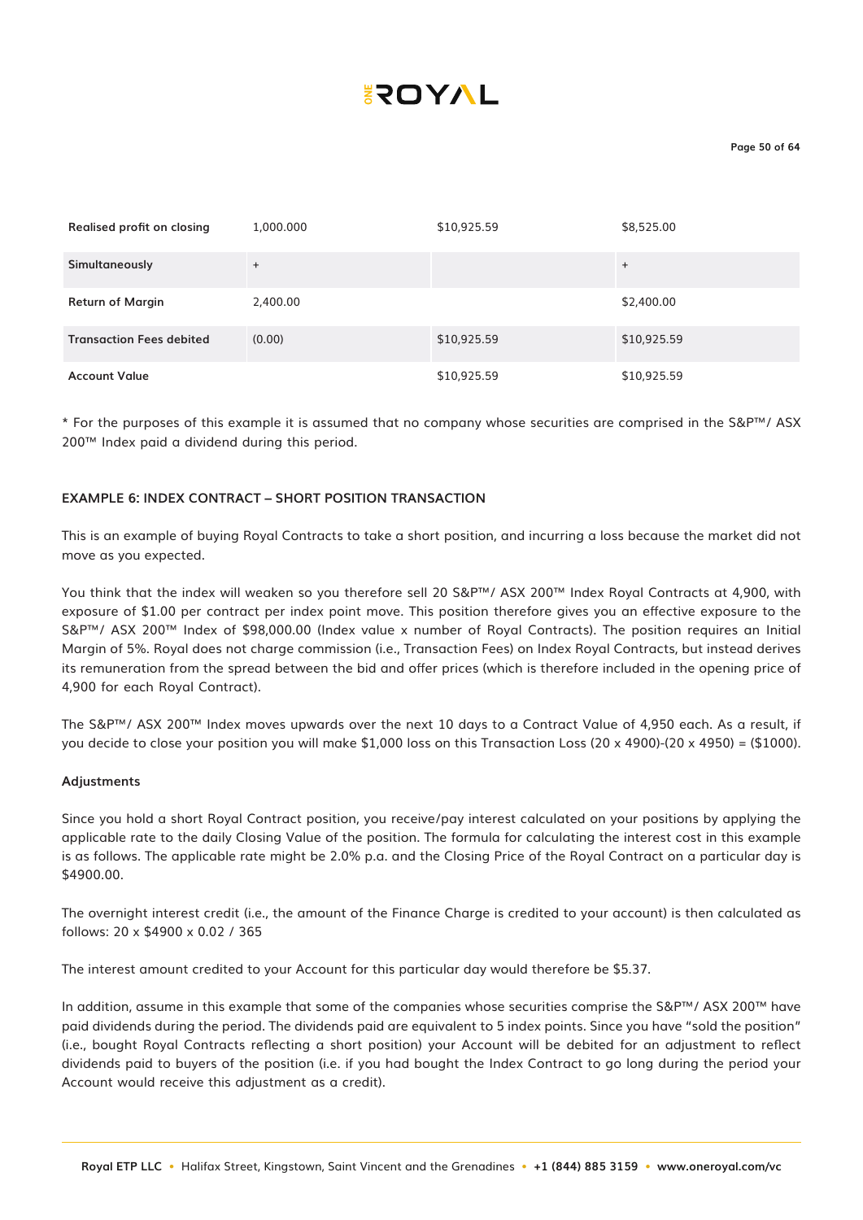| Realised profit on closing | 1,000.000 | $10,925.59 | $8,525.00 |
|---|---|---|---|
| Simultaneously | + | | + |
| Return of Margin | 2,400.00 | | $2,400.00 |
| Transaction Fees debited | (0.00) | $10,925.59 | $10,925.59 |
| Account Value | | $10,925.59 | $10,925.59 |

* For the purposes of this example it is assumed that no company whose securities are comprised in the S&P™/ ASX 200™ Index paid a dividend during this period.

### EXAMPLE 6: INDEX CONTRACT – SHORT POSITION TRANSACTION

This is an example of buying Royal Contracts to take a short position, and incurring a loss because the market did not move as you expected.

You think that the index will weaken so you therefore sell 20 S&P™/ ASX 200™ Index Royal Contracts at 4,900, with exposure of $1.00 per contract per index point move. This position therefore gives you an effective exposure to the S&P™/ ASX 200™ Index of $98,000.00 (Index value x number of Royal Contracts). The position requires an Initial Margin of 5%. Royal does not charge commission (i.e., Transaction Fees) on Index Royal Contracts, but instead derives its remuneration from the spread between the bid and offer prices (which is therefore included in the opening price of 4,900 for each Royal Contract).

The S&P™/ ASX 200™ Index moves upwards over the next 10 days to a Contract Value of 4,950 each. As a result, if you decide to close your position you will make $1,000 loss on this Transaction Loss (20 x 4900)-(20 x 4950) = ($1000).

**Adjustments**

Since you hold a short Royal Contract position, you receive/pay interest calculated on your positions by applying the applicable rate to the daily Closing Value of the position. The formula for calculating the interest cost in this example is as follows. The applicable rate might be 2.0% p.a. and the Closing Price of the Royal Contract on a particular day is $4900.00.

The overnight interest credit (i.e., the amount of the Finance Charge is credited to your account) is then calculated as follows: 20 x $4900 x 0.02 / 365

The interest amount credited to your Account for this particular day would therefore be $5.37.

In addition, assume in this example that some of the companies whose securities comprise the S&P™/ ASX 200™ have paid dividends during the period. The dividends paid are equivalent to 5 index points. Since you have "sold the position" (i.e., bought Royal Contracts reflecting a short position) your Account will be debited for an adjustment to reflect dividends paid to buyers of the position (i.e. if you had bought the Index Contract to go long during the period your Account would receive this adjustment as a credit).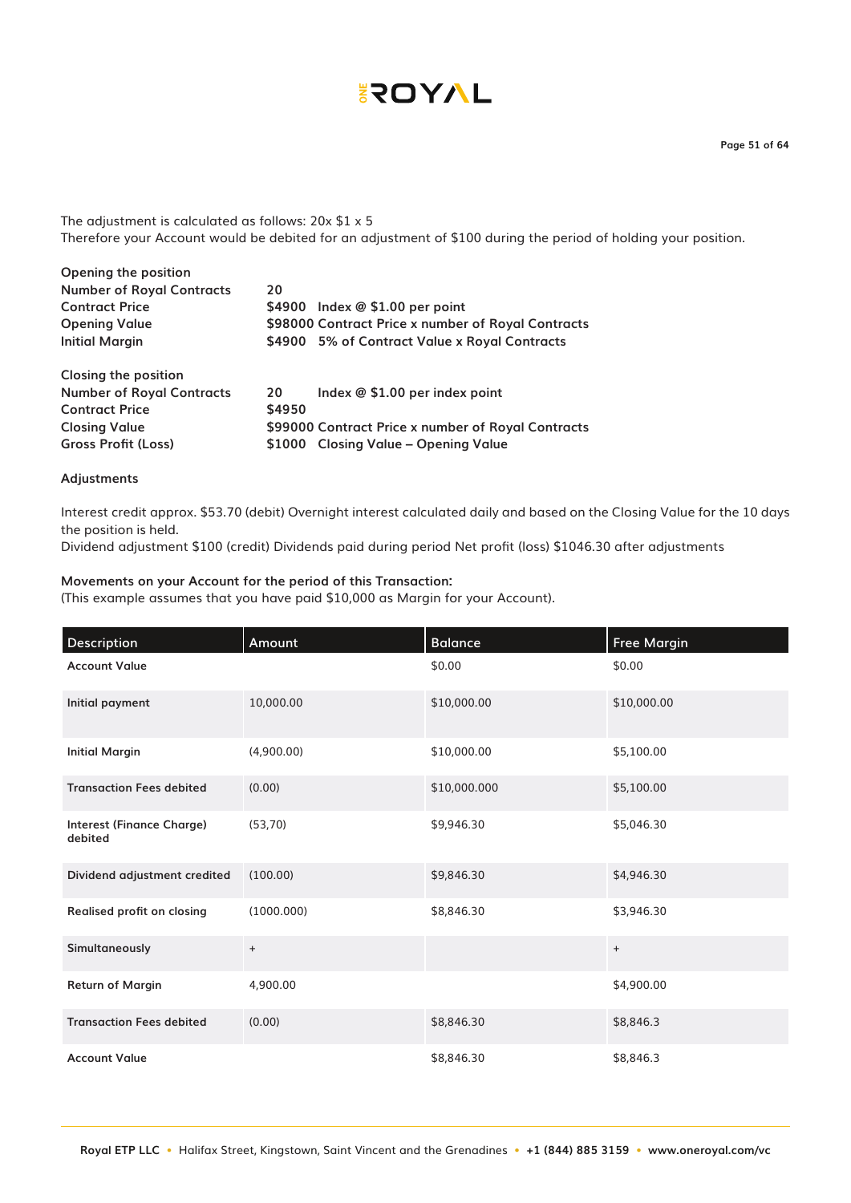The adjustment is calculated as follows: 20x $1 x 5
Therefore your Account would be debited for an adjustment of $100 during the period of holding your position.

| | | |
|---|---|---|
| **Opening the position** | | |
| **Number of Royal Contracts** | **20** | |
| **Contract Price** | **$4900** | **Index @ $1.00 per point** |
| **Opening Value** | **$98000** | **Contract Price x number of Royal Contracts** |
| **Initial Margin** | **$4900** | **5% of Contract Value x Royal Contracts** |

| | | |
|---|---|---|
| **Closing the position** | | |
| **Number of Royal Contracts** | **20** | **Index @ $1.00 per index point** |
| **Contract Price** | **$4950** | |
| **Closing Value** | **$99000** | **Contract Price x number of Royal Contracts** |
| **Gross Profit (Loss)** | **$1000** | **Closing Value – Opening Value** |

**Adjustments**

Interest credit approx. $53.70 (debit) Overnight interest calculated daily and based on the Closing Value for the 10 days the position is held.
Dividend adjustment $100 (credit) Dividends paid during period Net profit (loss) $1046.30 after adjustments

**Movements on your Account for the period of this Transaction:**
(This example assumes that you have paid $10,000 as Margin for your Account).

| Description | Amount | Balance | Free Margin |
|---|---|---|---|
| **Account Value** | | $0.00 | $0.00 |
| **Initial payment** | 10,000.00 | $10,000.00 | $10,000.00 |
| **Initial Margin** | (4,900.00) | $10,000.00 | $5,100.00 |
| **Transaction Fees debited** | (0.00) | $10,000.000 | $5,100.00 |
| **Interest (Finance Charge) debited** | (53,70) | $9,946.30 | $5,046.30 |
| **Dividend adjustment credited** | (100.00) | $9,846.30 | $4,946.30 |
| **Realised profit on closing** | (1000.000) | $8,846.30 | $3,946.30 |
| **Simultaneously** | + | | + |
| **Return of Margin** | 4,900.00 | | $4,900.00 |
| **Transaction Fees debited** | (0.00) | $8,846.30 | $8,846.3 |
| **Account Value** | | $8,846.30 | $8,846.3 |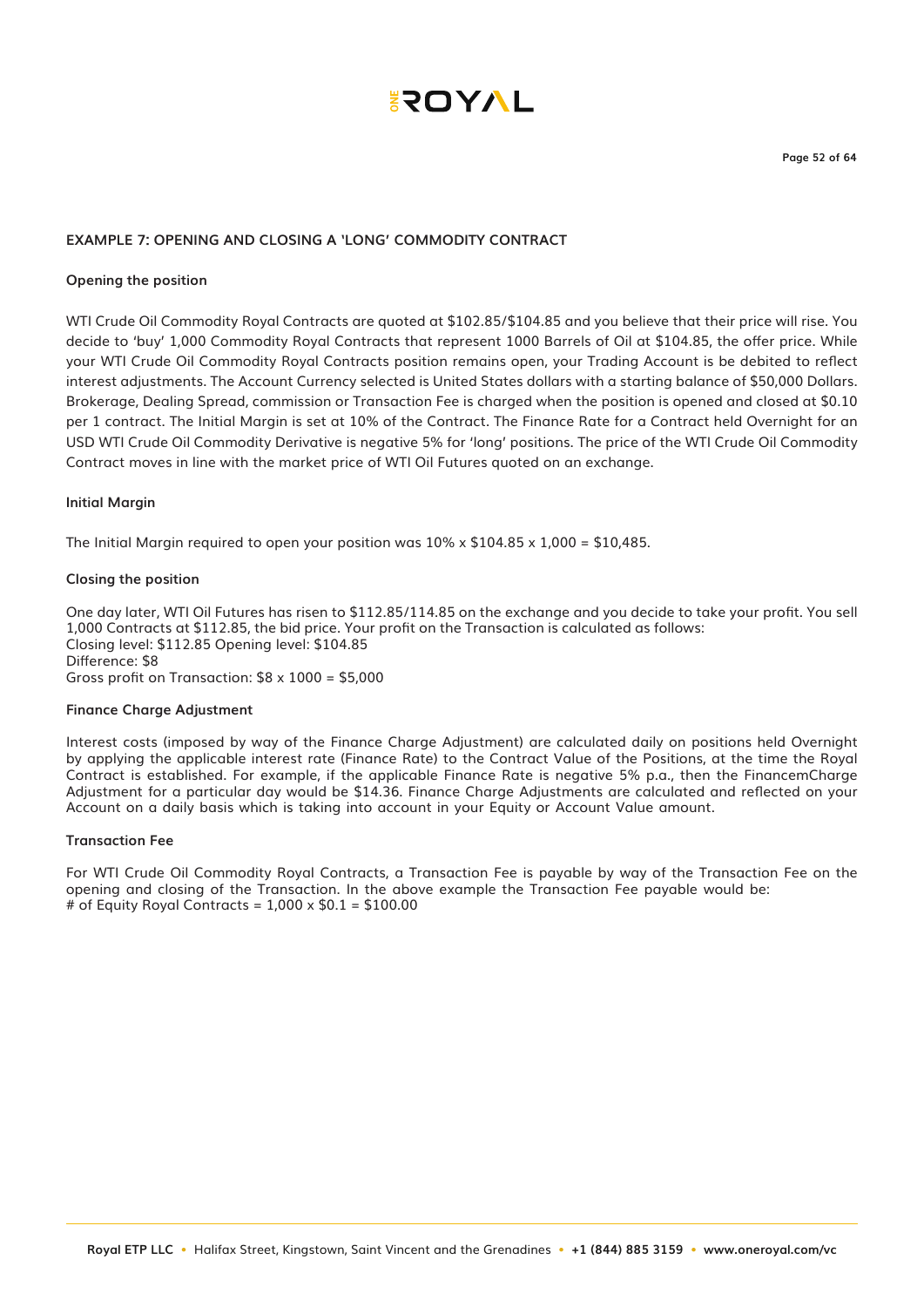### EXAMPLE 7: OPENING AND CLOSING A 'LONG' COMMODITY CONTRACT

**Opening the position**

WTI Crude Oil Commodity Royal Contracts are quoted at $102.85/$104.85 and you believe that their price will rise. You decide to 'buy' 1,000 Commodity Royal Contracts that represent 1000 Barrels of Oil at $104.85, the offer price. While your WTI Crude Oil Commodity Royal Contracts position remains open, your Trading Account is be debited to reflect interest adjustments. The Account Currency selected is United States dollars with a starting balance of $50,000 Dollars. Brokerage, Dealing Spread, commission or Transaction Fee is charged when the position is opened and closed at $0.10 per 1 contract. The Initial Margin is set at 10% of the Contract. The Finance Rate for a Contract held Overnight for an USD WTI Crude Oil Commodity Derivative is negative 5% for 'long' positions. The price of the WTI Crude Oil Commodity Contract moves in line with the market price of WTI Oil Futures quoted on an exchange.

**Initial Margin**

The Initial Margin required to open your position was 10% x $104.85 x 1,000 = $10,485.

**Closing the position**

One day later, WTI Oil Futures has risen to $112.85/114.85 on the exchange and you decide to take your profit. You sell 1,000 Contracts at $112.85, the bid price. Your profit on the Transaction is calculated as follows:
Closing level: $112.85 Opening level: $104.85
Difference: $8
Gross profit on Transaction: $8 x 1000 = $5,000

**Finance Charge Adjustment**

Interest costs (imposed by way of the Finance Charge Adjustment) are calculated daily on positions held Overnight by applying the applicable interest rate (Finance Rate) to the Contract Value of the Positions, at the time the Royal Contract is established. For example, if the applicable Finance Rate is negative 5% p.a., then the FinancemCharge Adjustment for a particular day would be $14.36. Finance Charge Adjustments are calculated and reflected on your Account on a daily basis which is taking into account in your Equity or Account Value amount.

**Transaction Fee**

For WTI Crude Oil Commodity Royal Contracts, a Transaction Fee is payable by way of the Transaction Fee on the opening and closing of the Transaction. In the above example the Transaction Fee payable would be:
# of Equity Royal Contracts = 1,000 x $0.1 = $100.00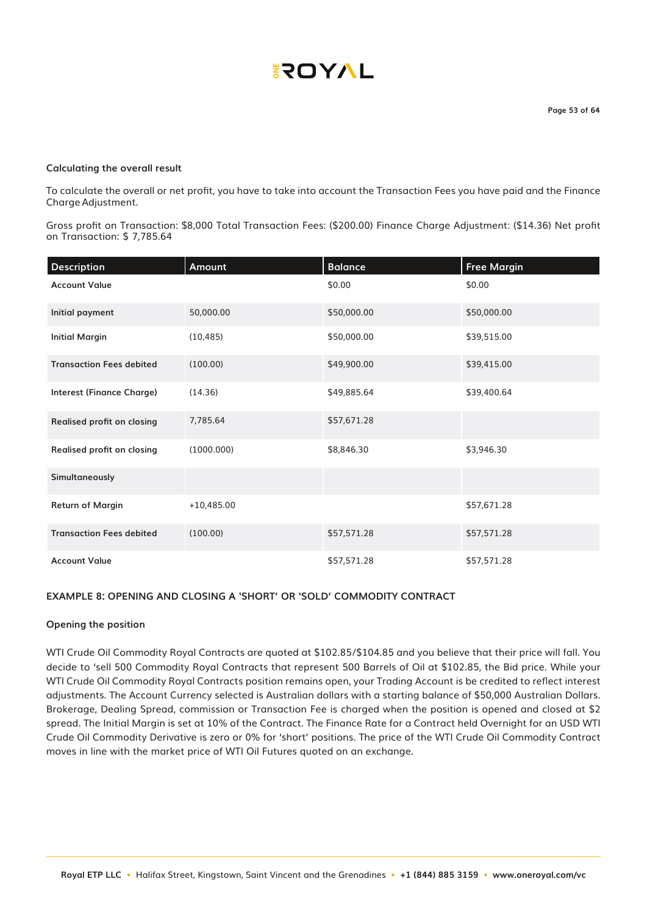### Calculating the overall result

To calculate the overall or net profit, you have to take into account the Transaction Fees you have paid and the Finance Charge Adjustment.

Gross profit on Transaction: $8,000 Total Transaction Fees: ($200.00) Finance Charge Adjustment: ($14.36) Net profit on Transaction: $ 7,785.64

| Description | Amount | Balance | Free Margin |
|---|---|---|---|
| **Account Value** | | $0.00 | $0.00 |
| **Initial payment** | 50,000.00 | $50,000.00 | $50,000.00 |
| **Initial Margin** | (10,485) | $50,000.00 | $39,515.00 |
| **Transaction Fees debited** | (100.00) | $49,900.00 | $39,415.00 |
| **Interest (Finance Charge)** | (14.36) | $49,885.64 | $39,400.64 |
| **Realised profit on closing** | 7,785.64 | $57,671.28 | |
| **Realised profit on closing** | (1000.000) | $8,846.30 | $3,946.30 |
| **Simultaneously** | | | |
| **Return of Margin** | +10,485.00 | | $57,671.28 |
| **Transaction Fees debited** | (100.00) | $57,571.28 | $57,571.28 |
| **Account Value** | | $57,571.28 | $57,571.28 |

### EXAMPLE 8: OPENING AND CLOSING A 'SHORT' OR 'SOLD' COMMODITY CONTRACT

#### Opening the position

WTI Crude Oil Commodity Royal Contracts are quoted at $102.85/$104.85 and you believe that their price will fall. You decide to 'sell 500 Commodity Royal Contracts that represent 500 Barrels of Oil at $102.85, the Bid price. While your WTI Crude Oil Commodity Royal Contracts position remains open, your Trading Account is be credited to reflect interest adjustments. The Account Currency selected is Australian dollars with a starting balance of $50,000 Australian Dollars. Brokerage, Dealing Spread, commission or Transaction Fee is charged when the position is opened and closed at $2 spread. The Initial Margin is set at 10% of the Contract. The Finance Rate for a Contract held Overnight for an USD WTI Crude Oil Commodity Derivative is zero or 0% for 'short' positions. The price of the WTI Crude Oil Commodity Contract moves in line with the market price of WTI Oil Futures quoted on an exchange.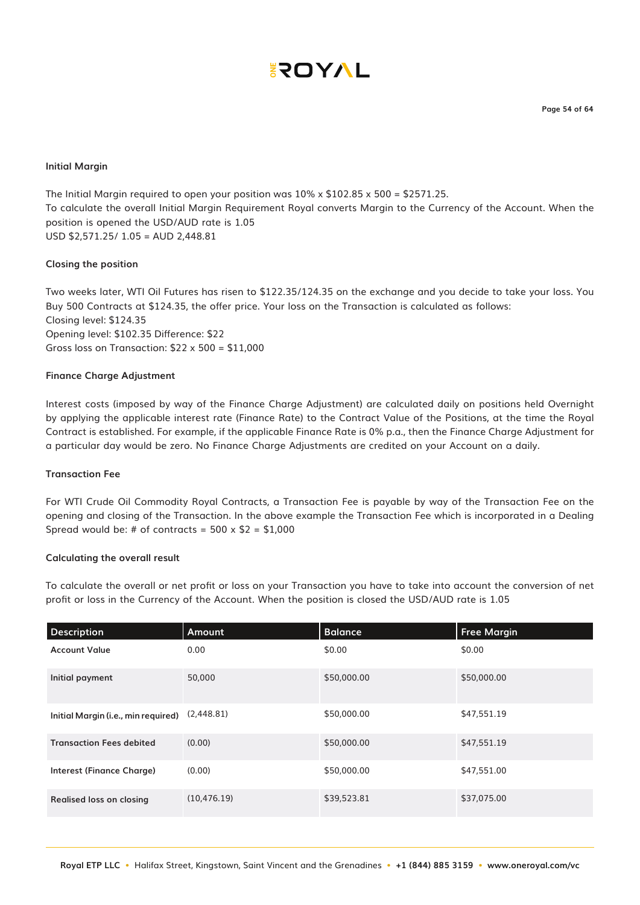**Initial Margin**

The Initial Margin required to open your position was 10% x $102.85 x 500 = $2571.25.
To calculate the overall Initial Margin Requirement Royal converts Margin to the Currency of the Account. When the position is opened the USD/AUD rate is 1.05
USD $2,571.25/ 1.05 = AUD 2,448.81

**Closing the position**

Two weeks later, WTI Oil Futures has risen to $122.35/124.35 on the exchange and you decide to take your loss. You Buy 500 Contracts at $124.35, the offer price. Your loss on the Transaction is calculated as follows:
Closing level: $124.35
Opening level: $102.35 Difference: $22
Gross loss on Transaction: $22 x 500 = $11,000

**Finance Charge Adjustment**

Interest costs (imposed by way of the Finance Charge Adjustment) are calculated daily on positions held Overnight by applying the applicable interest rate (Finance Rate) to the Contract Value of the Positions, at the time the Royal Contract is established. For example, if the applicable Finance Rate is 0% p.a., then the Finance Charge Adjustment for a particular day would be zero. No Finance Charge Adjustments are credited on your Account on a daily.

**Transaction Fee**

For WTI Crude Oil Commodity Royal Contracts, a Transaction Fee is payable by way of the Transaction Fee on the opening and closing of the Transaction. In the above example the Transaction Fee which is incorporated in a Dealing Spread would be: # of contracts = 500 x $2 = $1,000

**Calculating the overall result**

To calculate the overall or net profit or loss on your Transaction you have to take into account the conversion of net profit or loss in the Currency of the Account. When the position is closed the USD/AUD rate is 1.05

| Description | Amount | Balance | Free Margin |
|---|---|---|---|
| **Account Value** | 0.00 | $0.00 | $0.00 |
| **Initial payment** | 50,000 | $50,000.00 | $50,000.00 |
| **Initial Margin (i.e., min required)** | (2,448.81) | $50,000.00 | $47,551.19 |
| **Transaction Fees debited** | (0.00) | $50,000.00 | $47,551.19 |
| **Interest (Finance Charge)** | (0.00) | $50,000.00 | $47,551.00 |
| **Realised loss on closing** | (10,476.19) | $39,523.81 | $37,075.00 |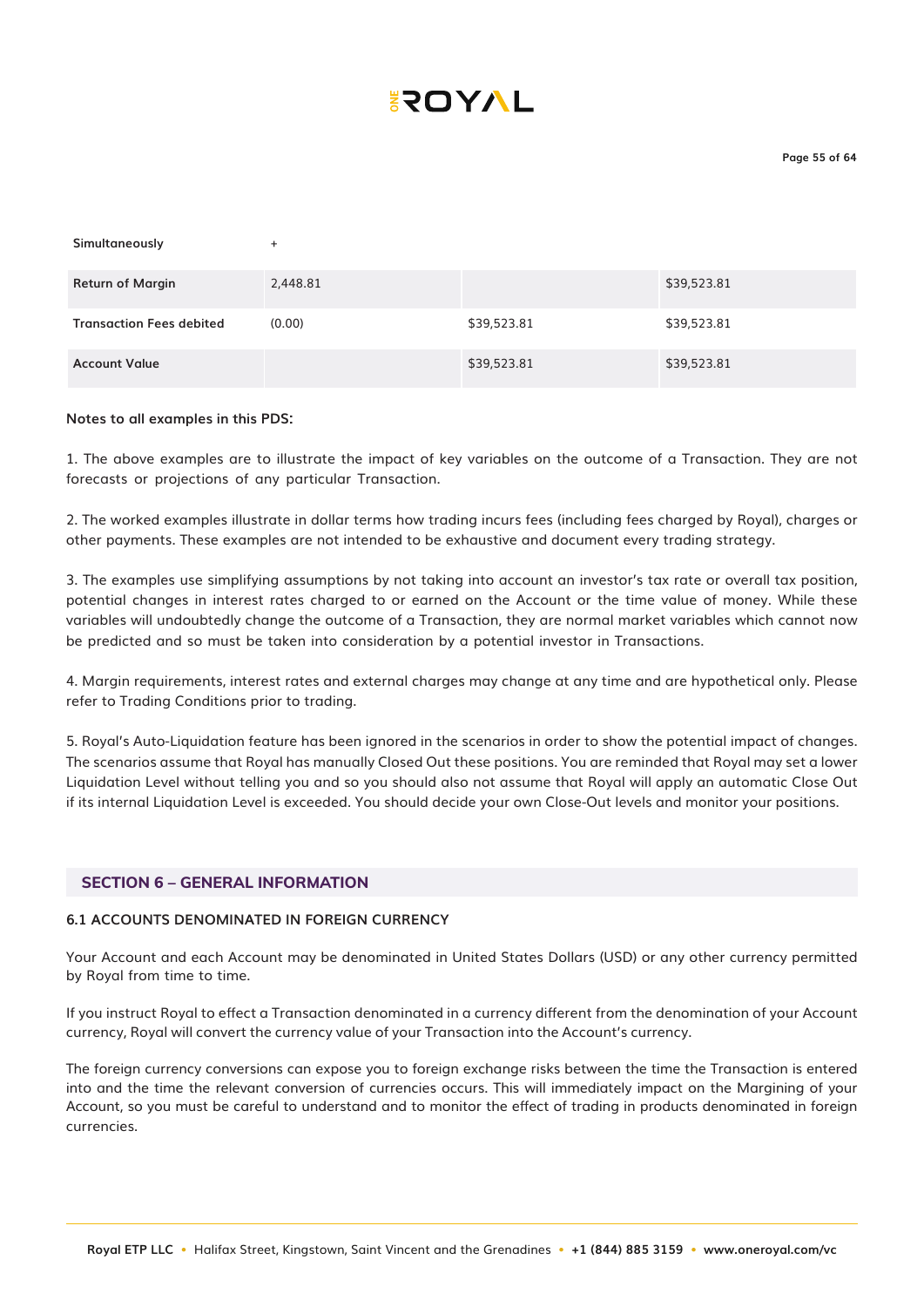| | | | |
|---|---|---|---|
| **Simultaneously** | + | | |
| **Return of Margin** | 2,448.81 | | $39,523.81 |
| **Transaction Fees debited** | (0.00) | $39,523.81 | $39,523.81 |
| **Account Value** | | $39,523.81 | $39,523.81 |

**Notes to all examples in this PDS:**

1. The above examples are to illustrate the impact of key variables on the outcome of a Transaction. They are not forecasts or projections of any particular Transaction.

2. The worked examples illustrate in dollar terms how trading incurs fees (including fees charged by Royal), charges or other payments. These examples are not intended to be exhaustive and document every trading strategy.

3. The examples use simplifying assumptions by not taking into account an investor's tax rate or overall tax position, potential changes in interest rates charged to or earned on the Account or the time value of money. While these variables will undoubtedly change the outcome of a Transaction, they are normal market variables which cannot now be predicted and so must be taken into consideration by a potential investor in Transactions.

4. Margin requirements, interest rates and external charges may change at any time and are hypothetical only. Please refer to Trading Conditions prior to trading.

5. Royal's Auto-Liquidation feature has been ignored in the scenarios in order to show the potential impact of changes. The scenarios assume that Royal has manually Closed Out these positions. You are reminded that Royal may set a lower Liquidation Level without telling you and so you should also not assume that Royal will apply an automatic Close Out if its internal Liquidation Level is exceeded. You should decide your own Close-Out levels and monitor your positions.

## SECTION 6 – GENERAL INFORMATION

### 6.1 ACCOUNTS DENOMINATED IN FOREIGN CURRENCY

Your Account and each Account may be denominated in United States Dollars (USD) or any other currency permitted by Royal from time to time.

If you instruct Royal to effect a Transaction denominated in a currency different from the denomination of your Account currency, Royal will convert the currency value of your Transaction into the Account's currency.

The foreign currency conversions can expose you to foreign exchange risks between the time the Transaction is entered into and the time the relevant conversion of currencies occurs. This will immediately impact on the Margining of your Account, so you must be careful to understand and to monitor the effect of trading in products denominated in foreign currencies.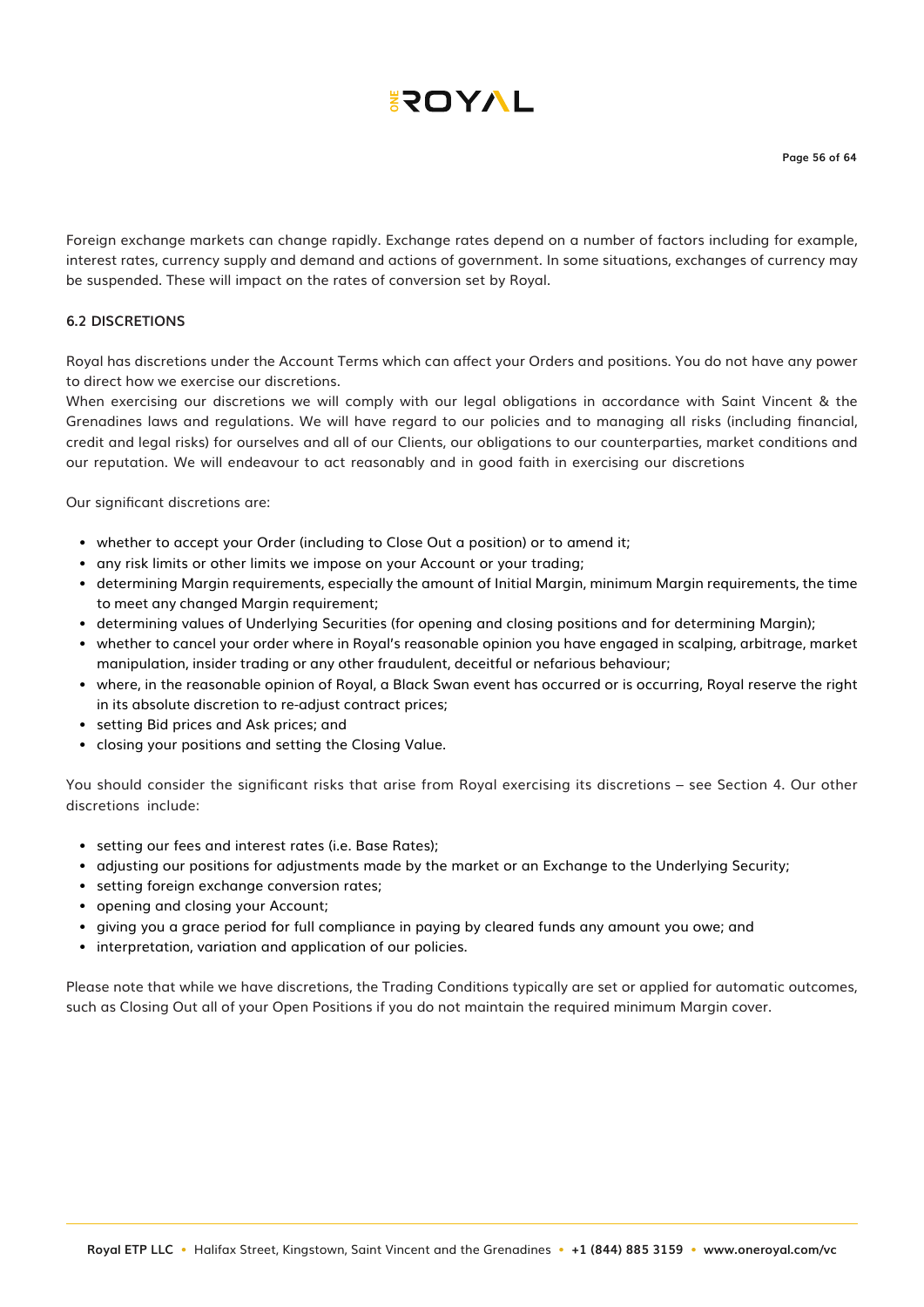Foreign exchange markets can change rapidly. Exchange rates depend on a number of factors including for example, interest rates, currency supply and demand and actions of government. In some situations, exchanges of currency may be suspended. These will impact on the rates of conversion set by Royal.

### 6.2 DISCRETIONS

Royal has discretions under the Account Terms which can affect your Orders and positions. You do not have any power to direct how we exercise our discretions.

When exercising our discretions we will comply with our legal obligations in accordance with Saint Vincent & the Grenadines laws and regulations. We will have regard to our policies and to managing all risks (including financial, credit and legal risks) for ourselves and all of our Clients, our obligations to our counterparties, market conditions and our reputation. We will endeavour to act reasonably and in good faith in exercising our discretions

Our significant discretions are:

- whether to accept your Order (including to Close Out a position) or to amend it;
- any risk limits or other limits we impose on your Account or your trading;
- determining Margin requirements, especially the amount of Initial Margin, minimum Margin requirements, the time to meet any changed Margin requirement;
- determining values of Underlying Securities (for opening and closing positions and for determining Margin);
- whether to cancel your order where in Royal's reasonable opinion you have engaged in scalping, arbitrage, market manipulation, insider trading or any other fraudulent, deceitful or nefarious behaviour;
- where, in the reasonable opinion of Royal, a Black Swan event has occurred or is occurring, Royal reserve the right in its absolute discretion to re-adjust contract prices;
- setting Bid prices and Ask prices; and
- closing your positions and setting the Closing Value.

You should consider the significant risks that arise from Royal exercising its discretions – see Section 4. Our other discretions include:

- setting our fees and interest rates (i.e. Base Rates);
- adjusting our positions for adjustments made by the market or an Exchange to the Underlying Security;
- setting foreign exchange conversion rates;
- opening and closing your Account;
- giving you a grace period for full compliance in paying by cleared funds any amount you owe; and
- interpretation, variation and application of our policies.

Please note that while we have discretions, the Trading Conditions typically are set or applied for automatic outcomes, such as Closing Out all of your Open Positions if you do not maintain the required minimum Margin cover.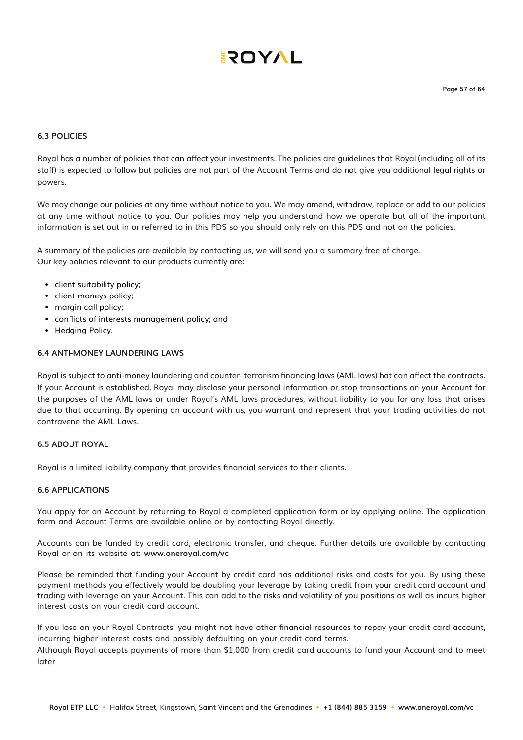### 6.3 POLICIES

Royal has a number of policies that can affect your investments. The policies are guidelines that Royal (including all of its staff) is expected to follow but policies are not part of the Account Terms and do not give you additional legal rights or powers.

We may change our policies at any time without notice to you. We may amend, withdraw, replace or add to our policies at any time without notice to you. Our policies may help you understand how we operate but all of the important information is set out in or referred to in this PDS so you should only rely on this PDS and not on the policies.

A summary of the policies are available by contacting us, we will send you a summary free of charge.
Our key policies relevant to our products currently are:

- client suitability policy;
- client moneys policy;
- margin call policy;
- conflicts of interests management policy; and
- Hedging Policy.

### 6.4 ANTI-MONEY LAUNDERING LAWS

Royal is subject to anti-money laundering and counter- terrorism financing laws (AML laws) hat can affect the contracts. If your Account is established, Royal may disclose your personal information or stop transactions on your Account for the purposes of the AML laws or under Royal's AML laws procedures, without liability to you for any loss that arises due to that occurring. By opening an account with us, you warrant and represent that your trading activities do not contravene the AML Laws.

### 6.5 ABOUT ROYAL

Royal is a limited liability company that provides financial services to their clients.

### 6.6 APPLICATIONS

You apply for an Account by returning to Royal a completed application form or by applying online. The application form and Account Terms are available online or by contacting Royal directly.

Accounts can be funded by credit card, electronic transfer, and cheque. Further details are available by contacting Royal or on its website at: **www.oneroyal.com/vc**

Please be reminded that funding your Account by credit card has additional risks and costs for you. By using these payment methods you effectively would be doubling your leverage by taking credit from your credit card account and trading with leverage on your Account. This can add to the risks and volatility of you positions as well as incurs higher interest costs on your credit card account.

If you lose on your Royal Contracts, you might not have other financial resources to repay your credit card account, incurring higher interest costs and possibly defaulting on your credit card terms.
Although Royal accepts payments of more than $1,000 from credit card accounts to fund your Account and to meet later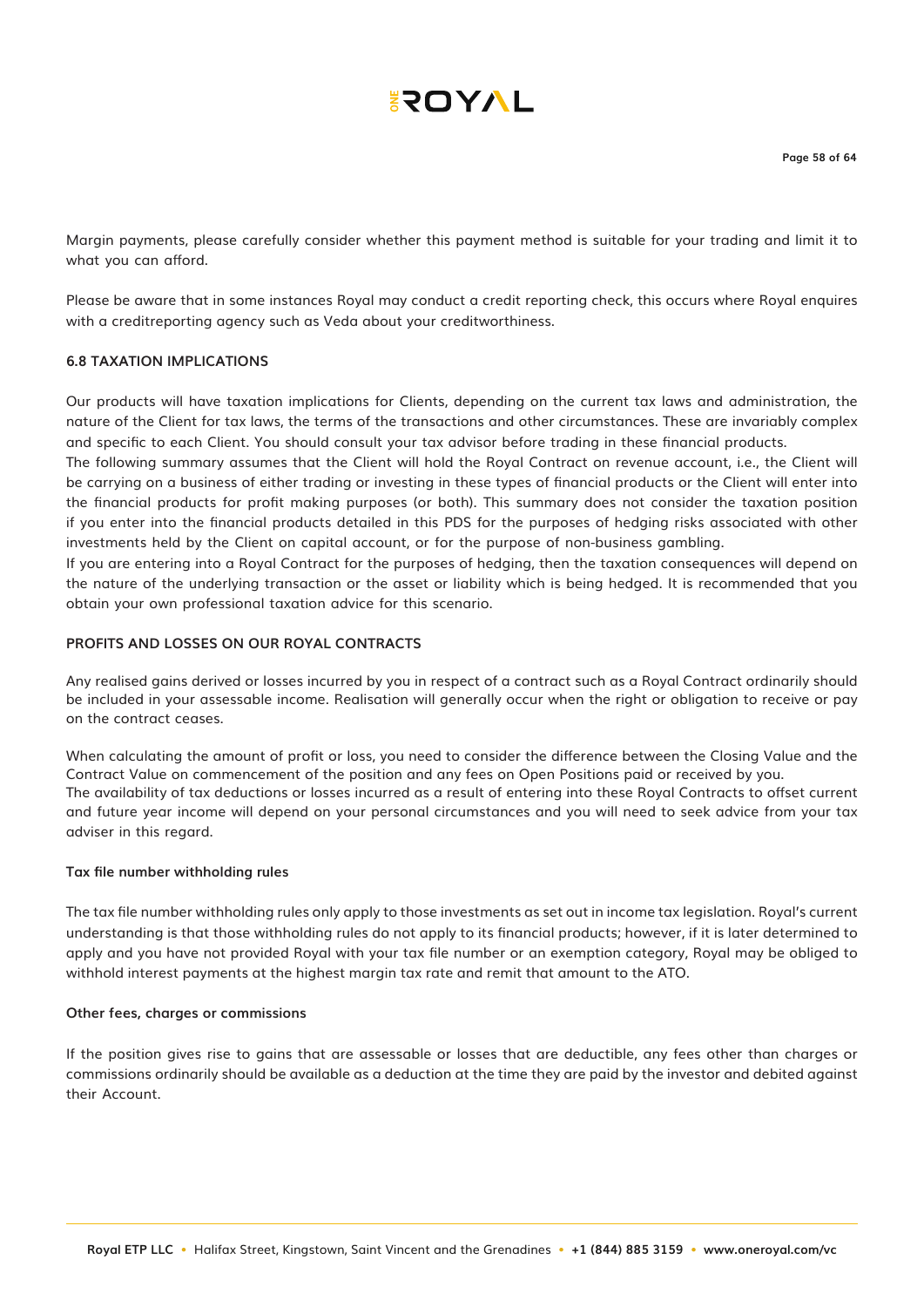Margin payments, please carefully consider whether this payment method is suitable for your trading and limit it to what you can afford.

Please be aware that in some instances Royal may conduct a credit reporting check, this occurs where Royal enquires with a creditreporting agency such as Veda about your creditworthiness.

### 6.8 TAXATION IMPLICATIONS

Our products will have taxation implications for Clients, depending on the current tax laws and administration, the nature of the Client for tax laws, the terms of the transactions and other circumstances. These are invariably complex and specific to each Client. You should consult your tax advisor before trading in these financial products.
The following summary assumes that the Client will hold the Royal Contract on revenue account, i.e., the Client will be carrying on a business of either trading or investing in these types of financial products or the Client will enter into the financial products for profit making purposes (or both). This summary does not consider the taxation position if you enter into the financial products detailed in this PDS for the purposes of hedging risks associated with other investments held by the Client on capital account, or for the purpose of non-business gambling.
If you are entering into a Royal Contract for the purposes of hedging, then the taxation consequences will depend on the nature of the underlying transaction or the asset or liability which is being hedged. It is recommended that you obtain your own professional taxation advice for this scenario.

### PROFITS AND LOSSES ON OUR ROYAL CONTRACTS

Any realised gains derived or losses incurred by you in respect of a contract such as a Royal Contract ordinarily should be included in your assessable income. Realisation will generally occur when the right or obligation to receive or pay on the contract ceases.

When calculating the amount of profit or loss, you need to consider the difference between the Closing Value and the Contract Value on commencement of the position and any fees on Open Positions paid or received by you.
The availability of tax deductions or losses incurred as a result of entering into these Royal Contracts to offset current and future year income will depend on your personal circumstances and you will need to seek advice from your tax adviser in this regard.

#### Tax file number withholding rules

The tax file number withholding rules only apply to those investments as set out in income tax legislation. Royal's current understanding is that those withholding rules do not apply to its financial products; however, if it is later determined to apply and you have not provided Royal with your tax file number or an exemption category, Royal may be obliged to withhold interest payments at the highest margin tax rate and remit that amount to the ATO.

#### Other fees, charges or commissions

If the position gives rise to gains that are assessable or losses that are deductible, any fees other than charges or commissions ordinarily should be available as a deduction at the time they are paid by the investor and debited against their Account.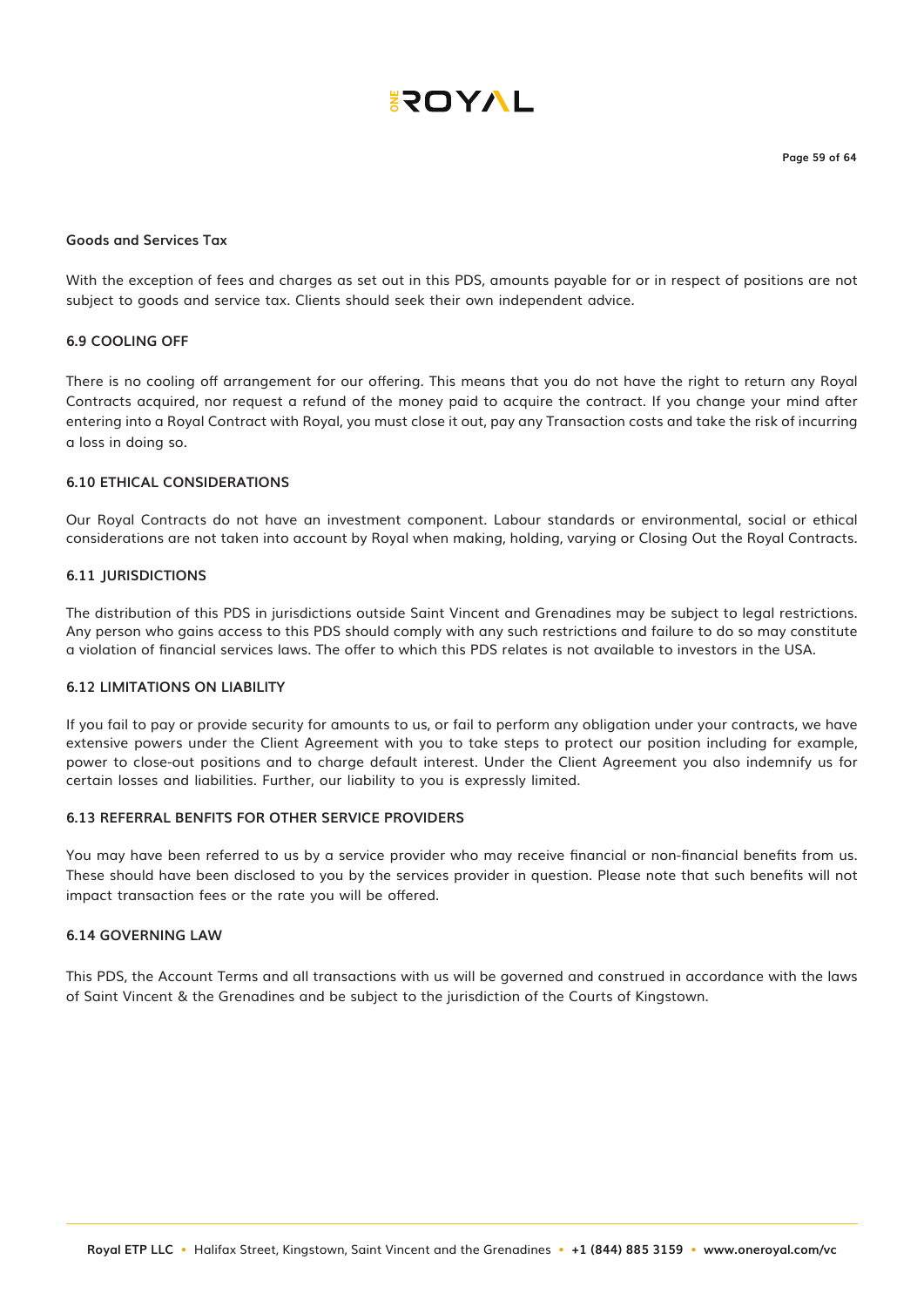**Goods and Services Tax**

With the exception of fees and charges as set out in this PDS, amounts payable for or in respect of positions are not subject to goods and service tax. Clients should seek their own independent advice.

## 6.9 COOLING OFF

There is no cooling off arrangement for our offering. This means that you do not have the right to return any Royal Contracts acquired, nor request a refund of the money paid to acquire the contract. If you change your mind after entering into a Royal Contract with Royal, you must close it out, pay any Transaction costs and take the risk of incurring a loss in doing so.

## 6.10 ETHICAL CONSIDERATIONS

Our Royal Contracts do not have an investment component. Labour standards or environmental, social or ethical considerations are not taken into account by Royal when making, holding, varying or Closing Out the Royal Contracts.

## 6.11 JURISDICTIONS

The distribution of this PDS in jurisdictions outside Saint Vincent and Grenadines may be subject to legal restrictions. Any person who gains access to this PDS should comply with any such restrictions and failure to do so may constitute a violation of financial services laws. The offer to which this PDS relates is not available to investors in the USA.

## 6.12 LIMITATIONS ON LIABILITY

If you fail to pay or provide security for amounts to us, or fail to perform any obligation under your contracts, we have extensive powers under the Client Agreement with you to take steps to protect our position including for example, power to close-out positions and to charge default interest. Under the Client Agreement you also indemnify us for certain losses and liabilities. Further, our liability to you is expressly limited.

## 6.13 REFERRAL BENFITS FOR OTHER SERVICE PROVIDERS

You may have been referred to us by a service provider who may receive financial or non-financial benefits from us. These should have been disclosed to you by the services provider in question. Please note that such benefits will not impact transaction fees or the rate you will be offered.

## 6.14 GOVERNING LAW

This PDS, the Account Terms and all transactions with us will be governed and construed in accordance with the laws of Saint Vincent & the Grenadines and be subject to the jurisdiction of the Courts of Kingstown.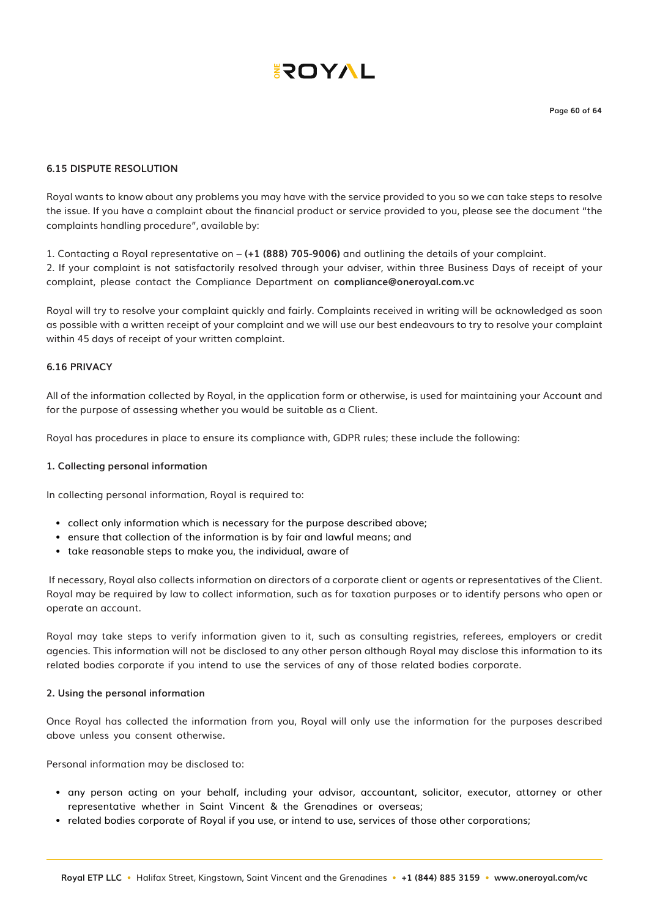### 6.15 DISPUTE RESOLUTION

Royal wants to know about any problems you may have with the service provided to you so we can take steps to resolve the issue. If you have a complaint about the financial product or service provided to you, please see the document "the complaints handling procedure", available by:

1. Contacting a Royal representative on – **(+1 (888) 705-9006)** and outlining the details of your complaint.
2. If your complaint is not satisfactorily resolved through your adviser, within three Business Days of receipt of your complaint, please contact the Compliance Department on **compliance@oneroyal.com.vc**

Royal will try to resolve your complaint quickly and fairly. Complaints received in writing will be acknowledged as soon as possible with a written receipt of your complaint and we will use our best endeavours to try to resolve your complaint within 45 days of receipt of your written complaint.

### 6.16 PRIVACY

All of the information collected by Royal, in the application form or otherwise, is used for maintaining your Account and for the purpose of assessing whether you would be suitable as a Client.

Royal has procedures in place to ensure its compliance with, GDPR rules; these include the following:

#### 1. Collecting personal information

In collecting personal information, Royal is required to:

- collect only information which is necessary for the purpose described above;
- ensure that collection of the information is by fair and lawful means; and
- take reasonable steps to make you, the individual, aware of

If necessary, Royal also collects information on directors of a corporate client or agents or representatives of the Client. Royal may be required by law to collect information, such as for taxation purposes or to identify persons who open or operate an account.

Royal may take steps to verify information given to it, such as consulting registries, referees, employers or credit agencies. This information will not be disclosed to any other person although Royal may disclose this information to its related bodies corporate if you intend to use the services of any of those related bodies corporate.

#### 2. Using the personal information

Once Royal has collected the information from you, Royal will only use the information for the purposes described above unless you consent otherwise.

Personal information may be disclosed to:

- any person acting on your behalf, including your advisor, accountant, solicitor, executor, attorney or other representative whether in Saint Vincent & the Grenadines or overseas;
- related bodies corporate of Royal if you use, or intend to use, services of those other corporations;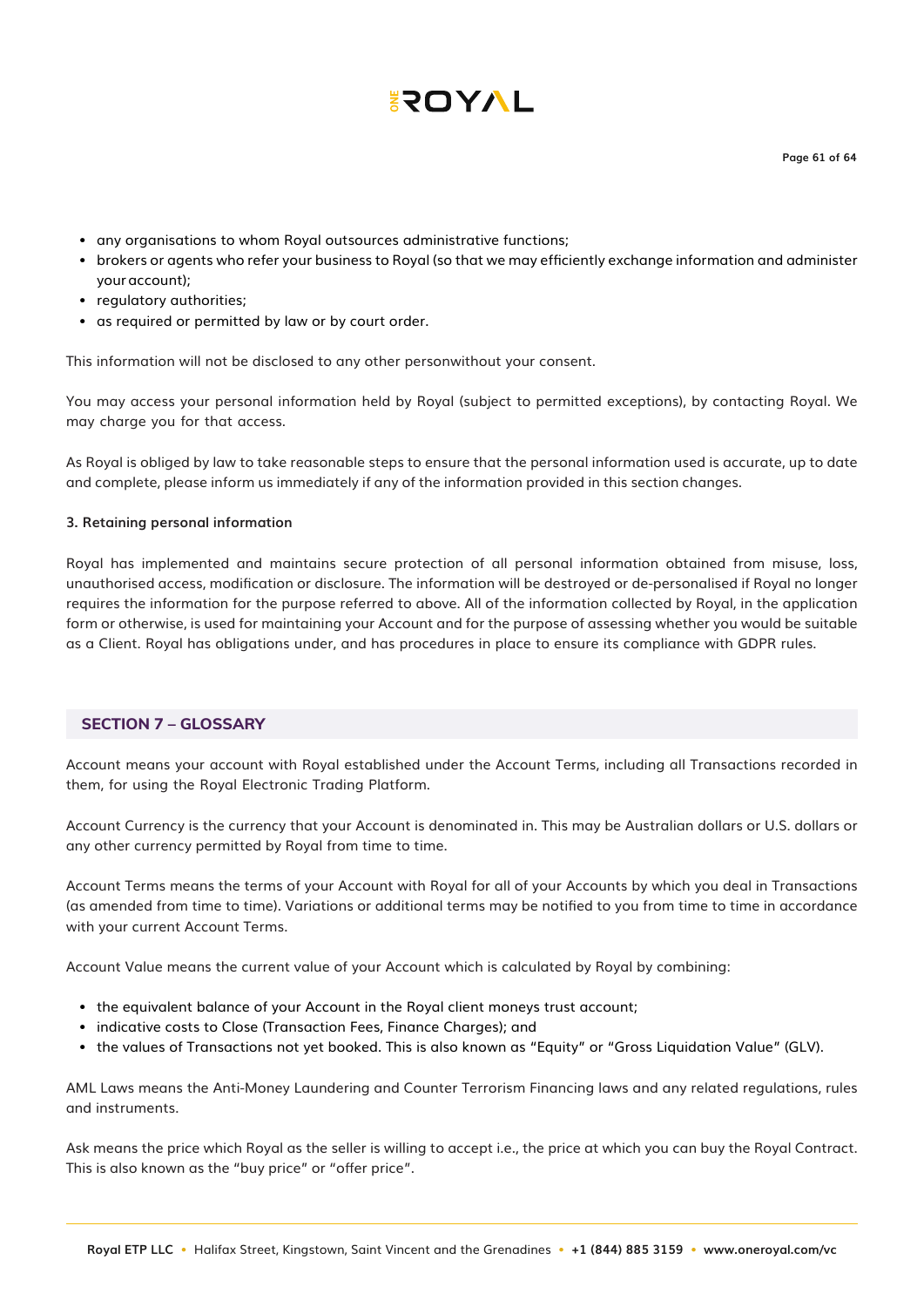- any organisations to whom Royal outsources administrative functions;
- brokers or agents who refer your business to Royal (so that we may efficiently exchange information and administer your account);
- regulatory authorities;
- as required or permitted by law or by court order.

This information will not be disclosed to any other personwithout your consent.

You may access your personal information held by Royal (subject to permitted exceptions), by contacting Royal. We may charge you for that access.

As Royal is obliged by law to take reasonable steps to ensure that the personal information used is accurate, up to date and complete, please inform us immediately if any of the information provided in this section changes.

**3. Retaining personal information**

Royal has implemented and maintains secure protection of all personal information obtained from misuse, loss, unauthorised access, modification or disclosure. The information will be destroyed or de-personalised if Royal no longer requires the information for the purpose referred to above. All of the information collected by Royal, in the application form or otherwise, is used for maintaining your Account and for the purpose of assessing whether you would be suitable as a Client. Royal has obligations under, and has procedures in place to ensure its compliance with GDPR rules.

## SECTION 7 – GLOSSARY

Account means your account with Royal established under the Account Terms, including all Transactions recorded in them, for using the Royal Electronic Trading Platform.

Account Currency is the currency that your Account is denominated in. This may be Australian dollars or U.S. dollars or any other currency permitted by Royal from time to time.

Account Terms means the terms of your Account with Royal for all of your Accounts by which you deal in Transactions (as amended from time to time). Variations or additional terms may be notified to you from time to time in accordance with your current Account Terms.

Account Value means the current value of your Account which is calculated by Royal by combining:

- the equivalent balance of your Account in the Royal client moneys trust account;
- indicative costs to Close (Transaction Fees, Finance Charges); and
- the values of Transactions not yet booked. This is also known as "Equity" or "Gross Liquidation Value" (GLV).

AML Laws means the Anti-Money Laundering and Counter Terrorism Financing laws and any related regulations, rules and instruments.

Ask means the price which Royal as the seller is willing to accept i.e., the price at which you can buy the Royal Contract. This is also known as the "buy price" or "offer price".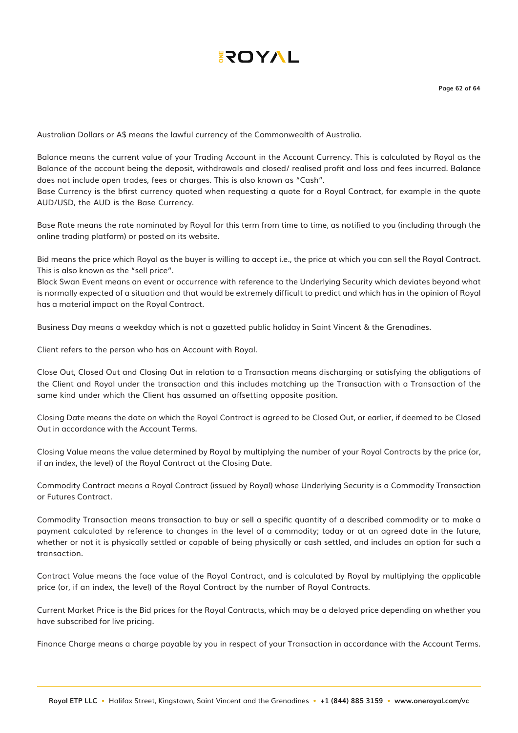Australian Dollars or A$ means the lawful currency of the Commonwealth of Australia.

Balance means the current value of your Trading Account in the Account Currency. This is calculated by Royal as the Balance of the account being the deposit, withdrawals and closed/ realised profit and loss and fees incurred. Balance does not include open trades, fees or charges. This is also known as "Cash".

Base Currency is the bfirst currency quoted when requesting a quote for a Royal Contract, for example in the quote AUD/USD, the AUD is the Base Currency.

Base Rate means the rate nominated by Royal for this term from time to time, as notified to you (including through the online trading platform) or posted on its website.

Bid means the price which Royal as the buyer is willing to accept i.e., the price at which you can sell the Royal Contract. This is also known as the "sell price".

Black Swan Event means an event or occurrence with reference to the Underlying Security which deviates beyond what is normally expected of a situation and that would be extremely difficult to predict and which has in the opinion of Royal has a material impact on the Royal Contract.

Business Day means a weekday which is not a gazetted public holiday in Saint Vincent & the Grenadines.

Client refers to the person who has an Account with Royal.

Close Out, Closed Out and Closing Out in relation to a Transaction means discharging or satisfying the obligations of the Client and Royal under the transaction and this includes matching up the Transaction with a Transaction of the same kind under which the Client has assumed an offsetting opposite position.

Closing Date means the date on which the Royal Contract is agreed to be Closed Out, or earlier, if deemed to be Closed Out in accordance with the Account Terms.

Closing Value means the value determined by Royal by multiplying the number of your Royal Contracts by the price (or, if an index, the level) of the Royal Contract at the Closing Date.

Commodity Contract means a Royal Contract (issued by Royal) whose Underlying Security is a Commodity Transaction or Futures Contract.

Commodity Transaction means transaction to buy or sell a specific quantity of a described commodity or to make a payment calculated by reference to changes in the level of a commodity; today or at an agreed date in the future, whether or not it is physically settled or capable of being physically or cash settled, and includes an option for such a transaction.

Contract Value means the face value of the Royal Contract, and is calculated by Royal by multiplying the applicable price (or, if an index, the level) of the Royal Contract by the number of Royal Contracts.

Current Market Price is the Bid prices for the Royal Contracts, which may be a delayed price depending on whether you have subscribed for live pricing.

Finance Charge means a charge payable by you in respect of your Transaction in accordance with the Account Terms.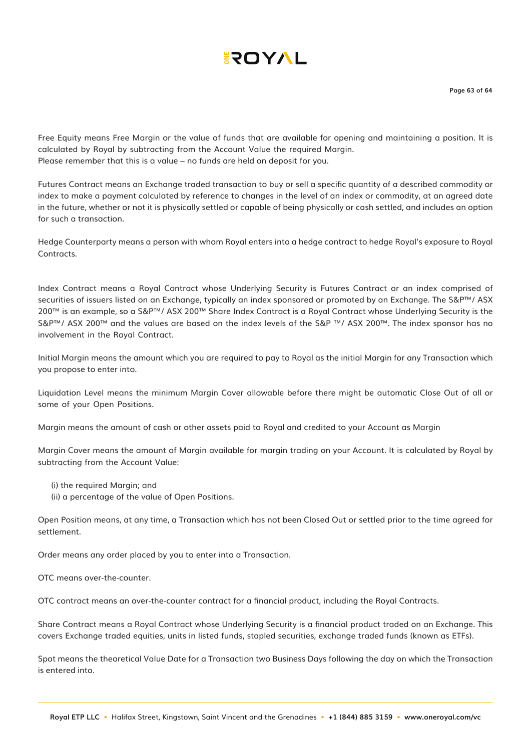Free Equity means Free Margin or the value of funds that are available for opening and maintaining a position. It is calculated by Royal by subtracting from the Account Value the required Margin.
Please remember that this is a value – no funds are held on deposit for you.

Futures Contract means an Exchange traded transaction to buy or sell a specific quantity of a described commodity or index to make a payment calculated by reference to changes in the level of an index or commodity, at an agreed date in the future, whether or not it is physically settled or capable of being physically or cash settled, and includes an option for such a transaction.

Hedge Counterparty means a person with whom Royal enters into a hedge contract to hedge Royal's exposure to Royal Contracts.

Index Contract means a Royal Contract whose Underlying Security is Futures Contract or an index comprised of securities of issuers listed on an Exchange, typically an index sponsored or promoted by an Exchange. The S&P™/ ASX 200™ is an example, so a S&P™/ ASX 200™ Share Index Contract is a Royal Contract whose Underlying Security is the S&P™/ ASX 200™ and the values are based on the index levels of the S&P ™/ ASX 200™. The index sponsor has no involvement in the Royal Contract.

Initial Margin means the amount which you are required to pay to Royal as the initial Margin for any Transaction which you propose to enter into.

Liquidation Level means the minimum Margin Cover allowable before there might be automatic Close Out of all or some of your Open Positions.

Margin means the amount of cash or other assets paid to Royal and credited to your Account as Margin

Margin Cover means the amount of Margin available for margin trading on your Account. It is calculated by Royal by subtracting from the Account Value:

(i) the required Margin; and
(ii) a percentage of the value of Open Positions.

Open Position means, at any time, a Transaction which has not been Closed Out or settled prior to the time agreed for settlement.

Order means any order placed by you to enter into a Transaction.

OTC means over-the-counter.

OTC contract means an over-the-counter contract for a financial product, including the Royal Contracts.

Share Contract means a Royal Contract whose Underlying Security is a financial product traded on an Exchange. This covers Exchange traded equities, units in listed funds, stapled securities, exchange traded funds (known as ETFs).

Spot means the theoretical Value Date for a Transaction two Business Days following the day on which the Transaction is entered into.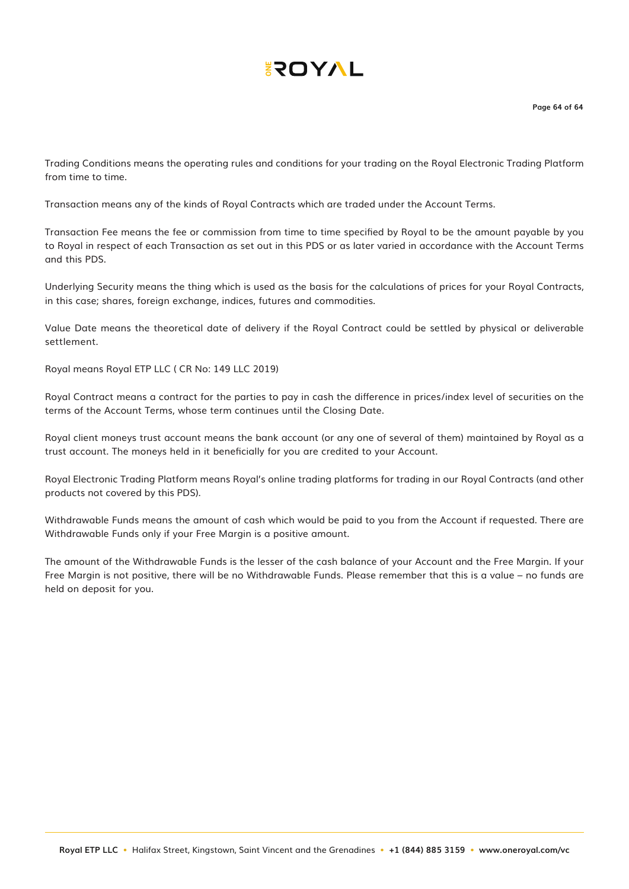Trading Conditions means the operating rules and conditions for your trading on the Royal Electronic Trading Platform from time to time.

Transaction means any of the kinds of Royal Contracts which are traded under the Account Terms.

Transaction Fee means the fee or commission from time to time specified by Royal to be the amount payable by you to Royal in respect of each Transaction as set out in this PDS or as later varied in accordance with the Account Terms and this PDS.

Underlying Security means the thing which is used as the basis for the calculations of prices for your Royal Contracts, in this case; shares, foreign exchange, indices, futures and commodities.

Value Date means the theoretical date of delivery if the Royal Contract could be settled by physical or deliverable settlement.

Royal means Royal ETP LLC ( CR No: 149 LLC 2019)

Royal Contract means a contract for the parties to pay in cash the difference in prices/index level of securities on the terms of the Account Terms, whose term continues until the Closing Date.

Royal client moneys trust account means the bank account (or any one of several of them) maintained by Royal as a trust account. The moneys held in it beneficially for you are credited to your Account.

Royal Electronic Trading Platform means Royal's online trading platforms for trading in our Royal Contracts (and other products not covered by this PDS).

Withdrawable Funds means the amount of cash which would be paid to you from the Account if requested. There are Withdrawable Funds only if your Free Margin is a positive amount.

The amount of the Withdrawable Funds is the lesser of the cash balance of your Account and the Free Margin. If your Free Margin is not positive, there will be no Withdrawable Funds. Please remember that this is a value – no funds are held on deposit for you.